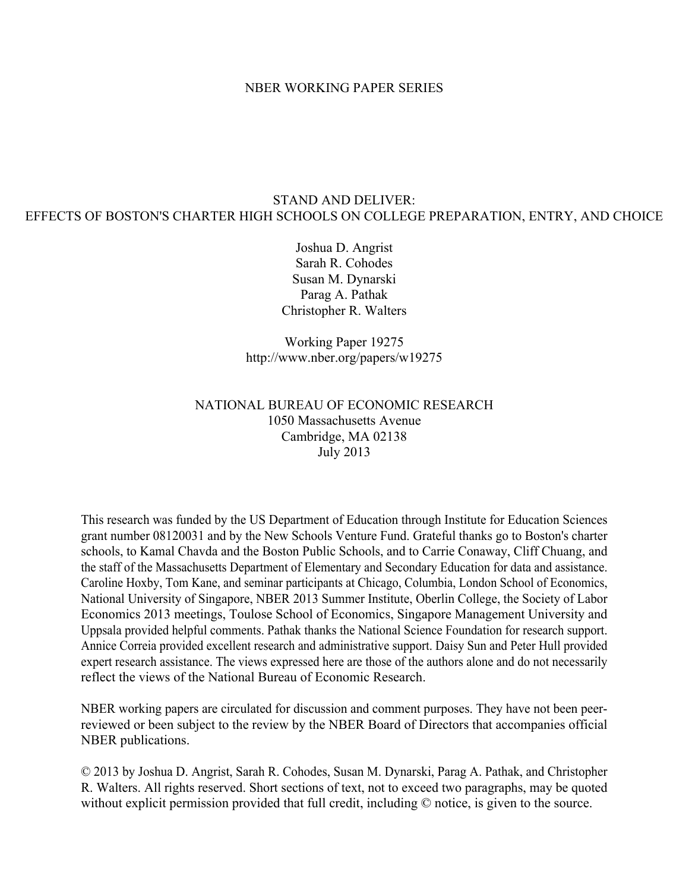NBER WORKING PAPER SERIES

# STAND AND DELIVER:
# EFFECTS OF BOSTON'S CHARTER HIGH SCHOOLS ON COLLEGE PREPARATION, ENTRY, AND CHOICE

Joshua D. Angrist
Sarah R. Cohodes
Susan M. Dynarski
Parag A. Pathak
Christopher R. Walters

Working Paper 19275
http://www.nber.org/papers/w19275

NATIONAL BUREAU OF ECONOMIC RESEARCH
1050 Massachusetts Avenue
Cambridge, MA 02138
July 2013

This research was funded by the US Department of Education through Institute for Education Sciences grant number 08120031 and by the New Schools Venture Fund. Grateful thanks go to Boston's charter schools, to Kamal Chavda and the Boston Public Schools, and to Carrie Conaway, Cliff Chuang, and the staff of the Massachusetts Department of Elementary and Secondary Education for data and assistance. Caroline Hoxby, Tom Kane, and seminar participants at Chicago, Columbia, London School of Economics, National University of Singapore, NBER 2013 Summer Institute, Oberlin College, the Society of Labor Economics 2013 meetings, Toulose School of Economics, Singapore Management University and Uppsala provided helpful comments. Pathak thanks the National Science Foundation for research support. Annice Correia provided excellent research and administrative support. Daisy Sun and Peter Hull provided expert research assistance. The views expressed here are those of the authors alone and do not necessarily reflect the views of the National Bureau of Economic Research.

NBER working papers are circulated for discussion and comment purposes. They have not been peer-reviewed or been subject to the review by the NBER Board of Directors that accompanies official NBER publications.

© 2013 by Joshua D. Angrist, Sarah R. Cohodes, Susan M. Dynarski, Parag A. Pathak, and Christopher R. Walters. All rights reserved. Short sections of text, not to exceed two paragraphs, may be quoted without explicit permission provided that full credit, including © notice, is given to the source.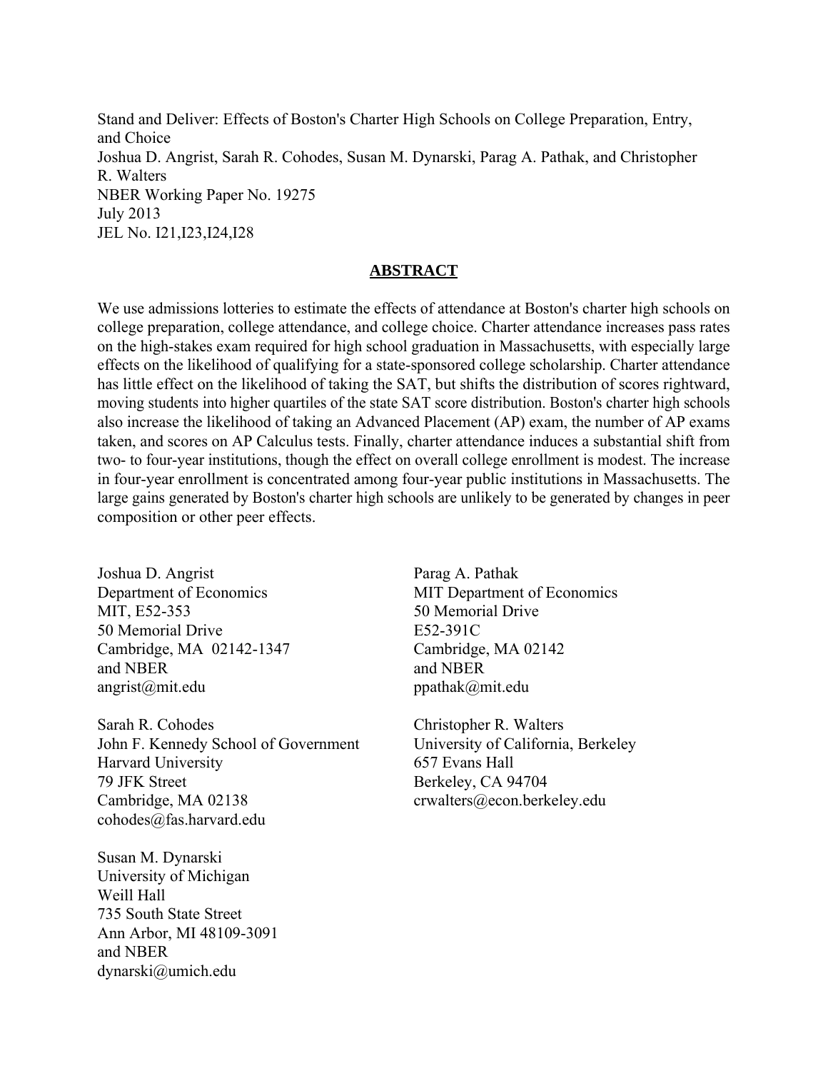Stand and Deliver: Effects of Boston's Charter High Schools on College Preparation, Entry, and Choice
Joshua D. Angrist, Sarah R. Cohodes, Susan M. Dynarski, Parag A. Pathak, and Christopher R. Walters
NBER Working Paper No. 19275
July 2013
JEL No. I21,I23,I24,I28

## ABSTRACT

We use admissions lotteries to estimate the effects of attendance at Boston's charter high schools on college preparation, college attendance, and college choice. Charter attendance increases pass rates on the high-stakes exam required for high school graduation in Massachusetts, with especially large effects on the likelihood of qualifying for a state-sponsored college scholarship. Charter attendance has little effect on the likelihood of taking the SAT, but shifts the distribution of scores rightward, moving students into higher quartiles of the state SAT score distribution. Boston's charter high schools also increase the likelihood of taking an Advanced Placement (AP) exam, the number of AP exams taken, and scores on AP Calculus tests. Finally, charter attendance induces a substantial shift from two- to four-year institutions, though the effect on overall college enrollment is modest. The increase in four-year enrollment is concentrated among four-year public institutions in Massachusetts. The large gains generated by Boston's charter high schools are unlikely to be generated by changes in peer composition or other peer effects.

Joshua D. Angrist
Department of Economics
MIT, E52-353
50 Memorial Drive
Cambridge, MA 02142-1347
and NBER
angrist@mit.edu

Sarah R. Cohodes
John F. Kennedy School of Government
Harvard University
79 JFK Street
Cambridge, MA 02138
cohodes@fas.harvard.edu

Susan M. Dynarski
University of Michigan
Weill Hall
735 South State Street
Ann Arbor, MI 48109-3091
and NBER
dynarski@umich.edu

Parag A. Pathak
MIT Department of Economics
50 Memorial Drive
E52-391C
Cambridge, MA 02142
and NBER
ppathak@mit.edu

Christopher R. Walters
University of California, Berkeley
657 Evans Hall
Berkeley, CA 94704
crwalters@econ.berkeley.edu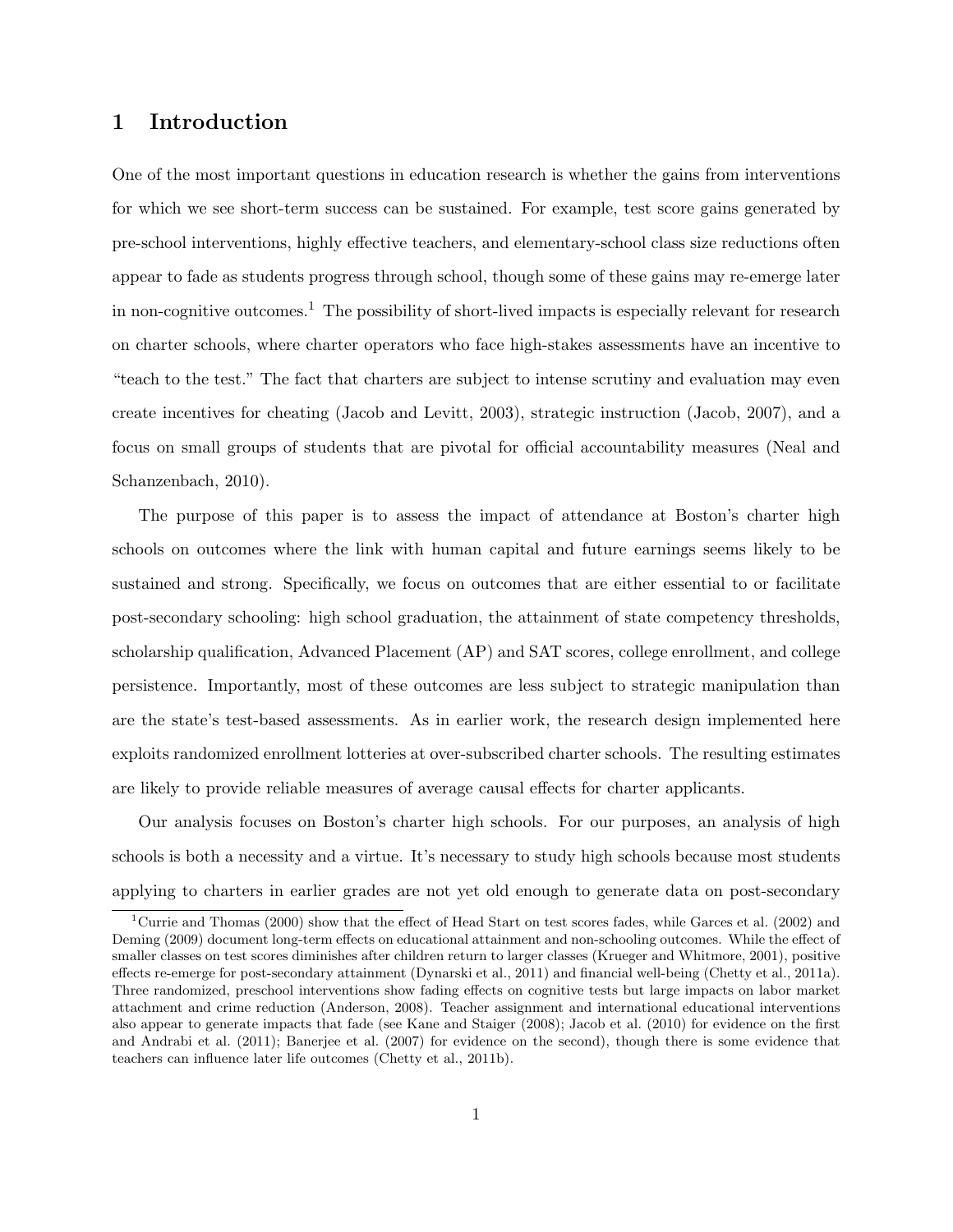# 1 Introduction

One of the most important questions in education research is whether the gains from interventions for which we see short-term success can be sustained. For example, test score gains generated by pre-school interventions, highly effective teachers, and elementary-school class size reductions often appear to fade as students progress through school, though some of these gains may re-emerge later in non-cognitive outcomes.[1] The possibility of short-lived impacts is especially relevant for research on charter schools, where charter operators who face high-stakes assessments have an incentive to "teach to the test." The fact that charters are subject to intense scrutiny and evaluation may even create incentives for cheating (Jacob and Levitt, 2003), strategic instruction (Jacob, 2007), and a focus on small groups of students that are pivotal for official accountability measures (Neal and Schanzenbach, 2010).

The purpose of this paper is to assess the impact of attendance at Boston's charter high schools on outcomes where the link with human capital and future earnings seems likely to be sustained and strong. Specifically, we focus on outcomes that are either essential to or facilitate post-secondary schooling: high school graduation, the attainment of state competency thresholds, scholarship qualification, Advanced Placement (AP) and SAT scores, college enrollment, and college persistence. Importantly, most of these outcomes are less subject to strategic manipulation than are the state's test-based assessments. As in earlier work, the research design implemented here exploits randomized enrollment lotteries at over-subscribed charter schools. The resulting estimates are likely to provide reliable measures of average causal effects for charter applicants.

Our analysis focuses on Boston's charter high schools. For our purposes, an analysis of high schools is both a necessity and a virtue. It's necessary to study high schools because most students applying to charters in earlier grades are not yet old enough to generate data on post-secondary

[1] Currie and Thomas (2000) show that the effect of Head Start on test scores fades, while Garces et al. (2002) and Deming (2009) document long-term effects on educational attainment and non-schooling outcomes. While the effect of smaller classes on test scores diminishes after children return to larger classes (Krueger and Whitmore, 2001), positive effects re-emerge for post-secondary attainment (Dynarski et al., 2011) and financial well-being (Chetty et al., 2011a). Three randomized, preschool interventions show fading effects on cognitive tests but large impacts on labor market attachment and crime reduction (Anderson, 2008). Teacher assignment and international educational interventions also appear to generate impacts that fade (see Kane and Staiger (2008); Jacob et al. (2010) for evidence on the first and Andrabi et al. (2011); Banerjee et al. (2007) for evidence on the second), though there is some evidence that teachers can influence later life outcomes (Chetty et al., 2011b).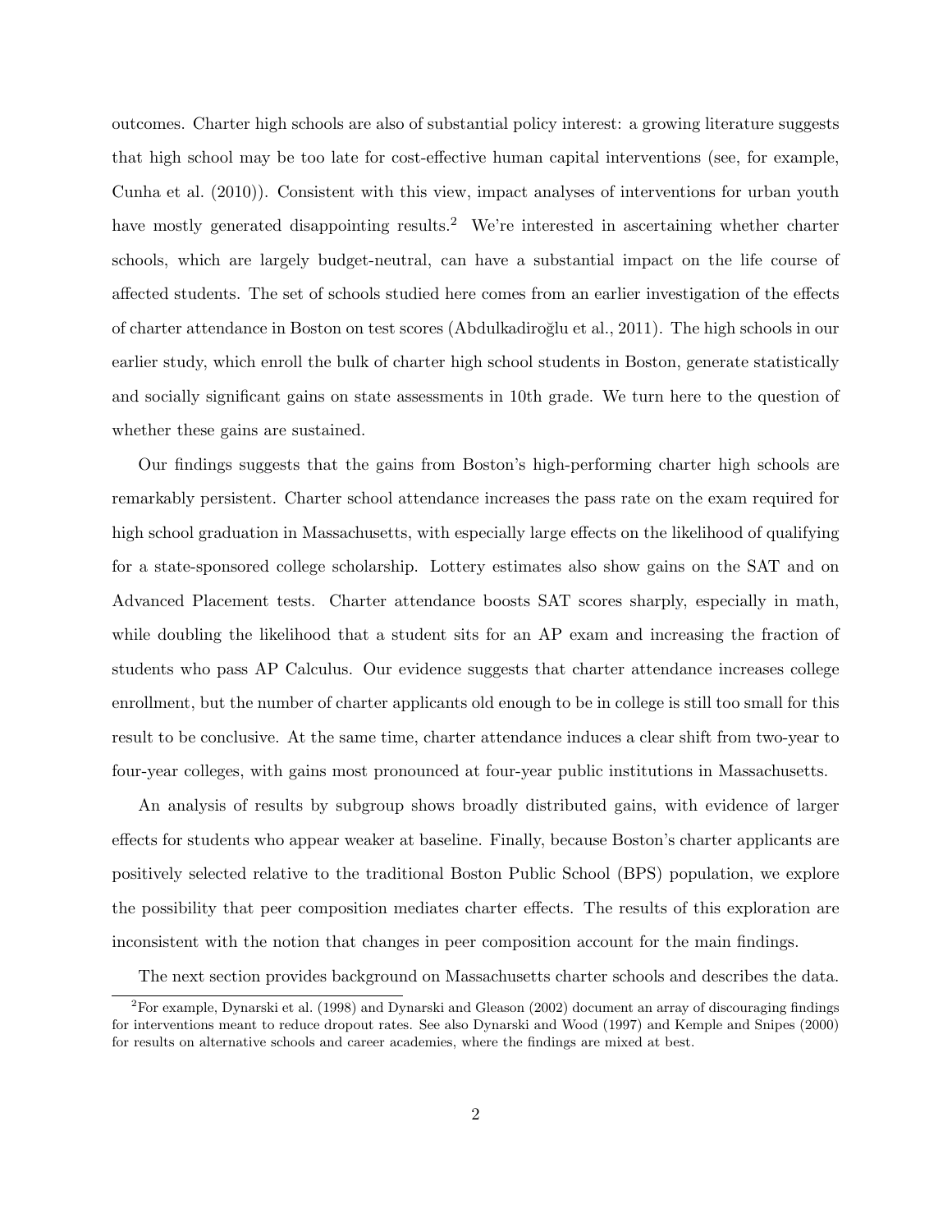outcomes. Charter high schools are also of substantial policy interest: a growing literature suggests that high school may be too late for cost-effective human capital interventions (see, for example, Cunha et al. (2010)). Consistent with this view, impact analyses of interventions for urban youth have mostly generated disappointing results.[2] We're interested in ascertaining whether charter schools, which are largely budget-neutral, can have a substantial impact on the life course of affected students. The set of schools studied here comes from an earlier investigation of the effects of charter attendance in Boston on test scores (Abdulkadiroğlu et al., 2011). The high schools in our earlier study, which enroll the bulk of charter high school students in Boston, generate statistically and socially significant gains on state assessments in 10th grade. We turn here to the question of whether these gains are sustained.

Our findings suggests that the gains from Boston's high-performing charter high schools are remarkably persistent. Charter school attendance increases the pass rate on the exam required for high school graduation in Massachusetts, with especially large effects on the likelihood of qualifying for a state-sponsored college scholarship. Lottery estimates also show gains on the SAT and on Advanced Placement tests. Charter attendance boosts SAT scores sharply, especially in math, while doubling the likelihood that a student sits for an AP exam and increasing the fraction of students who pass AP Calculus. Our evidence suggests that charter attendance increases college enrollment, but the number of charter applicants old enough to be in college is still too small for this result to be conclusive. At the same time, charter attendance induces a clear shift from two-year to four-year colleges, with gains most pronounced at four-year public institutions in Massachusetts.

An analysis of results by subgroup shows broadly distributed gains, with evidence of larger effects for students who appear weaker at baseline. Finally, because Boston's charter applicants are positively selected relative to the traditional Boston Public School (BPS) population, we explore the possibility that peer composition mediates charter effects. The results of this exploration are inconsistent with the notion that changes in peer composition account for the main findings.

The next section provides background on Massachusetts charter schools and describes the data.

[2] For example, Dynarski et al. (1998) and Dynarski and Gleason (2002) document an array of discouraging findings for interventions meant to reduce dropout rates. See also Dynarski and Wood (1997) and Kemple and Snipes (2000) for results on alternative schools and career academies, where the findings are mixed at best.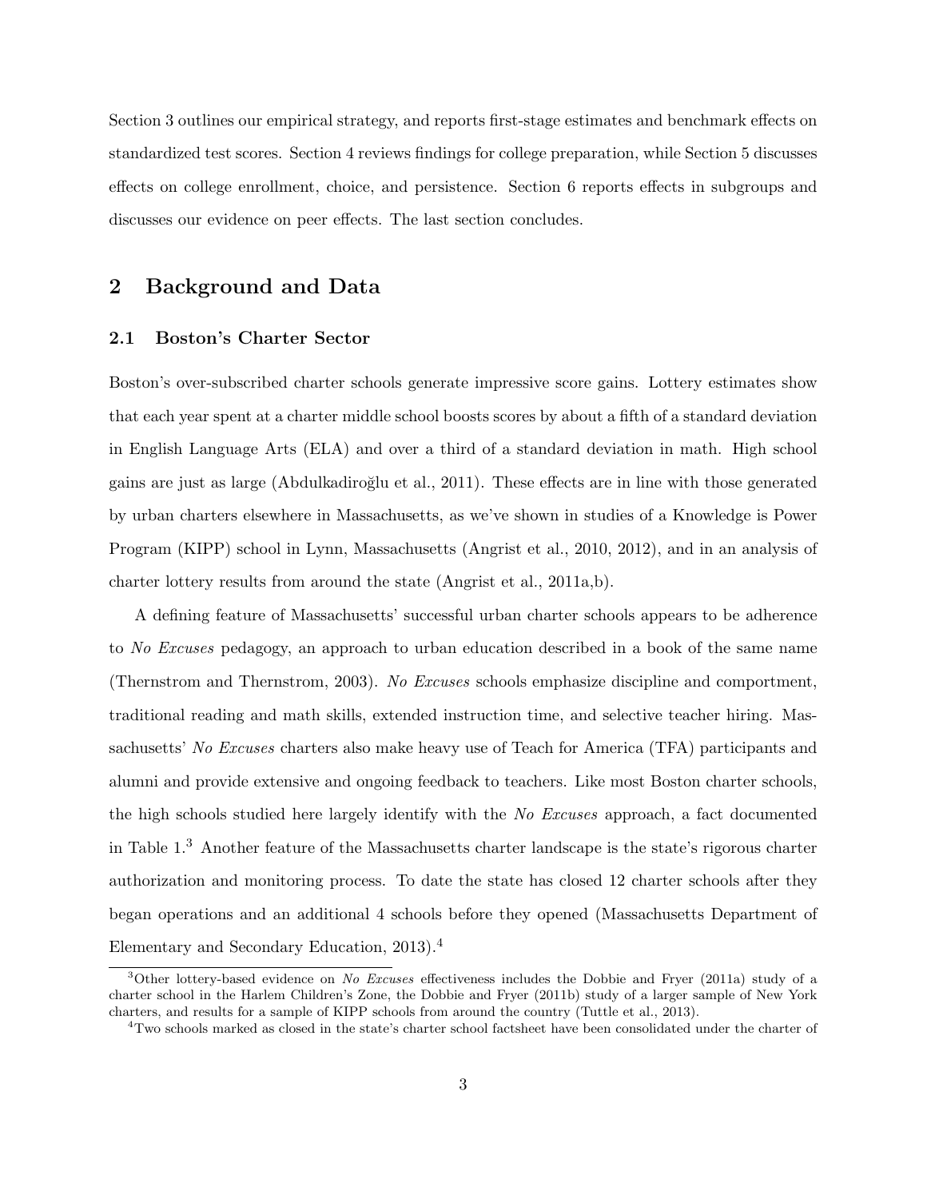Section 3 outlines our empirical strategy, and reports first-stage estimates and benchmark effects on standardized test scores. Section 4 reviews findings for college preparation, while Section 5 discusses effects on college enrollment, choice, and persistence. Section 6 reports effects in subgroups and discusses our evidence on peer effects. The last section concludes.

## 2 Background and Data

### 2.1 Boston's Charter Sector

Boston's over-subscribed charter schools generate impressive score gains. Lottery estimates show that each year spent at a charter middle school boosts scores by about a fifth of a standard deviation in English Language Arts (ELA) and over a third of a standard deviation in math. High school gains are just as large (Abdulkadiroğlu et al., 2011). These effects are in line with those generated by urban charters elsewhere in Massachusetts, as we've shown in studies of a Knowledge is Power Program (KIPP) school in Lynn, Massachusetts (Angrist et al., 2010, 2012), and in an analysis of charter lottery results from around the state (Angrist et al., 2011a,b).

A defining feature of Massachusetts' successful urban charter schools appears to be adherence to *No Excuses* pedagogy, an approach to urban education described in a book of the same name (Thernstrom and Thernstrom, 2003). *No Excuses* schools emphasize discipline and comportment, traditional reading and math skills, extended instruction time, and selective teacher hiring. Massachusetts' *No Excuses* charters also make heavy use of Teach for America (TFA) participants and alumni and provide extensive and ongoing feedback to teachers. Like most Boston charter schools, the high schools studied here largely identify with the *No Excuses* approach, a fact documented in Table 1.[3] Another feature of the Massachusetts charter landscape is the state's rigorous charter authorization and monitoring process. To date the state has closed 12 charter schools after they began operations and an additional 4 schools before they opened (Massachusetts Department of Elementary and Secondary Education, 2013).[4]

[3] Other lottery-based evidence on *No Excuses* effectiveness includes the Dobbie and Fryer (2011a) study of a charter school in the Harlem Children's Zone, the Dobbie and Fryer (2011b) study of a larger sample of New York charters, and results for a sample of KIPP schools from around the country (Tuttle et al., 2013).

[4] Two schools marked as closed in the state's charter school factsheet have been consolidated under the charter of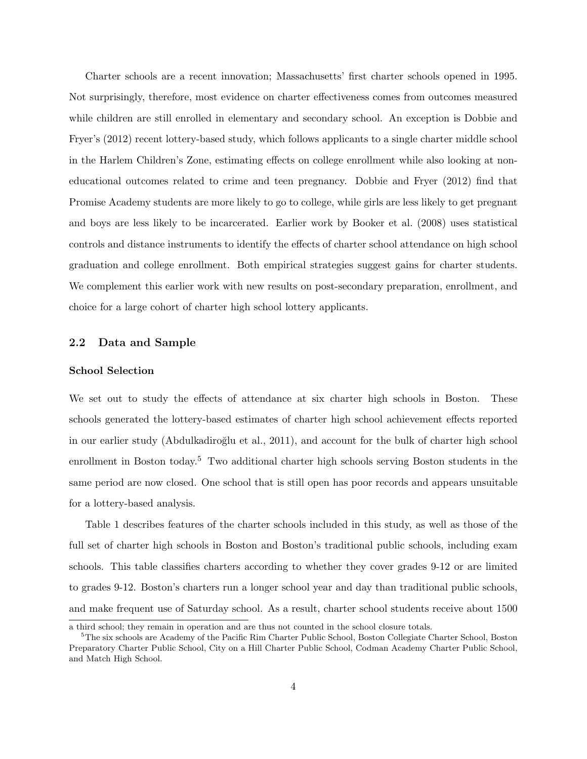Charter schools are a recent innovation; Massachusetts' first charter schools opened in 1995. Not surprisingly, therefore, most evidence on charter effectiveness comes from outcomes measured while children are still enrolled in elementary and secondary school. An exception is Dobbie and Fryer's (2012) recent lottery-based study, which follows applicants to a single charter middle school in the Harlem Children's Zone, estimating effects on college enrollment while also looking at non-educational outcomes related to crime and teen pregnancy. Dobbie and Fryer (2012) find that Promise Academy students are more likely to go to college, while girls are less likely to get pregnant and boys are less likely to be incarcerated. Earlier work by Booker et al. (2008) uses statistical controls and distance instruments to identify the effects of charter school attendance on high school graduation and college enrollment. Both empirical strategies suggest gains for charter students. We complement this earlier work with new results on post-secondary preparation, enrollment, and choice for a large cohort of charter high school lottery applicants.

## 2.2 Data and Sample

### School Selection

We set out to study the effects of attendance at six charter high schools in Boston. These schools generated the lottery-based estimates of charter high school achievement effects reported in our earlier study (Abdulkadiroğlu et al., 2011), and account for the bulk of charter high school enrollment in Boston today.[5] Two additional charter high schools serving Boston students in the same period are now closed. One school that is still open has poor records and appears unsuitable for a lottery-based analysis.

Table 1 describes features of the charter schools included in this study, as well as those of the full set of charter high schools in Boston and Boston's traditional public schools, including exam schools. This table classifies charters according to whether they cover grades 9-12 or are limited to grades 9-12. Boston's charters run a longer school year and day than traditional public schools, and make frequent use of Saturday school. As a result, charter school students receive about 1500

a third school; they remain in operation and are thus not counted in the school closure totals.

[5]The six schools are Academy of the Pacific Rim Charter Public School, Boston Collegiate Charter School, Boston Preparatory Charter Public School, City on a Hill Charter Public School, Codman Academy Charter Public School, and Match High School.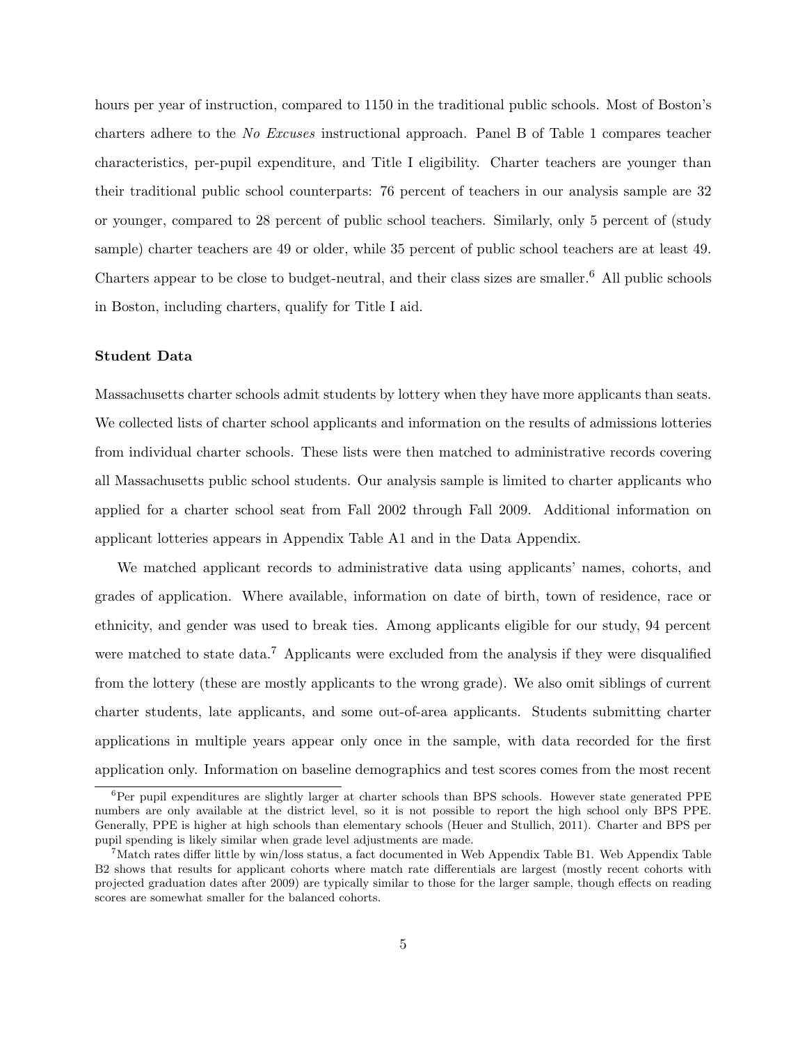hours per year of instruction, compared to 1150 in the traditional public schools. Most of Boston's charters adhere to the *No Excuses* instructional approach. Panel B of Table 1 compares teacher characteristics, per-pupil expenditure, and Title I eligibility. Charter teachers are younger than their traditional public school counterparts: 76 percent of teachers in our analysis sample are 32 or younger, compared to 28 percent of public school teachers. Similarly, only 5 percent of (study sample) charter teachers are 49 or older, while 35 percent of public school teachers are at least 49. Charters appear to be close to budget-neutral, and their class sizes are smaller.[6] All public schools in Boston, including charters, qualify for Title I aid.

**Student Data**

Massachusetts charter schools admit students by lottery when they have more applicants than seats. We collected lists of charter school applicants and information on the results of admissions lotteries from individual charter schools. These lists were then matched to administrative records covering all Massachusetts public school students. Our analysis sample is limited to charter applicants who applied for a charter school seat from Fall 2002 through Fall 2009. Additional information on applicant lotteries appears in Appendix Table A1 and in the Data Appendix.

We matched applicant records to administrative data using applicants' names, cohorts, and grades of application. Where available, information on date of birth, town of residence, race or ethnicity, and gender was used to break ties. Among applicants eligible for our study, 94 percent were matched to state data.[7] Applicants were excluded from the analysis if they were disqualified from the lottery (these are mostly applicants to the wrong grade). We also omit siblings of current charter students, late applicants, and some out-of-area applicants. Students submitting charter applications in multiple years appear only once in the sample, with data recorded for the first application only. Information on baseline demographics and test scores comes from the most recent

[6] Per pupil expenditures are slightly larger at charter schools than BPS schools. However state generated PPE numbers are only available at the district level, so it is not possible to report the high school only BPS PPE. Generally, PPE is higher at high schools than elementary schools (Heuer and Stullich, 2011). Charter and BPS per pupil spending is likely similar when grade level adjustments are made.

[7] Match rates differ little by win/loss status, a fact documented in Web Appendix Table B1. Web Appendix Table B2 shows that results for applicant cohorts where match rate differentials are largest (mostly recent cohorts with projected graduation dates after 2009) are typically similar to those for the larger sample, though effects on reading scores are somewhat smaller for the balanced cohorts.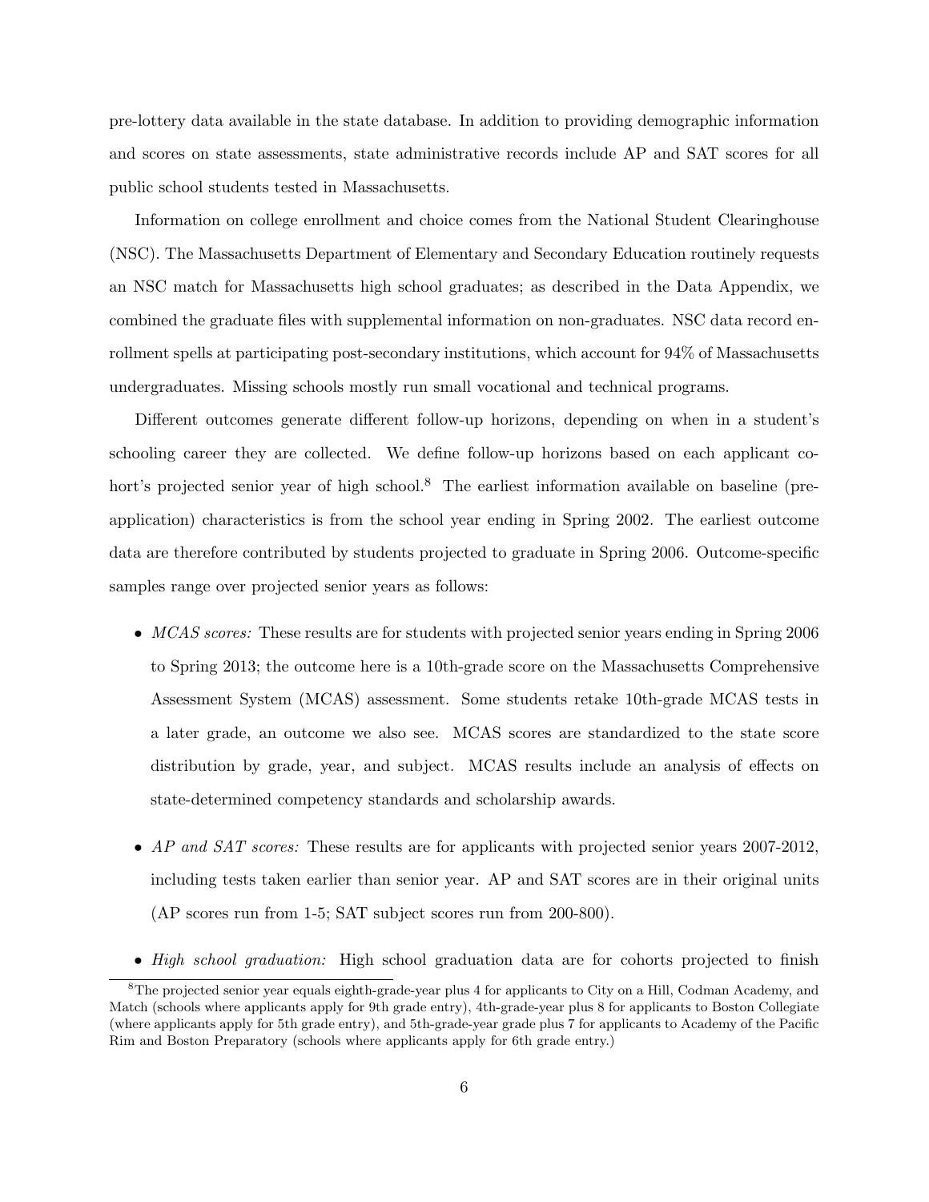pre-lottery data available in the state database. In addition to providing demographic information and scores on state assessments, state administrative records include AP and SAT scores for all public school students tested in Massachusetts.

Information on college enrollment and choice comes from the National Student Clearinghouse (NSC). The Massachusetts Department of Elementary and Secondary Education routinely requests an NSC match for Massachusetts high school graduates; as described in the Data Appendix, we combined the graduate files with supplemental information on non-graduates. NSC data record enrollment spells at participating post-secondary institutions, which account for 94% of Massachusetts undergraduates. Missing schools mostly run small vocational and technical programs.

Different outcomes generate different follow-up horizons, depending on when in a student's schooling career they are collected. We define follow-up horizons based on each applicant cohort's projected senior year of high school.[8] The earliest information available on baseline (pre-application) characteristics is from the school year ending in Spring 2002. The earliest outcome data are therefore contributed by students projected to graduate in Spring 2006. Outcome-specific samples range over projected senior years as follows:

- *MCAS scores:* These results are for students with projected senior years ending in Spring 2006 to Spring 2013; the outcome here is a 10th-grade score on the Massachusetts Comprehensive Assessment System (MCAS) assessment. Some students retake 10th-grade MCAS tests in a later grade, an outcome we also see. MCAS scores are standardized to the state score distribution by grade, year, and subject. MCAS results include an analysis of effects on state-determined competency standards and scholarship awards.

- *AP and SAT scores:* These results are for applicants with projected senior years 2007-2012, including tests taken earlier than senior year. AP and SAT scores are in their original units (AP scores run from 1-5; SAT subject scores run from 200-800).

- *High school graduation:* High school graduation data are for cohorts projected to finish

[8] The projected senior year equals eighth-grade-year plus 4 for applicants to City on a Hill, Codman Academy, and Match (schools where applicants apply for 9th grade entry), 4th-grade-year plus 8 for applicants to Boston Collegiate (where applicants apply for 5th grade entry), and 5th-grade-year grade plus 7 for applicants to Academy of the Pacific Rim and Boston Preparatory (schools where applicants apply for 6th grade entry.)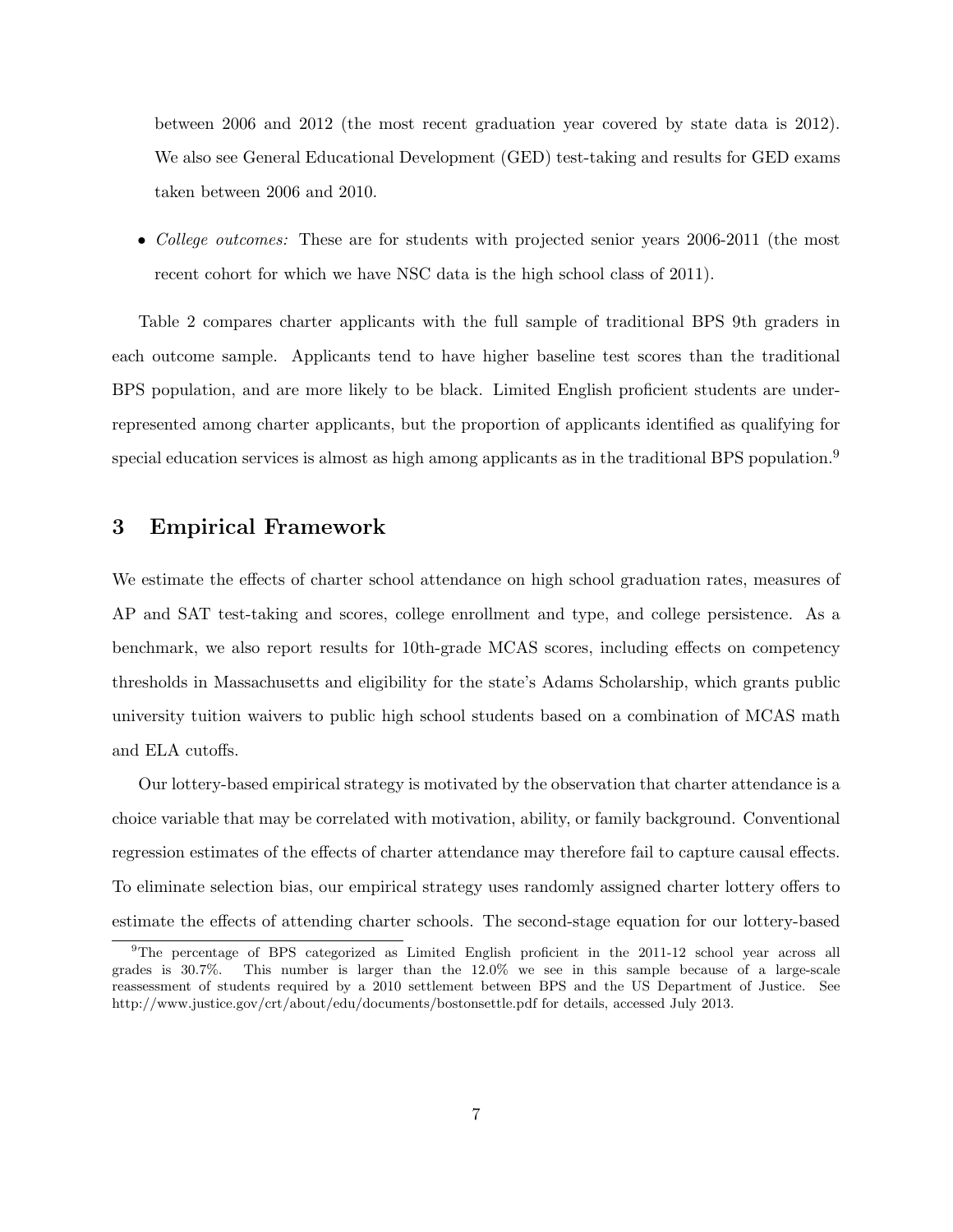between 2006 and 2012 (the most recent graduation year covered by state data is 2012). We also see General Educational Development (GED) test-taking and results for GED exams taken between 2006 and 2010.

- *College outcomes:* These are for students with projected senior years 2006-2011 (the most recent cohort for which we have NSC data is the high school class of 2011).

Table 2 compares charter applicants with the full sample of traditional BPS 9th graders in each outcome sample. Applicants tend to have higher baseline test scores than the traditional BPS population, and are more likely to be black. Limited English proficient students are under-represented among charter applicants, but the proportion of applicants identified as qualifying for special education services is almost as high among applicants as in the traditional BPS population.[9]

## 3 Empirical Framework

We estimate the effects of charter school attendance on high school graduation rates, measures of AP and SAT test-taking and scores, college enrollment and type, and college persistence. As a benchmark, we also report results for 10th-grade MCAS scores, including effects on competency thresholds in Massachusetts and eligibility for the state's Adams Scholarship, which grants public university tuition waivers to public high school students based on a combination of MCAS math and ELA cutoffs.

Our lottery-based empirical strategy is motivated by the observation that charter attendance is a choice variable that may be correlated with motivation, ability, or family background. Conventional regression estimates of the effects of charter attendance may therefore fail to capture causal effects. To eliminate selection bias, our empirical strategy uses randomly assigned charter lottery offers to estimate the effects of attending charter schools. The second-stage equation for our lottery-based

[9] The percentage of BPS categorized as Limited English proficient in the 2011-12 school year across all grades is 30.7%. This number is larger than the 12.0% we see in this sample because of a large-scale reassessment of students required by a 2010 settlement between BPS and the US Department of Justice. See http://www.justice.gov/crt/about/edu/documents/bostonsettle.pdf for details, accessed July 2013.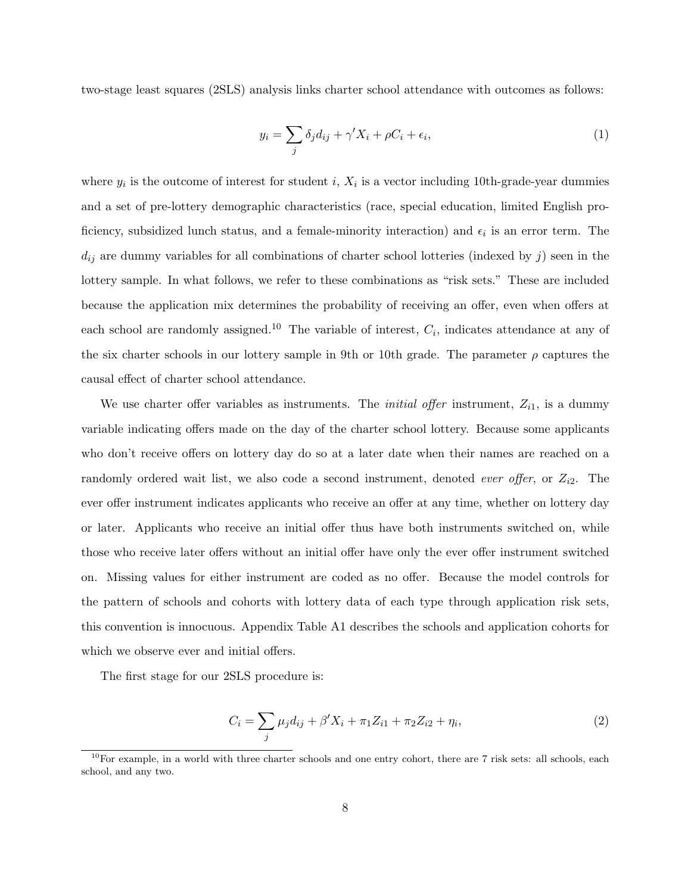two-stage least squares (2SLS) analysis links charter school attendance with outcomes as follows:

$$y_i = \sum_j \delta_j d_{ij} + \gamma' X_i + \rho C_i + \epsilon_i, \tag{1}$$

where $y_i$ is the outcome of interest for student $i$, $X_i$ is a vector including 10th-grade-year dummies and a set of pre-lottery demographic characteristics (race, special education, limited English proficiency, subsidized lunch status, and a female-minority interaction) and $\epsilon_i$ is an error term. The $d_{ij}$ are dummy variables for all combinations of charter school lotteries (indexed by $j$) seen in the lottery sample. In what follows, we refer to these combinations as "risk sets." These are included because the application mix determines the probability of receiving an offer, even when offers at each school are randomly assigned.[10] The variable of interest, $C_i$, indicates attendance at any of the six charter schools in our lottery sample in 9th or 10th grade. The parameter $\rho$ captures the causal effect of charter school attendance.

We use charter offer variables as instruments. The *initial offer* instrument, $Z_{i1}$, is a dummy variable indicating offers made on the day of the charter school lottery. Because some applicants who don't receive offers on lottery day do so at a later date when their names are reached on a randomly ordered wait list, we also code a second instrument, denoted *ever offer*, or $Z_{i2}$. The ever offer instrument indicates applicants who receive an offer at any time, whether on lottery day or later. Applicants who receive an initial offer thus have both instruments switched on, while those who receive later offers without an initial offer have only the ever offer instrument switched on. Missing values for either instrument are coded as no offer. Because the model controls for the pattern of schools and cohorts with lottery data of each type through application risk sets, this convention is innocuous. Appendix Table A1 describes the schools and application cohorts for which we observe ever and initial offers.

The first stage for our 2SLS procedure is:

$$C_i = \sum_j \mu_j d_{ij} + \beta' X_i + \pi_1 Z_{i1} + \pi_2 Z_{i2} + \eta_i, \tag{2}$$

[10] For example, in a world with three charter schools and one entry cohort, there are 7 risk sets: all schools, each school, and any two.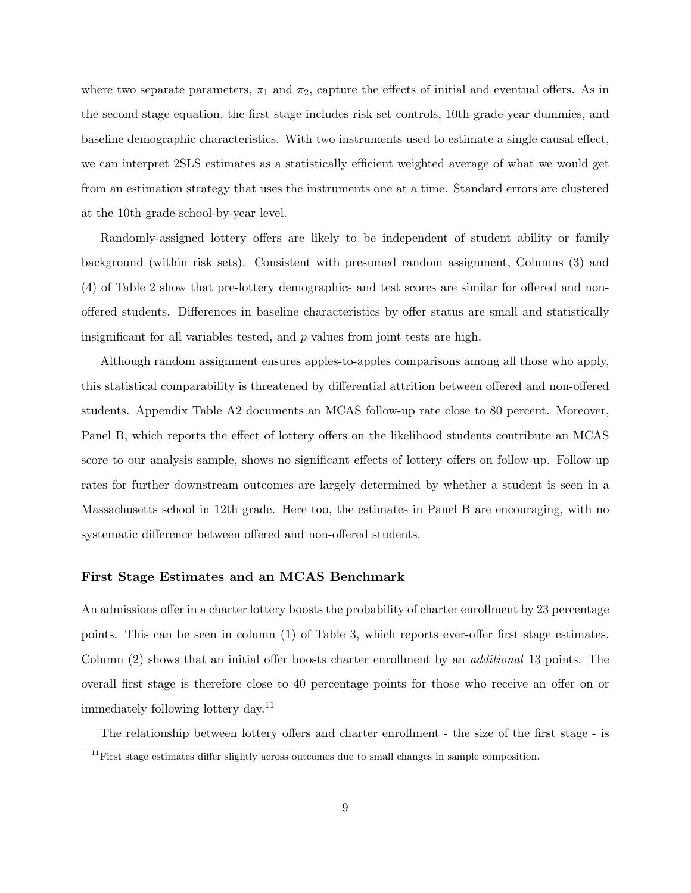where two separate parameters, $\pi_1$ and $\pi_2$, capture the effects of initial and eventual offers. As in the second stage equation, the first stage includes risk set controls, 10th-grade-year dummies, and baseline demographic characteristics. With two instruments used to estimate a single causal effect, we can interpret 2SLS estimates as a statistically efficient weighted average of what we would get from an estimation strategy that uses the instruments one at a time. Standard errors are clustered at the 10th-grade-school-by-year level.

Randomly-assigned lottery offers are likely to be independent of student ability or family background (within risk sets). Consistent with presumed random assignment, Columns (3) and (4) of Table 2 show that pre-lottery demographics and test scores are similar for offered and non-offered students. Differences in baseline characteristics by offer status are small and statistically insignificant for all variables tested, and $p$-values from joint tests are high.

Although random assignment ensures apples-to-apples comparisons among all those who apply, this statistical comparability is threatened by differential attrition between offered and non-offered students. Appendix Table A2 documents an MCAS follow-up rate close to 80 percent. Moreover, Panel B, which reports the effect of lottery offers on the likelihood students contribute an MCAS score to our analysis sample, shows no significant effects of lottery offers on follow-up. Follow-up rates for further downstream outcomes are largely determined by whether a student is seen in a Massachusetts school in 12th grade. Here too, the estimates in Panel B are encouraging, with no systematic difference between offered and non-offered students.

### First Stage Estimates and an MCAS Benchmark

An admissions offer in a charter lottery boosts the probability of charter enrollment by 23 percentage points. This can be seen in column (1) of Table 3, which reports ever-offer first stage estimates. Column (2) shows that an initial offer boosts charter enrollment by an *additional* 13 points. The overall first stage is therefore close to 40 percentage points for those who receive an offer on or immediately following lottery day.[11]

The relationship between lottery offers and charter enrollment - the size of the first stage - is

[11] First stage estimates differ slightly across outcomes due to small changes in sample composition.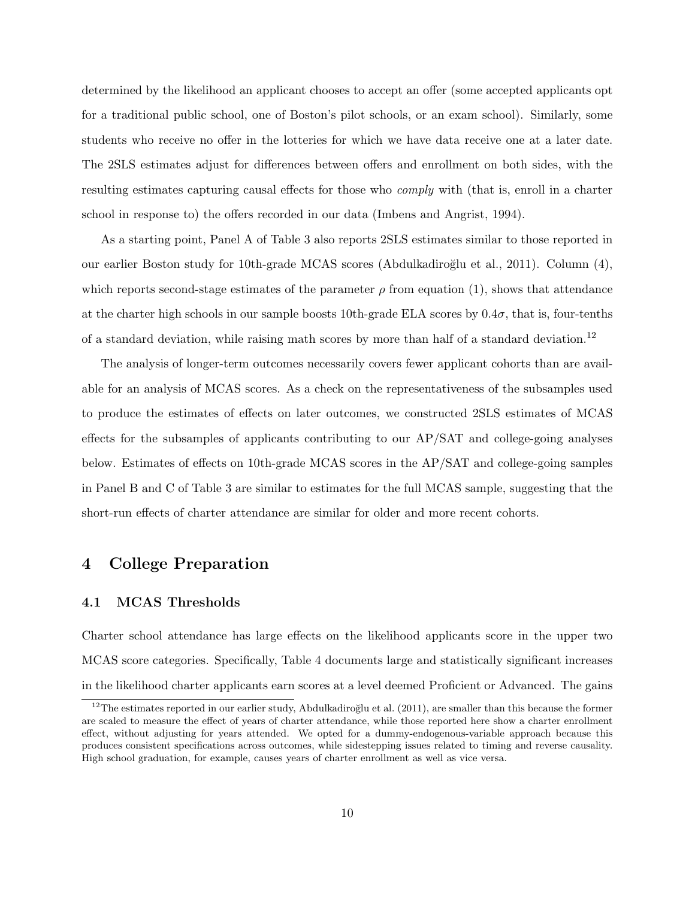determined by the likelihood an applicant chooses to accept an offer (some accepted applicants opt for a traditional public school, one of Boston's pilot schools, or an exam school). Similarly, some students who receive no offer in the lotteries for which we have data receive one at a later date. The 2SLS estimates adjust for differences between offers and enrollment on both sides, with the resulting estimates capturing causal effects for those who *comply* with (that is, enroll in a charter school in response to) the offers recorded in our data (Imbens and Angrist, 1994).

As a starting point, Panel A of Table 3 also reports 2SLS estimates similar to those reported in our earlier Boston study for 10th-grade MCAS scores (Abdulkadiroğlu et al., 2011). Column (4), which reports second-stage estimates of the parameter $\rho$ from equation (1), shows that attendance at the charter high schools in our sample boosts 10th-grade ELA scores by $0.4\sigma$, that is, four-tenths of a standard deviation, while raising math scores by more than half of a standard deviation.[12]

The analysis of longer-term outcomes necessarily covers fewer applicant cohorts than are available for an analysis of MCAS scores. As a check on the representativeness of the subsamples used to produce the estimates of effects on later outcomes, we constructed 2SLS estimates of MCAS effects for the subsamples of applicants contributing to our AP/SAT and college-going analyses below. Estimates of effects on 10th-grade MCAS scores in the AP/SAT and college-going samples in Panel B and C of Table 3 are similar to estimates for the full MCAS sample, suggesting that the short-run effects of charter attendance are similar for older and more recent cohorts.

## 4 College Preparation

### 4.1 MCAS Thresholds

Charter school attendance has large effects on the likelihood applicants score in the upper two MCAS score categories. Specifically, Table 4 documents large and statistically significant increases in the likelihood charter applicants earn scores at a level deemed Proficient or Advanced. The gains

[12] The estimates reported in our earlier study, Abdulkadiroğlu et al. (2011), are smaller than this because the former are scaled to measure the effect of years of charter attendance, while those reported here show a charter enrollment effect, without adjusting for years attended. We opted for a dummy-endogenous-variable approach because this produces consistent specifications across outcomes, while sidestepping issues related to timing and reverse causality. High school graduation, for example, causes years of charter enrollment as well as vice versa.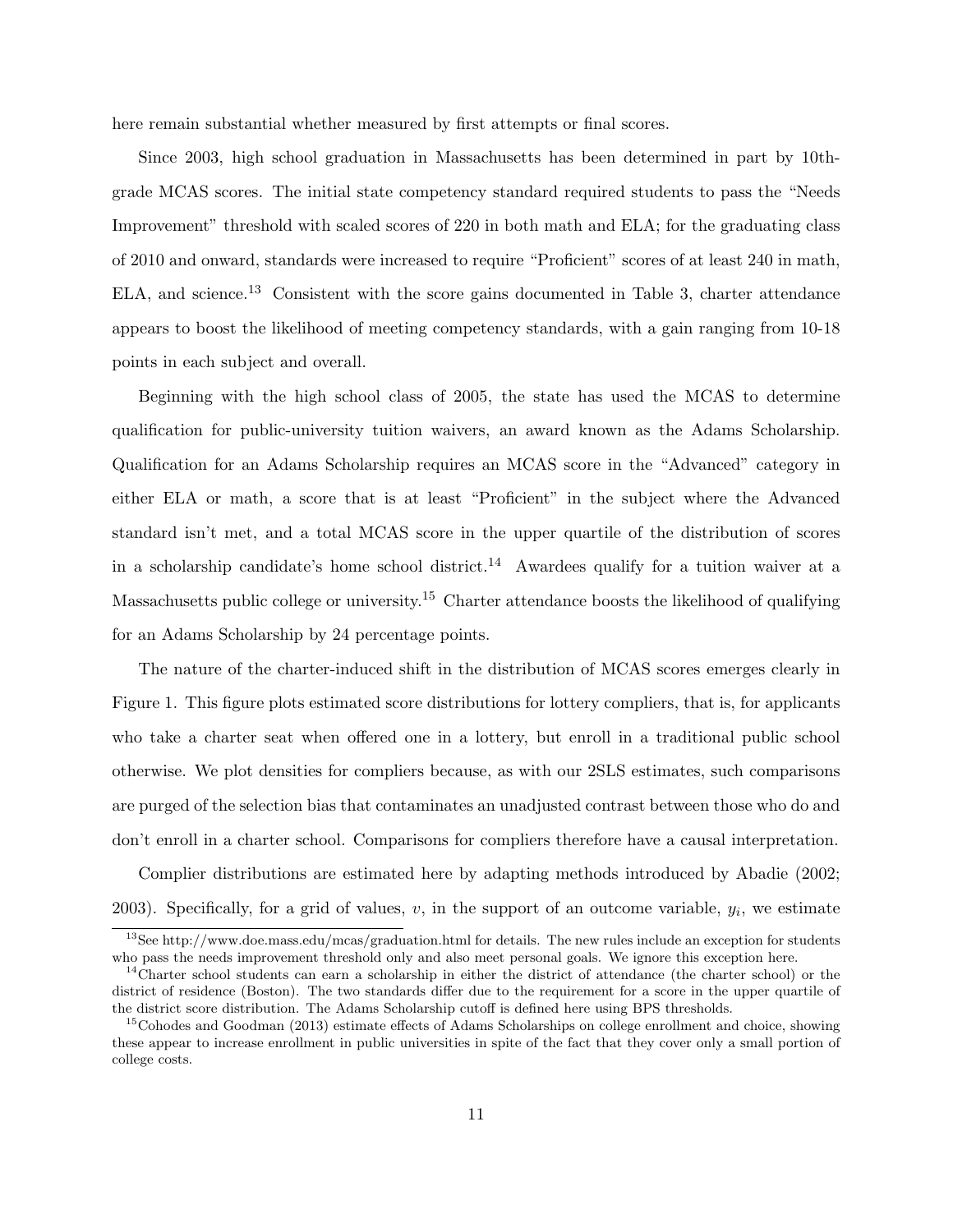here remain substantial whether measured by first attempts or final scores.

Since 2003, high school graduation in Massachusetts has been determined in part by 10th-grade MCAS scores. The initial state competency standard required students to pass the "Needs Improvement" threshold with scaled scores of 220 in both math and ELA; for the graduating class of 2010 and onward, standards were increased to require "Proficient" scores of at least 240 in math, ELA, and science.[13] Consistent with the score gains documented in Table 3, charter attendance appears to boost the likelihood of meeting competency standards, with a gain ranging from 10-18 points in each subject and overall.

Beginning with the high school class of 2005, the state has used the MCAS to determine qualification for public-university tuition waivers, an award known as the Adams Scholarship. Qualification for an Adams Scholarship requires an MCAS score in the "Advanced" category in either ELA or math, a score that is at least "Proficient" in the subject where the Advanced standard isn't met, and a total MCAS score in the upper quartile of the distribution of scores in a scholarship candidate's home school district.[14] Awardees qualify for a tuition waiver at a Massachusetts public college or university.[15] Charter attendance boosts the likelihood of qualifying for an Adams Scholarship by 24 percentage points.

The nature of the charter-induced shift in the distribution of MCAS scores emerges clearly in Figure 1. This figure plots estimated score distributions for lottery compliers, that is, for applicants who take a charter seat when offered one in a lottery, but enroll in a traditional public school otherwise. We plot densities for compliers because, as with our 2SLS estimates, such comparisons are purged of the selection bias that contaminates an unadjusted contrast between those who do and don't enroll in a charter school. Comparisons for compliers therefore have a causal interpretation.

Complier distributions are estimated here by adapting methods introduced by Abadie (2002; 2003). Specifically, for a grid of values, $v$, in the support of an outcome variable, $y_i$, we estimate

[13] See http://www.doe.mass.edu/mcas/graduation.html for details. The new rules include an exception for students who pass the needs improvement threshold only and also meet personal goals. We ignore this exception here.

[14] Charter school students can earn a scholarship in either the district of attendance (the charter school) or the district of residence (Boston). The two standards differ due to the requirement for a score in the upper quartile of the district score distribution. The Adams Scholarship cutoff is defined here using BPS thresholds.

[15] Cohodes and Goodman (2013) estimate effects of Adams Scholarships on college enrollment and choice, showing these appear to increase enrollment in public universities in spite of the fact that they cover only a small portion of college costs.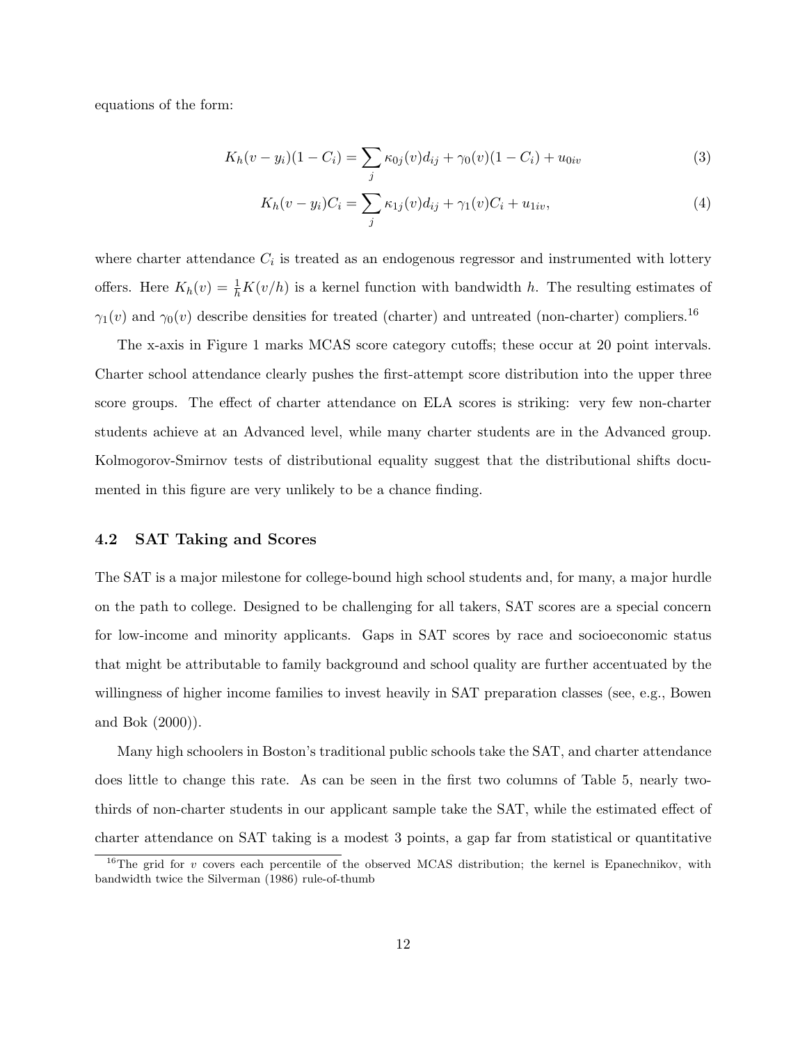equations of the form:

$$K_h(v - y_i)(1 - C_i) = \sum_j \kappa_{0j}(v) d_{ij} + \gamma_0(v)(1 - C_i) + u_{0iv} \tag{3}$$

$$K_h(v - y_i)C_i = \sum_j \kappa_{1j}(v) d_{ij} + \gamma_1(v) C_i + u_{1iv}, \tag{4}$$

where charter attendance $C_i$ is treated as an endogenous regressor and instrumented with lottery offers. Here $K_h(v) = \frac{1}{h}K(v/h)$ is a kernel function with bandwidth $h$. The resulting estimates of $\gamma_1(v)$ and $\gamma_0(v)$ describe densities for treated (charter) and untreated (non-charter) compliers.[16]

The x-axis in Figure 1 marks MCAS score category cutoffs; these occur at 20 point intervals. Charter school attendance clearly pushes the first-attempt score distribution into the upper three score groups. The effect of charter attendance on ELA scores is striking: very few non-charter students achieve at an Advanced level, while many charter students are in the Advanced group. Kolmogorov-Smirnov tests of distributional equality suggest that the distributional shifts documented in this figure are very unlikely to be a chance finding.

### 4.2 SAT Taking and Scores

The SAT is a major milestone for college-bound high school students and, for many, a major hurdle on the path to college. Designed to be challenging for all takers, SAT scores are a special concern for low-income and minority applicants. Gaps in SAT scores by race and socioeconomic status that might be attributable to family background and school quality are further accentuated by the willingness of higher income families to invest heavily in SAT preparation classes (see, e.g., Bowen and Bok (2000)).

Many high schoolers in Boston's traditional public schools take the SAT, and charter attendance does little to change this rate. As can be seen in the first two columns of Table 5, nearly two-thirds of non-charter students in our applicant sample take the SAT, while the estimated effect of charter attendance on SAT taking is a modest 3 points, a gap far from statistical or quantitative

[16] The grid for $v$ covers each percentile of the observed MCAS distribution; the kernel is Epanechnikov, with bandwidth twice the Silverman (1986) rule-of-thumb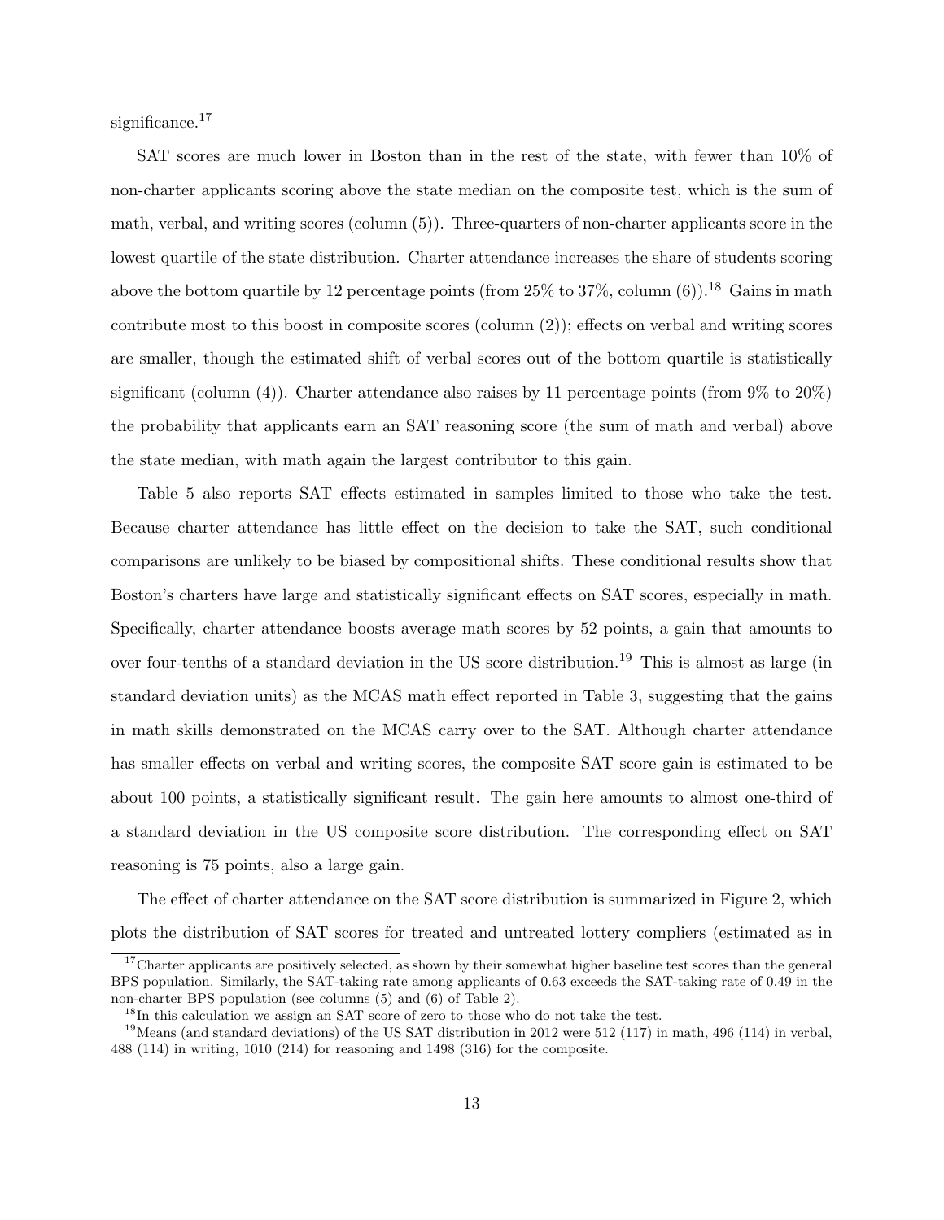significance.[17]

SAT scores are much lower in Boston than in the rest of the state, with fewer than 10% of non-charter applicants scoring above the state median on the composite test, which is the sum of math, verbal, and writing scores (column (5)). Three-quarters of non-charter applicants score in the lowest quartile of the state distribution. Charter attendance increases the share of students scoring above the bottom quartile by 12 percentage points (from 25% to 37%, column (6)).[18] Gains in math contribute most to this boost in composite scores (column (2)); effects on verbal and writing scores are smaller, though the estimated shift of verbal scores out of the bottom quartile is statistically significant (column (4)). Charter attendance also raises by 11 percentage points (from 9% to 20%) the probability that applicants earn an SAT reasoning score (the sum of math and verbal) above the state median, with math again the largest contributor to this gain.

Table 5 also reports SAT effects estimated in samples limited to those who take the test. Because charter attendance has little effect on the decision to take the SAT, such conditional comparisons are unlikely to be biased by compositional shifts. These conditional results show that Boston's charters have large and statistically significant effects on SAT scores, especially in math. Specifically, charter attendance boosts average math scores by 52 points, a gain that amounts to over four-tenths of a standard deviation in the US score distribution.[19] This is almost as large (in standard deviation units) as the MCAS math effect reported in Table 3, suggesting that the gains in math skills demonstrated on the MCAS carry over to the SAT. Although charter attendance has smaller effects on verbal and writing scores, the composite SAT score gain is estimated to be about 100 points, a statistically significant result. The gain here amounts to almost one-third of a standard deviation in the US composite score distribution. The corresponding effect on SAT reasoning is 75 points, also a large gain.

The effect of charter attendance on the SAT score distribution is summarized in Figure 2, which plots the distribution of SAT scores for treated and untreated lottery compliers (estimated as in

[17] Charter applicants are positively selected, as shown by their somewhat higher baseline test scores than the general BPS population. Similarly, the SAT-taking rate among applicants of 0.63 exceeds the SAT-taking rate of 0.49 in the non-charter BPS population (see columns (5) and (6) of Table 2).

[18] In this calculation we assign an SAT score of zero to those who do not take the test.

[19] Means (and standard deviations) of the US SAT distribution in 2012 were 512 (117) in math, 496 (114) in verbal, 488 (114) in writing, 1010 (214) for reasoning and 1498 (316) for the composite.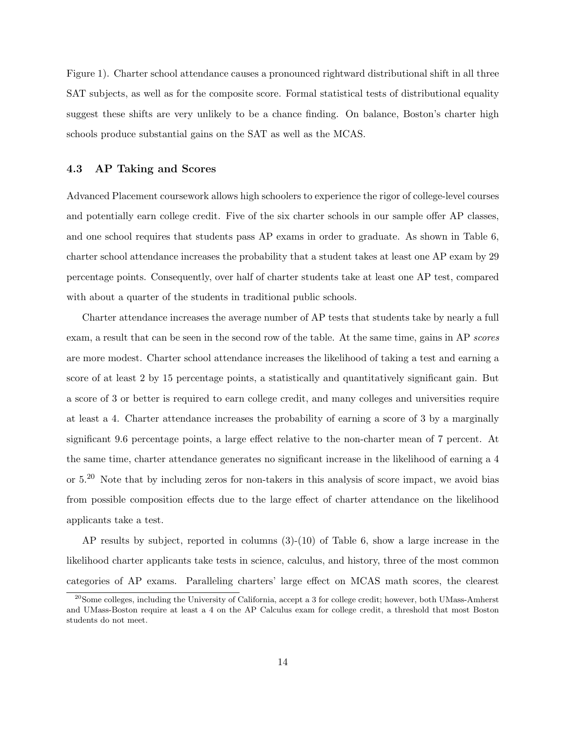Figure 1). Charter school attendance causes a pronounced rightward distributional shift in all three SAT subjects, as well as for the composite score. Formal statistical tests of distributional equality suggest these shifts are very unlikely to be a chance finding. On balance, Boston's charter high schools produce substantial gains on the SAT as well as the MCAS.

### 4.3 AP Taking and Scores

Advanced Placement coursework allows high schoolers to experience the rigor of college-level courses and potentially earn college credit. Five of the six charter schools in our sample offer AP classes, and one school requires that students pass AP exams in order to graduate. As shown in Table 6, charter school attendance increases the probability that a student takes at least one AP exam by 29 percentage points. Consequently, over half of charter students take at least one AP test, compared with about a quarter of the students in traditional public schools.

Charter attendance increases the average number of AP tests that students take by nearly a full exam, a result that can be seen in the second row of the table. At the same time, gains in AP *scores* are more modest. Charter school attendance increases the likelihood of taking a test and earning a score of at least 2 by 15 percentage points, a statistically and quantitatively significant gain. But a score of 3 or better is required to earn college credit, and many colleges and universities require at least a 4. Charter attendance increases the probability of earning a score of 3 by a marginally significant 9.6 percentage points, a large effect relative to the non-charter mean of 7 percent. At the same time, charter attendance generates no significant increase in the likelihood of earning a 4 or 5.[20] Note that by including zeros for non-takers in this analysis of score impact, we avoid bias from possible composition effects due to the large effect of charter attendance on the likelihood applicants take a test.

AP results by subject, reported in columns (3)-(10) of Table 6, show a large increase in the likelihood charter applicants take tests in science, calculus, and history, three of the most common categories of AP exams. Paralleling charters' large effect on MCAS math scores, the clearest

[20] Some colleges, including the University of California, accept a 3 for college credit; however, both UMass-Amherst and UMass-Boston require at least a 4 on the AP Calculus exam for college credit, a threshold that most Boston students do not meet.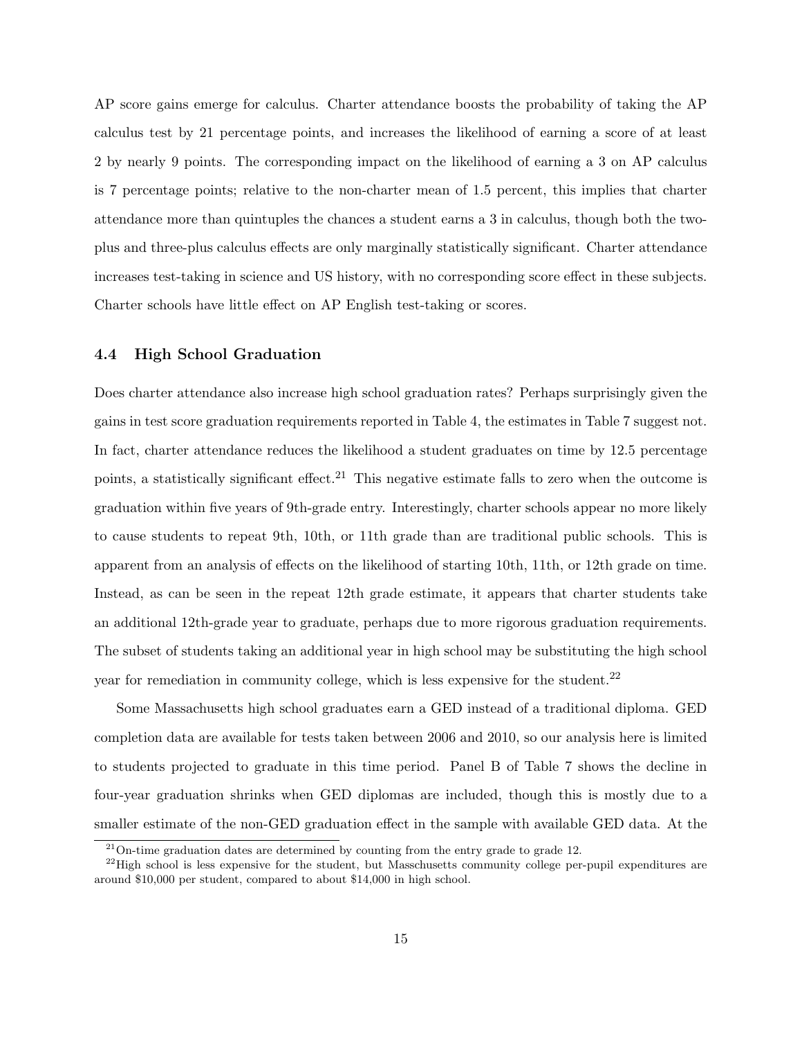AP score gains emerge for calculus. Charter attendance boosts the probability of taking the AP calculus test by 21 percentage points, and increases the likelihood of earning a score of at least 2 by nearly 9 points. The corresponding impact on the likelihood of earning a 3 on AP calculus is 7 percentage points; relative to the non-charter mean of 1.5 percent, this implies that charter attendance more than quintuples the chances a student earns a 3 in calculus, though both the two-plus and three-plus calculus effects are only marginally statistically significant. Charter attendance increases test-taking in science and US history, with no corresponding score effect in these subjects. Charter schools have little effect on AP English test-taking or scores.

### 4.4 High School Graduation

Does charter attendance also increase high school graduation rates? Perhaps surprisingly given the gains in test score graduation requirements reported in Table 4, the estimates in Table 7 suggest not. In fact, charter attendance reduces the likelihood a student graduates on time by 12.5 percentage points, a statistically significant effect.[21] This negative estimate falls to zero when the outcome is graduation within five years of 9th-grade entry. Interestingly, charter schools appear no more likely to cause students to repeat 9th, 10th, or 11th grade than are traditional public schools. This is apparent from an analysis of effects on the likelihood of starting 10th, 11th, or 12th grade on time. Instead, as can be seen in the repeat 12th grade estimate, it appears that charter students take an additional 12th-grade year to graduate, perhaps due to more rigorous graduation requirements. The subset of students taking an additional year in high school may be substituting the high school year for remediation in community college, which is less expensive for the student.[22]

Some Massachusetts high school graduates earn a GED instead of a traditional diploma. GED completion data are available for tests taken between 2006 and 2010, so our analysis here is limited to students projected to graduate in this time period. Panel B of Table 7 shows the decline in four-year graduation shrinks when GED diplomas are included, though this is mostly due to a smaller estimate of the non-GED graduation effect in the sample with available GED data. At the

[21] On-time graduation dates are determined by counting from the entry grade to grade 12.

[22] High school is less expensive for the student, but Masschusetts community college per-pupil expenditures are around $10,000 per student, compared to about $14,000 in high school.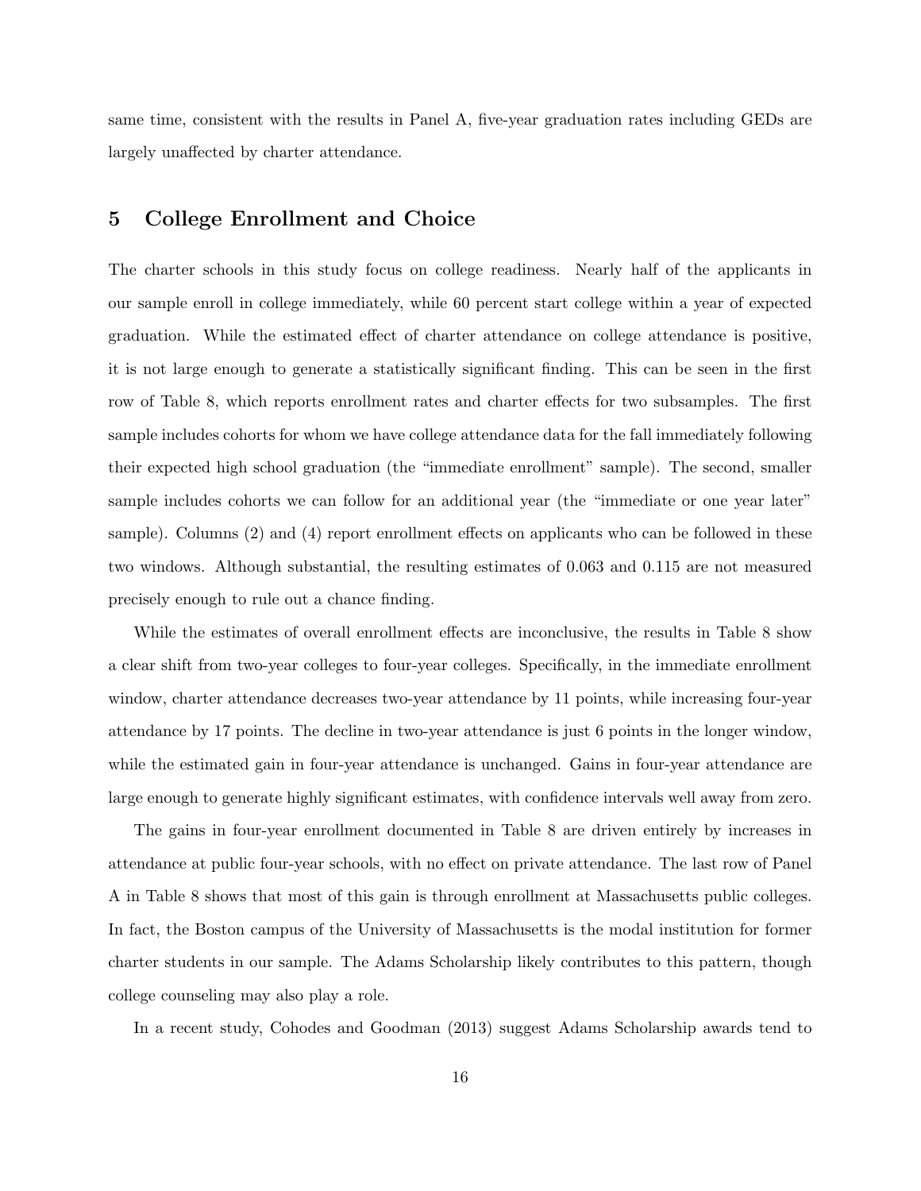same time, consistent with the results in Panel A, five-year graduation rates including GEDs are largely unaffected by charter attendance.

## 5 College Enrollment and Choice

The charter schools in this study focus on college readiness. Nearly half of the applicants in our sample enroll in college immediately, while 60 percent start college within a year of expected graduation. While the estimated effect of charter attendance on college attendance is positive, it is not large enough to generate a statistically significant finding. This can be seen in the first row of Table 8, which reports enrollment rates and charter effects for two subsamples. The first sample includes cohorts for whom we have college attendance data for the fall immediately following their expected high school graduation (the "immediate enrollment" sample). The second, smaller sample includes cohorts we can follow for an additional year (the "immediate or one year later" sample). Columns (2) and (4) report enrollment effects on applicants who can be followed in these two windows. Although substantial, the resulting estimates of 0.063 and 0.115 are not measured precisely enough to rule out a chance finding.

While the estimates of overall enrollment effects are inconclusive, the results in Table 8 show a clear shift from two-year colleges to four-year colleges. Specifically, in the immediate enrollment window, charter attendance decreases two-year attendance by 11 points, while increasing four-year attendance by 17 points. The decline in two-year attendance is just 6 points in the longer window, while the estimated gain in four-year attendance is unchanged. Gains in four-year attendance are large enough to generate highly significant estimates, with confidence intervals well away from zero.

The gains in four-year enrollment documented in Table 8 are driven entirely by increases in attendance at public four-year schools, with no effect on private attendance. The last row of Panel A in Table 8 shows that most of this gain is through enrollment at Massachusetts public colleges. In fact, the Boston campus of the University of Massachusetts is the modal institution for former charter students in our sample. The Adams Scholarship likely contributes to this pattern, though college counseling may also play a role.

In a recent study, Cohodes and Goodman (2013) suggest Adams Scholarship awards tend to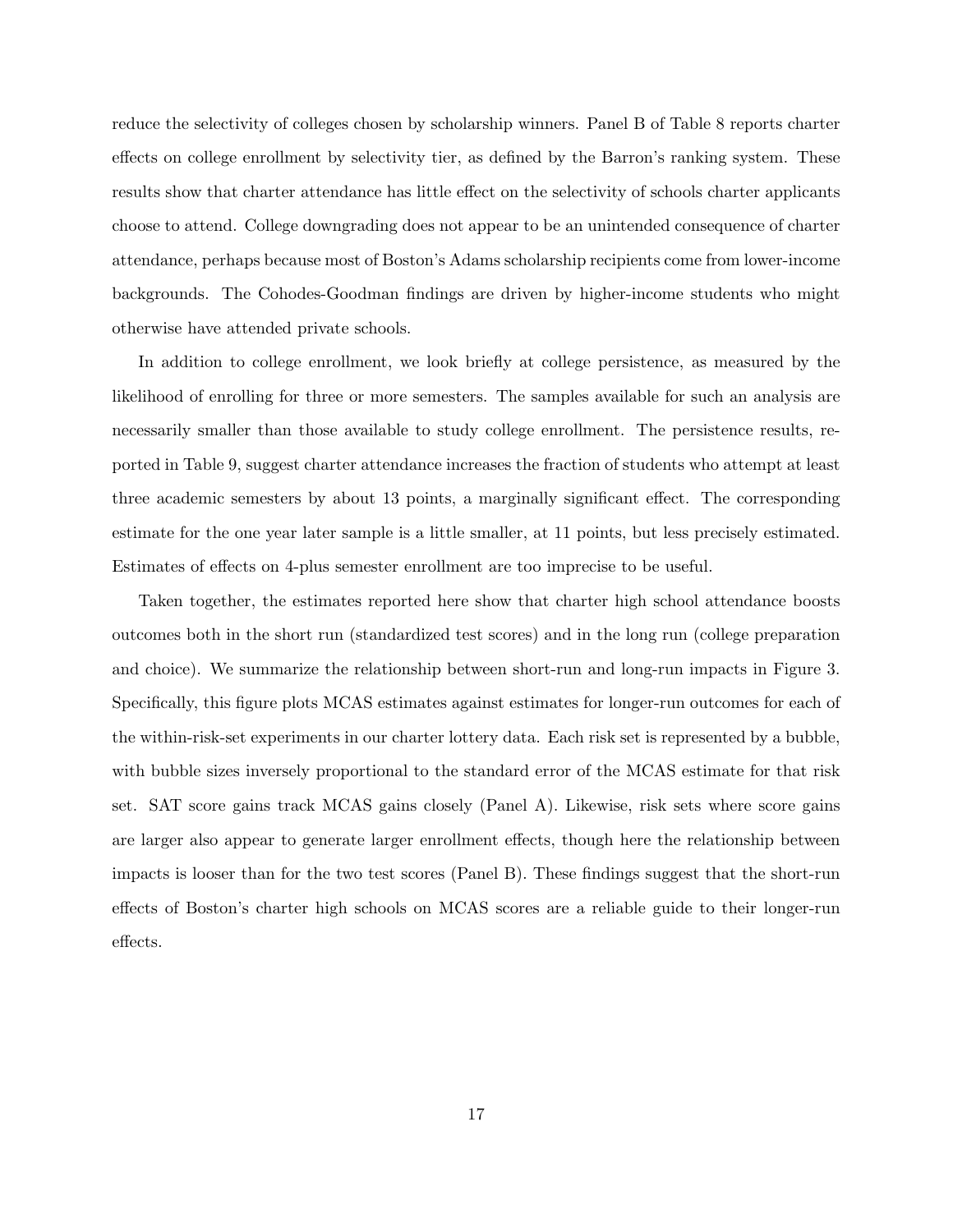reduce the selectivity of colleges chosen by scholarship winners. Panel B of Table 8 reports charter effects on college enrollment by selectivity tier, as defined by the Barron's ranking system. These results show that charter attendance has little effect on the selectivity of schools charter applicants choose to attend. College downgrading does not appear to be an unintended consequence of charter attendance, perhaps because most of Boston's Adams scholarship recipients come from lower-income backgrounds. The Cohodes-Goodman findings are driven by higher-income students who might otherwise have attended private schools.

In addition to college enrollment, we look briefly at college persistence, as measured by the likelihood of enrolling for three or more semesters. The samples available for such an analysis are necessarily smaller than those available to study college enrollment. The persistence results, reported in Table 9, suggest charter attendance increases the fraction of students who attempt at least three academic semesters by about 13 points, a marginally significant effect. The corresponding estimate for the one year later sample is a little smaller, at 11 points, but less precisely estimated. Estimates of effects on 4-plus semester enrollment are too imprecise to be useful.

Taken together, the estimates reported here show that charter high school attendance boosts outcomes both in the short run (standardized test scores) and in the long run (college preparation and choice). We summarize the relationship between short-run and long-run impacts in Figure 3. Specifically, this figure plots MCAS estimates against estimates for longer-run outcomes for each of the within-risk-set experiments in our charter lottery data. Each risk set is represented by a bubble, with bubble sizes inversely proportional to the standard error of the MCAS estimate for that risk set. SAT score gains track MCAS gains closely (Panel A). Likewise, risk sets where score gains are larger also appear to generate larger enrollment effects, though here the relationship between impacts is looser than for the two test scores (Panel B). These findings suggest that the short-run effects of Boston's charter high schools on MCAS scores are a reliable guide to their longer-run effects.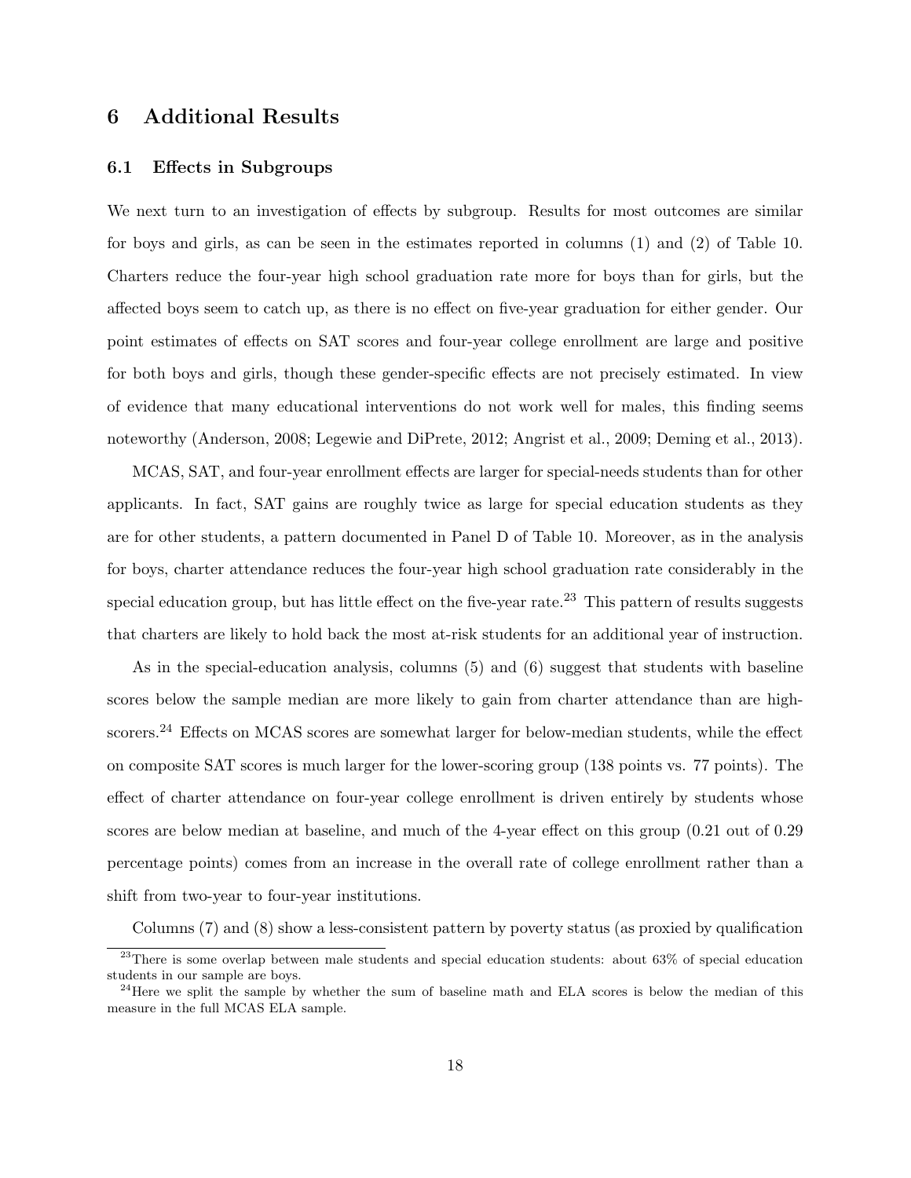## 6 Additional Results

### 6.1 Effects in Subgroups

We next turn to an investigation of effects by subgroup. Results for most outcomes are similar for boys and girls, as can be seen in the estimates reported in columns (1) and (2) of Table 10. Charters reduce the four-year high school graduation rate more for boys than for girls, but the affected boys seem to catch up, as there is no effect on five-year graduation for either gender. Our point estimates of effects on SAT scores and four-year college enrollment are large and positive for both boys and girls, though these gender-specific effects are not precisely estimated. In view of evidence that many educational interventions do not work well for males, this finding seems noteworthy (Anderson, 2008; Legewie and DiPrete, 2012; Angrist et al., 2009; Deming et al., 2013).

MCAS, SAT, and four-year enrollment effects are larger for special-needs students than for other applicants. In fact, SAT gains are roughly twice as large for special education students as they are for other students, a pattern documented in Panel D of Table 10. Moreover, as in the analysis for boys, charter attendance reduces the four-year high school graduation rate considerably in the special education group, but has little effect on the five-year rate.[23] This pattern of results suggests that charters are likely to hold back the most at-risk students for an additional year of instruction.

As in the special-education analysis, columns (5) and (6) suggest that students with baseline scores below the sample median are more likely to gain from charter attendance than are high-scorers.[24] Effects on MCAS scores are somewhat larger for below-median students, while the effect on composite SAT scores is much larger for the lower-scoring group (138 points vs. 77 points). The effect of charter attendance on four-year college enrollment is driven entirely by students whose scores are below median at baseline, and much of the 4-year effect on this group (0.21 out of 0.29 percentage points) comes from an increase in the overall rate of college enrollment rather than a shift from two-year to four-year institutions.

Columns (7) and (8) show a less-consistent pattern by poverty status (as proxied by qualification

[23]There is some overlap between male students and special education students: about 63% of special education students in our sample are boys.

[24]Here we split the sample by whether the sum of baseline math and ELA scores is below the median of this measure in the full MCAS ELA sample.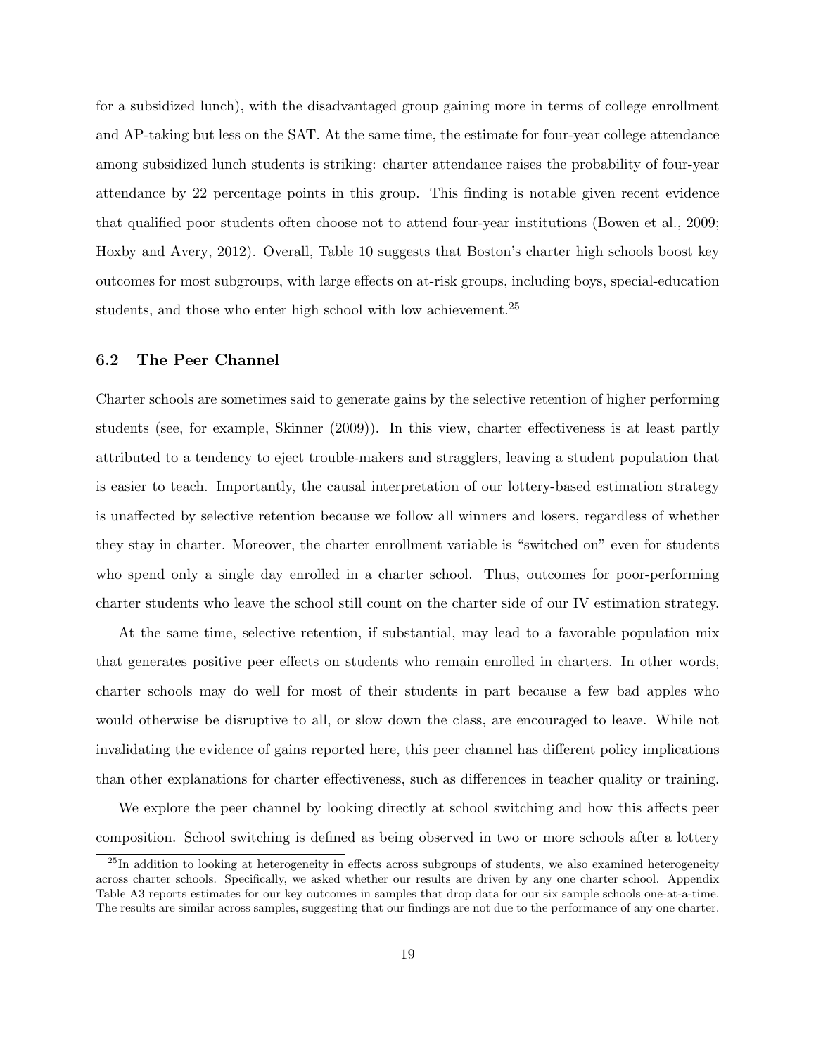for a subsidized lunch), with the disadvantaged group gaining more in terms of college enrollment and AP-taking but less on the SAT. At the same time, the estimate for four-year college attendance among subsidized lunch students is striking: charter attendance raises the probability of four-year attendance by 22 percentage points in this group. This finding is notable given recent evidence that qualified poor students often choose not to attend four-year institutions (Bowen et al., 2009; Hoxby and Avery, 2012). Overall, Table 10 suggests that Boston's charter high schools boost key outcomes for most subgroups, with large effects on at-risk groups, including boys, special-education students, and those who enter high school with low achievement.[25]

### 6.2 The Peer Channel

Charter schools are sometimes said to generate gains by the selective retention of higher performing students (see, for example, Skinner (2009)). In this view, charter effectiveness is at least partly attributed to a tendency to eject trouble-makers and stragglers, leaving a student population that is easier to teach. Importantly, the causal interpretation of our lottery-based estimation strategy is unaffected by selective retention because we follow all winners and losers, regardless of whether they stay in charter. Moreover, the charter enrollment variable is "switched on" even for students who spend only a single day enrolled in a charter school. Thus, outcomes for poor-performing charter students who leave the school still count on the charter side of our IV estimation strategy.

At the same time, selective retention, if substantial, may lead to a favorable population mix that generates positive peer effects on students who remain enrolled in charters. In other words, charter schools may do well for most of their students in part because a few bad apples who would otherwise be disruptive to all, or slow down the class, are encouraged to leave. While not invalidating the evidence of gains reported here, this peer channel has different policy implications than other explanations for charter effectiveness, such as differences in teacher quality or training.

We explore the peer channel by looking directly at school switching and how this affects peer composition. School switching is defined as being observed in two or more schools after a lottery

[25] In addition to looking at heterogeneity in effects across subgroups of students, we also examined heterogeneity across charter schools. Specifically, we asked whether our results are driven by any one charter school. Appendix Table A3 reports estimates for our key outcomes in samples that drop data for our six sample schools one-at-a-time. The results are similar across samples, suggesting that our findings are not due to the performance of any one charter.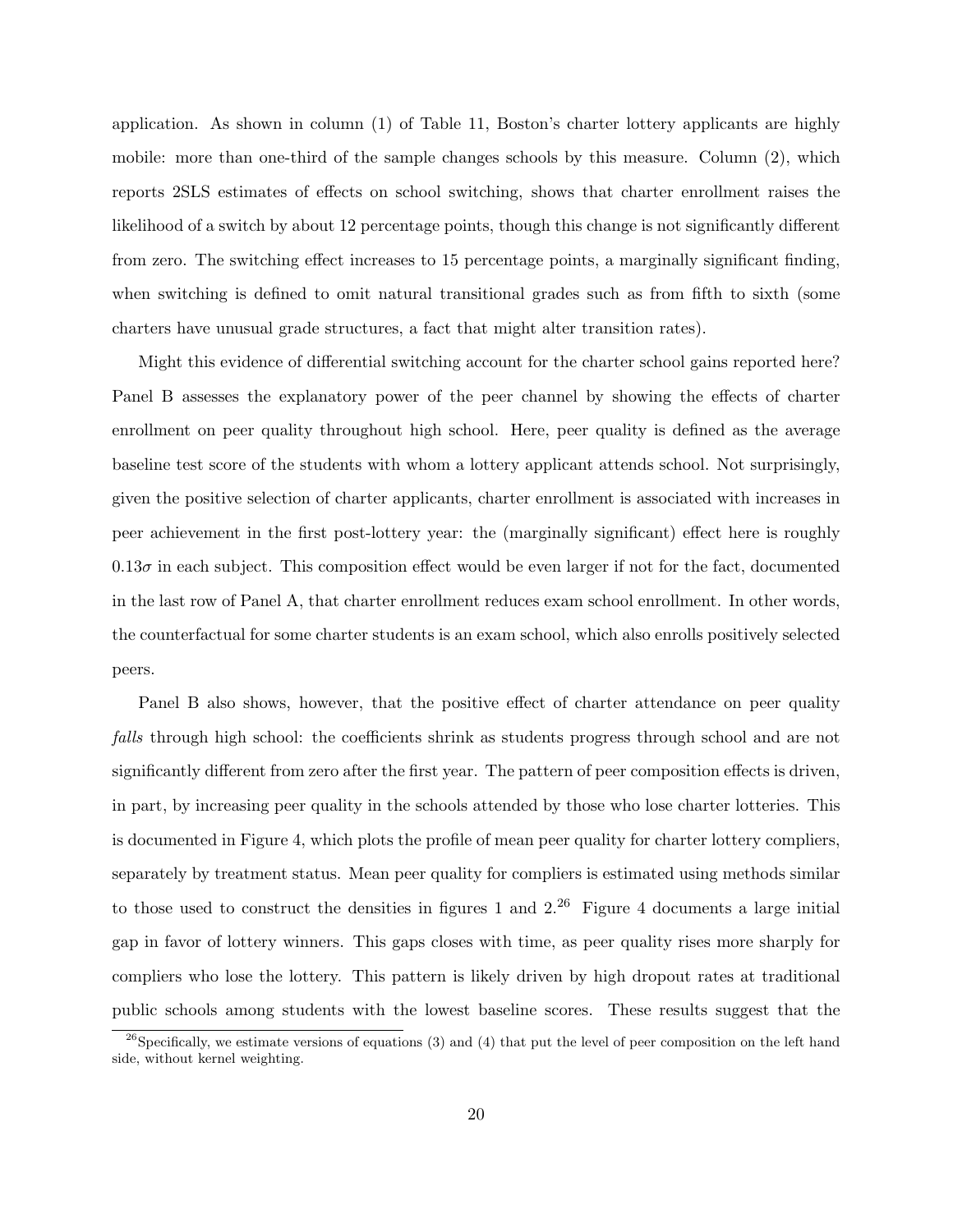application. As shown in column (1) of Table 11, Boston's charter lottery applicants are highly mobile: more than one-third of the sample changes schools by this measure. Column (2), which reports 2SLS estimates of effects on school switching, shows that charter enrollment raises the likelihood of a switch by about 12 percentage points, though this change is not significantly different from zero. The switching effect increases to 15 percentage points, a marginally significant finding, when switching is defined to omit natural transitional grades such as from fifth to sixth (some charters have unusual grade structures, a fact that might alter transition rates).

Might this evidence of differential switching account for the charter school gains reported here? Panel B assesses the explanatory power of the peer channel by showing the effects of charter enrollment on peer quality throughout high school. Here, peer quality is defined as the average baseline test score of the students with whom a lottery applicant attends school. Not surprisingly, given the positive selection of charter applicants, charter enrollment is associated with increases in peer achievement in the first post-lottery year: the (marginally significant) effect here is roughly $0.13\sigma$ in each subject. This composition effect would be even larger if not for the fact, documented in the last row of Panel A, that charter enrollment reduces exam school enrollment. In other words, the counterfactual for some charter students is an exam school, which also enrolls positively selected peers.

Panel B also shows, however, that the positive effect of charter attendance on peer quality *falls* through high school: the coefficients shrink as students progress through school and are not significantly different from zero after the first year. The pattern of peer composition effects is driven, in part, by increasing peer quality in the schools attended by those who lose charter lotteries. This is documented in Figure 4, which plots the profile of mean peer quality for charter lottery compliers, separately by treatment status. Mean peer quality for compliers is estimated using methods similar to those used to construct the densities in figures 1 and 2.[26] Figure 4 documents a large initial gap in favor of lottery winners. This gaps closes with time, as peer quality rises more sharply for compliers who lose the lottery. This pattern is likely driven by high dropout rates at traditional public schools among students with the lowest baseline scores. These results suggest that the

[26] Specifically, we estimate versions of equations (3) and (4) that put the level of peer composition on the left hand side, without kernel weighting.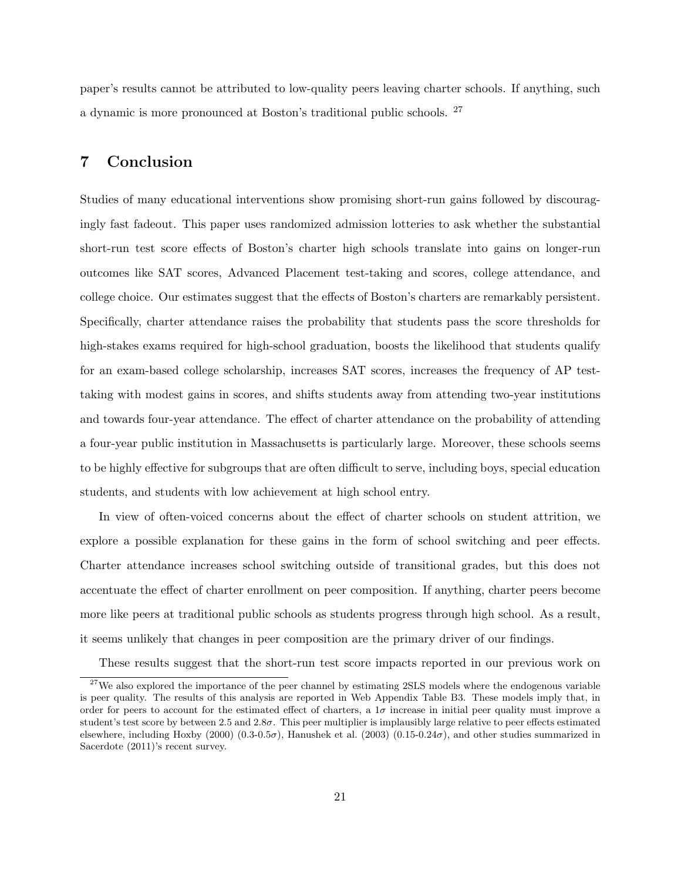paper's results cannot be attributed to low-quality peers leaving charter schools. If anything, such a dynamic is more pronounced at Boston's traditional public schools. [27]

# 7 Conclusion

Studies of many educational interventions show promising short-run gains followed by discouragingly fast fadeout. This paper uses randomized admission lotteries to ask whether the substantial short-run test score effects of Boston's charter high schools translate into gains on longer-run outcomes like SAT scores, Advanced Placement test-taking and scores, college attendance, and college choice. Our estimates suggest that the effects of Boston's charters are remarkably persistent. Specifically, charter attendance raises the probability that students pass the score thresholds for high-stakes exams required for high-school graduation, boosts the likelihood that students qualify for an exam-based college scholarship, increases SAT scores, increases the frequency of AP test-taking with modest gains in scores, and shifts students away from attending two-year institutions and towards four-year attendance. The effect of charter attendance on the probability of attending a four-year public institution in Massachusetts is particularly large. Moreover, these schools seems to be highly effective for subgroups that are often difficult to serve, including boys, special education students, and students with low achievement at high school entry.

In view of often-voiced concerns about the effect of charter schools on student attrition, we explore a possible explanation for these gains in the form of school switching and peer effects. Charter attendance increases school switching outside of transitional grades, but this does not accentuate the effect of charter enrollment on peer composition. If anything, charter peers become more like peers at traditional public schools as students progress through high school. As a result, it seems unlikely that changes in peer composition are the primary driver of our findings.

These results suggest that the short-run test score impacts reported in our previous work on

[27] We also explored the importance of the peer channel by estimating 2SLS models where the endogenous variable is peer quality. The results of this analysis are reported in Web Appendix Table B3. These models imply that, in order for peers to account for the estimated effect of charters, a $1\sigma$ increase in initial peer quality must improve a student's test score by between 2.5 and $2.8\sigma$. This peer multiplier is implausibly large relative to peer effects estimated elsewhere, including Hoxby (2000) ($0.3$-$0.5\sigma$), Hanushek et al. (2003) ($0.15$-$0.24\sigma$), and other studies summarized in Sacerdote (2011)'s recent survey.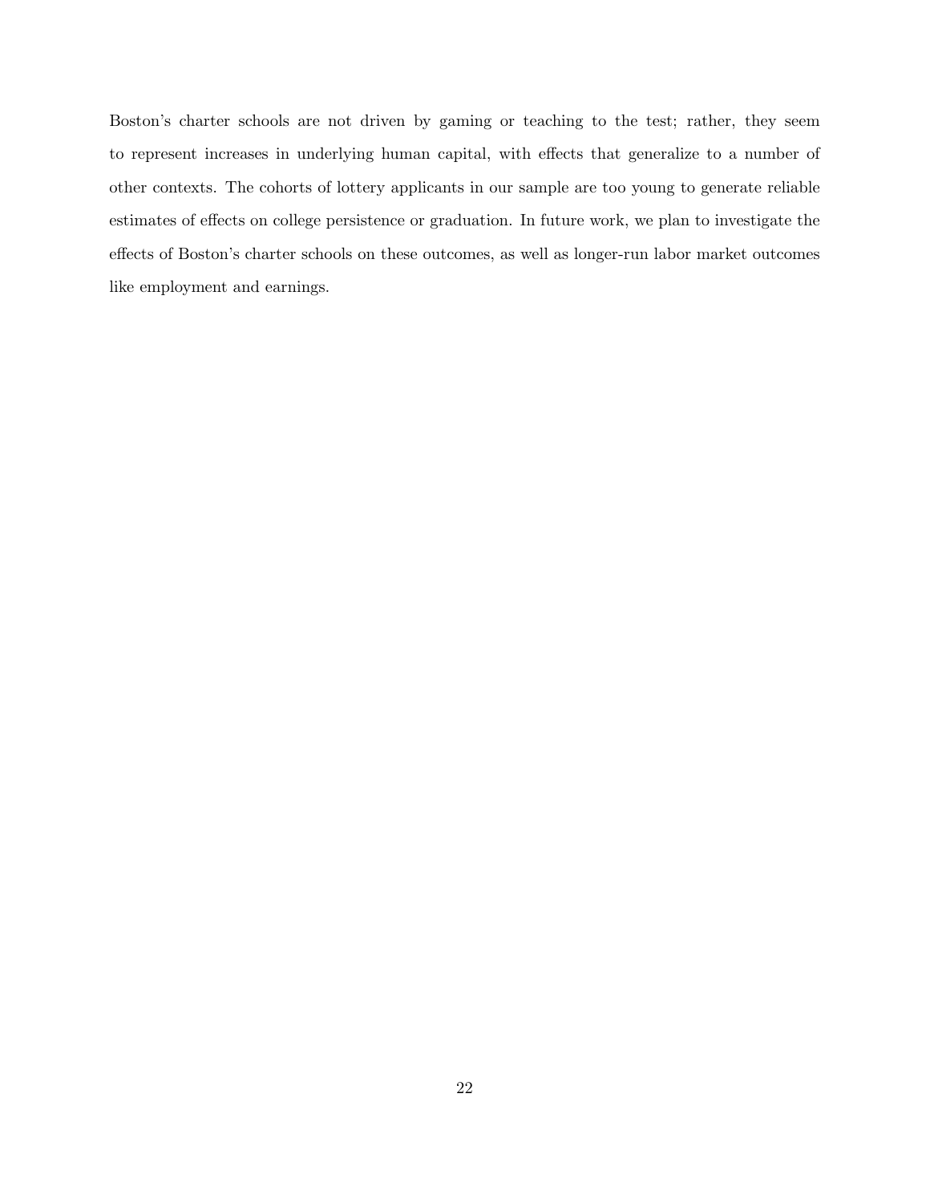Boston's charter schools are not driven by gaming or teaching to the test; rather, they seem to represent increases in underlying human capital, with effects that generalize to a number of other contexts. The cohorts of lottery applicants in our sample are too young to generate reliable estimates of effects on college persistence or graduation. In future work, we plan to investigate the effects of Boston's charter schools on these outcomes, as well as longer-run labor market outcomes like employment and earnings.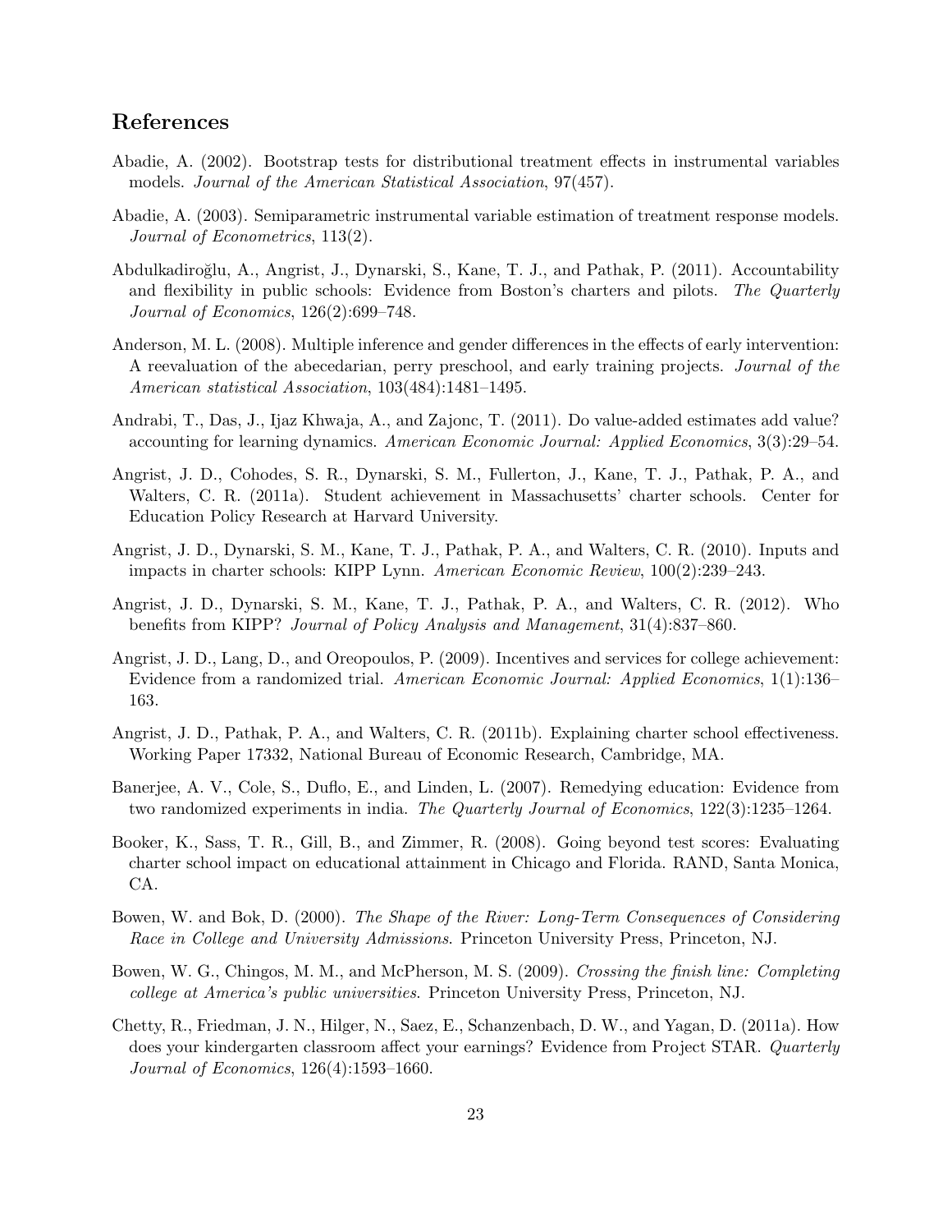## References

Abadie, A. (2002). Bootstrap tests for distributional treatment effects in instrumental variables models. *Journal of the American Statistical Association*, 97(457).

Abadie, A. (2003). Semiparametric instrumental variable estimation of treatment response models. *Journal of Econometrics*, 113(2).

Abdulkadiroğlu, A., Angrist, J., Dynarski, S., Kane, T. J., and Pathak, P. (2011). Accountability and flexibility in public schools: Evidence from Boston's charters and pilots. *The Quarterly Journal of Economics*, 126(2):699–748.

Anderson, M. L. (2008). Multiple inference and gender differences in the effects of early intervention: A reevaluation of the abecedarian, perry preschool, and early training projects. *Journal of the American statistical Association*, 103(484):1481–1495.

Andrabi, T., Das, J., Ijaz Khwaja, A., and Zajonc, T. (2011). Do value-added estimates add value? accounting for learning dynamics. *American Economic Journal: Applied Economics*, 3(3):29–54.

Angrist, J. D., Cohodes, S. R., Dynarski, S. M., Fullerton, J., Kane, T. J., Pathak, P. A., and Walters, C. R. (2011a). Student achievement in Massachusetts' charter schools. Center for Education Policy Research at Harvard University.

Angrist, J. D., Dynarski, S. M., Kane, T. J., Pathak, P. A., and Walters, C. R. (2010). Inputs and impacts in charter schools: KIPP Lynn. *American Economic Review*, 100(2):239–243.

Angrist, J. D., Dynarski, S. M., Kane, T. J., Pathak, P. A., and Walters, C. R. (2012). Who benefits from KIPP? *Journal of Policy Analysis and Management*, 31(4):837–860.

Angrist, J. D., Lang, D., and Oreopoulos, P. (2009). Incentives and services for college achievement: Evidence from a randomized trial. *American Economic Journal: Applied Economics*, 1(1):136–163.

Angrist, J. D., Pathak, P. A., and Walters, C. R. (2011b). Explaining charter school effectiveness. Working Paper 17332, National Bureau of Economic Research, Cambridge, MA.

Banerjee, A. V., Cole, S., Duflo, E., and Linden, L. (2007). Remedying education: Evidence from two randomized experiments in india. *The Quarterly Journal of Economics*, 122(3):1235–1264.

Booker, K., Sass, T. R., Gill, B., and Zimmer, R. (2008). Going beyond test scores: Evaluating charter school impact on educational attainment in Chicago and Florida. RAND, Santa Monica, CA.

Bowen, W. and Bok, D. (2000). *The Shape of the River: Long-Term Consequences of Considering Race in College and University Admissions*. Princeton University Press, Princeton, NJ.

Bowen, W. G., Chingos, M. M., and McPherson, M. S. (2009). *Crossing the finish line: Completing college at America's public universities*. Princeton University Press, Princeton, NJ.

Chetty, R., Friedman, J. N., Hilger, N., Saez, E., Schanzenbach, D. W., and Yagan, D. (2011a). How does your kindergarten classroom affect your earnings? Evidence from Project STAR. *Quarterly Journal of Economics*, 126(4):1593–1660.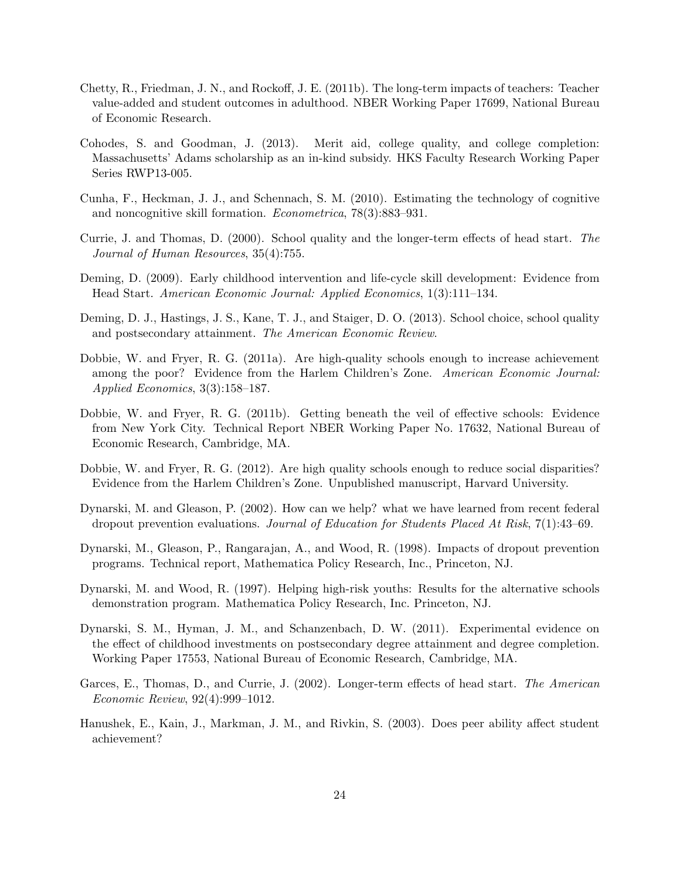Chetty, R., Friedman, J. N., and Rockoff, J. E. (2011b). The long-term impacts of teachers: Teacher value-added and student outcomes in adulthood. NBER Working Paper 17699, National Bureau of Economic Research.

Cohodes, S. and Goodman, J. (2013). Merit aid, college quality, and college completion: Massachusetts' Adams scholarship as an in-kind subsidy. HKS Faculty Research Working Paper Series RWP13-005.

Cunha, F., Heckman, J. J., and Schennach, S. M. (2010). Estimating the technology of cognitive and noncognitive skill formation. *Econometrica*, 78(3):883–931.

Currie, J. and Thomas, D. (2000). School quality and the longer-term effects of head start. *The Journal of Human Resources*, 35(4):755.

Deming, D. (2009). Early childhood intervention and life-cycle skill development: Evidence from Head Start. *American Economic Journal: Applied Economics*, 1(3):111–134.

Deming, D. J., Hastings, J. S., Kane, T. J., and Staiger, D. O. (2013). School choice, school quality and postsecondary attainment. *The American Economic Review*.

Dobbie, W. and Fryer, R. G. (2011a). Are high-quality schools enough to increase achievement among the poor? Evidence from the Harlem Children's Zone. *American Economic Journal: Applied Economics*, 3(3):158–187.

Dobbie, W. and Fryer, R. G. (2011b). Getting beneath the veil of effective schools: Evidence from New York City. Technical Report NBER Working Paper No. 17632, National Bureau of Economic Research, Cambridge, MA.

Dobbie, W. and Fryer, R. G. (2012). Are high quality schools enough to reduce social disparities? Evidence from the Harlem Children's Zone. Unpublished manuscript, Harvard University.

Dynarski, M. and Gleason, P. (2002). How can we help? what we have learned from recent federal dropout prevention evaluations. *Journal of Education for Students Placed At Risk*, 7(1):43–69.

Dynarski, M., Gleason, P., Rangarajan, A., and Wood, R. (1998). Impacts of dropout prevention programs. Technical report, Mathematica Policy Research, Inc., Princeton, NJ.

Dynarski, M. and Wood, R. (1997). Helping high-risk youths: Results for the alternative schools demonstration program. Mathematica Policy Research, Inc. Princeton, NJ.

Dynarski, S. M., Hyman, J. M., and Schanzenbach, D. W. (2011). Experimental evidence on the effect of childhood investments on postsecondary degree attainment and degree completion. Working Paper 17553, National Bureau of Economic Research, Cambridge, MA.

Garces, E., Thomas, D., and Currie, J. (2002). Longer-term effects of head start. *The American Economic Review*, 92(4):999–1012.

Hanushek, E., Kain, J., Markman, J. M., and Rivkin, S. (2003). Does peer ability affect student achievement?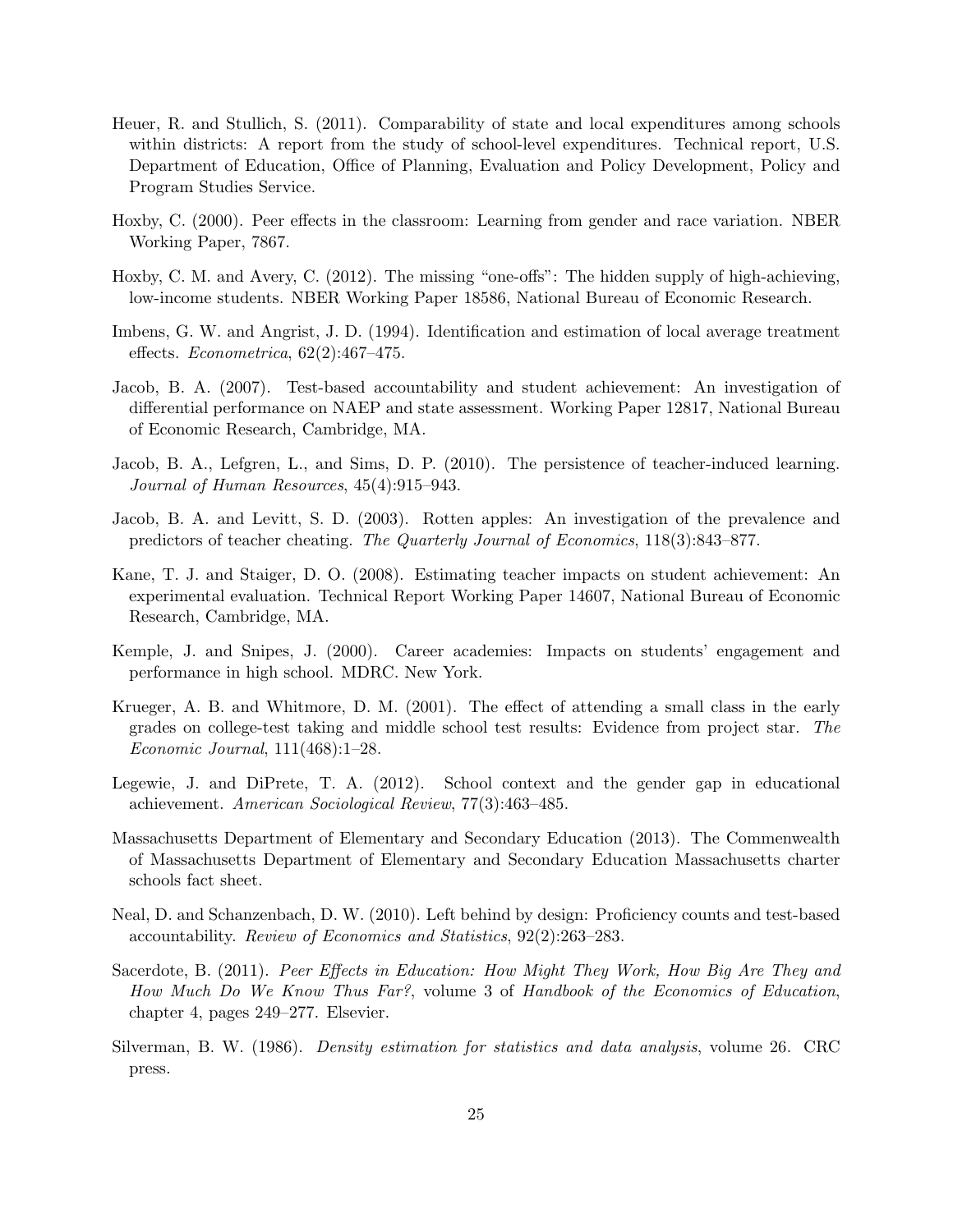Heuer, R. and Stullich, S. (2011). Comparability of state and local expenditures among schools within districts: A report from the study of school-level expenditures. Technical report, U.S. Department of Education, Office of Planning, Evaluation and Policy Development, Policy and Program Studies Service.

Hoxby, C. (2000). Peer effects in the classroom: Learning from gender and race variation. NBER Working Paper, 7867.

Hoxby, C. M. and Avery, C. (2012). The missing "one-offs": The hidden supply of high-achieving, low-income students. NBER Working Paper 18586, National Bureau of Economic Research.

Imbens, G. W. and Angrist, J. D. (1994). Identification and estimation of local average treatment effects. *Econometrica*, 62(2):467–475.

Jacob, B. A. (2007). Test-based accountability and student achievement: An investigation of differential performance on NAEP and state assessment. Working Paper 12817, National Bureau of Economic Research, Cambridge, MA.

Jacob, B. A., Lefgren, L., and Sims, D. P. (2010). The persistence of teacher-induced learning. *Journal of Human Resources*, 45(4):915–943.

Jacob, B. A. and Levitt, S. D. (2003). Rotten apples: An investigation of the prevalence and predictors of teacher cheating. *The Quarterly Journal of Economics*, 118(3):843–877.

Kane, T. J. and Staiger, D. O. (2008). Estimating teacher impacts on student achievement: An experimental evaluation. Technical Report Working Paper 14607, National Bureau of Economic Research, Cambridge, MA.

Kemple, J. and Snipes, J. (2000). Career academies: Impacts on students' engagement and performance in high school. MDRC. New York.

Krueger, A. B. and Whitmore, D. M. (2001). The effect of attending a small class in the early grades on college-test taking and middle school test results: Evidence from project star. *The Economic Journal*, 111(468):1–28.

Legewie, J. and DiPrete, T. A. (2012). School context and the gender gap in educational achievement. *American Sociological Review*, 77(3):463–485.

Massachusetts Department of Elementary and Secondary Education (2013). The Commenwealth of Massachusetts Department of Elementary and Secondary Education Massachusetts charter schools fact sheet.

Neal, D. and Schanzenbach, D. W. (2010). Left behind by design: Proficiency counts and test-based accountability. *Review of Economics and Statistics*, 92(2):263–283.

Sacerdote, B. (2011). *Peer Effects in Education: How Might They Work, How Big Are They and How Much Do We Know Thus Far?*, volume 3 of *Handbook of the Economics of Education*, chapter 4, pages 249–277. Elsevier.

Silverman, B. W. (1986). *Density estimation for statistics and data analysis*, volume 26. CRC press.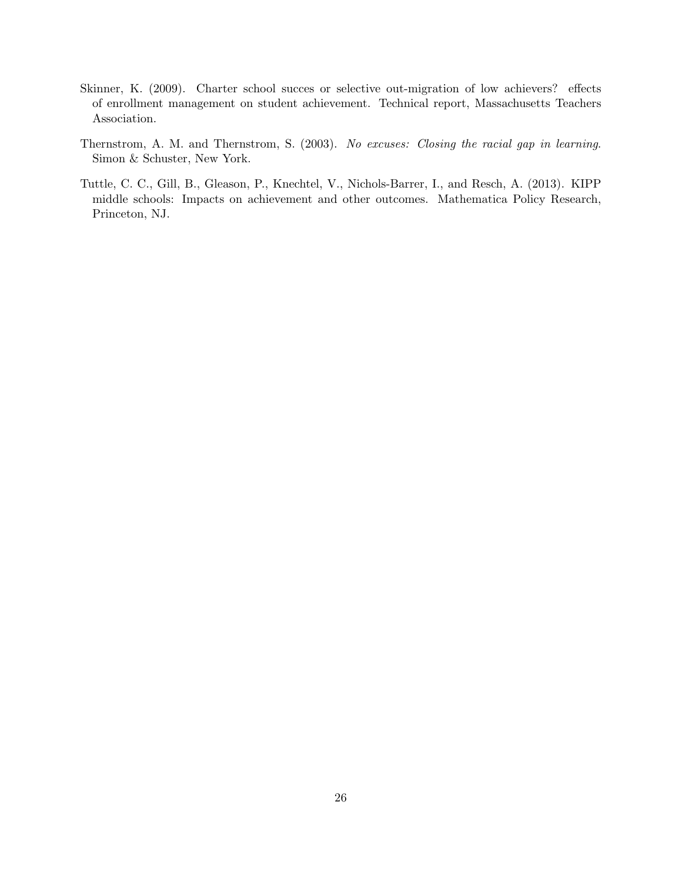Skinner, K. (2009). Charter school succes or selective out-migration of low achievers? effects of enrollment management on student achievement. Technical report, Massachusetts Teachers Association.

Thernstrom, A. M. and Thernstrom, S. (2003). *No excuses: Closing the racial gap in learning*. Simon & Schuster, New York.

Tuttle, C. C., Gill, B., Gleason, P., Knechtel, V., Nichols-Barrer, I., and Resch, A. (2013). KIPP middle schools: Impacts on achievement and other outcomes. Mathematica Policy Research, Princeton, NJ.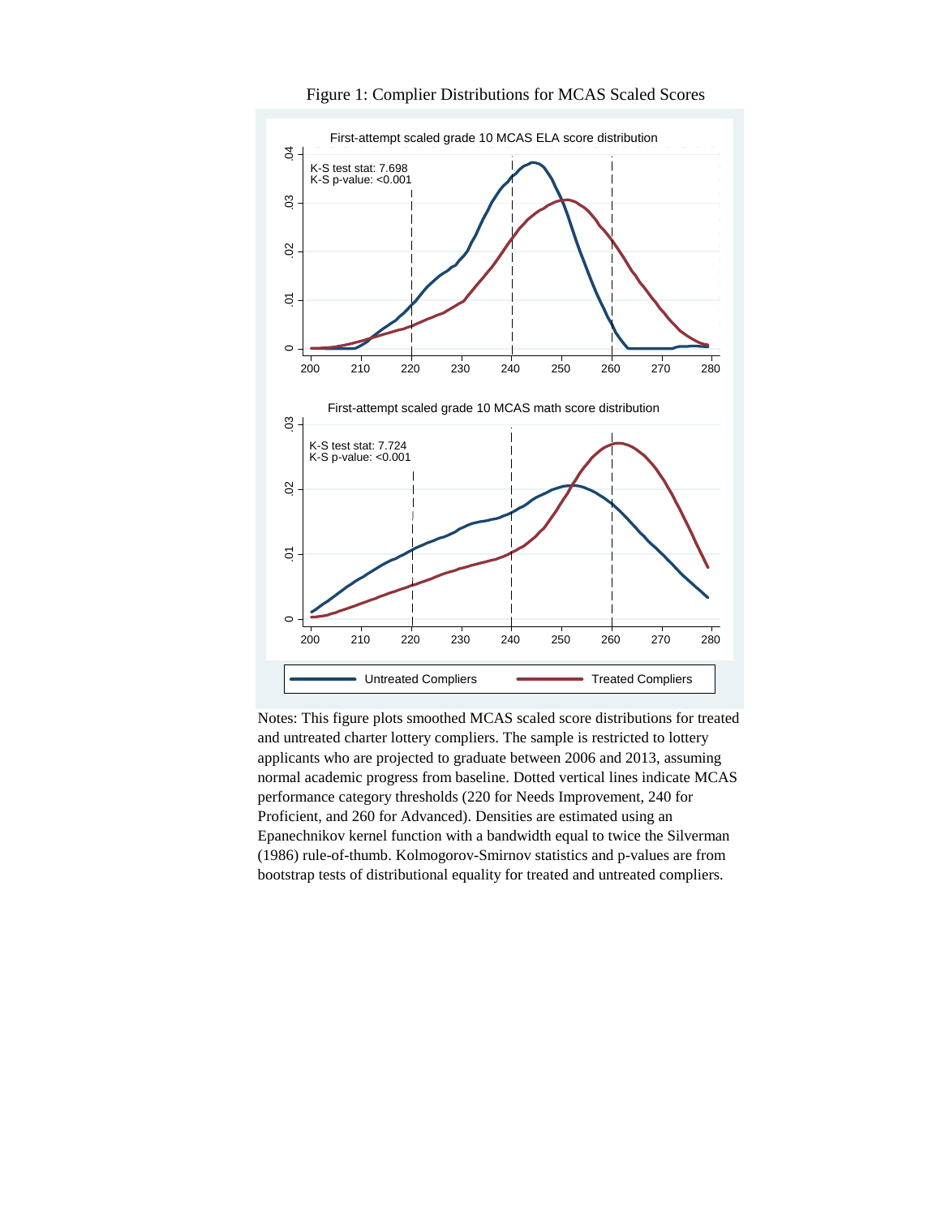Figure 1: Complier Distributions for MCAS Scaled Scores

First-attempt scaled grade 10 MCAS ELA score distribution

K-S test stat: 7.698
K-S p-value: <0.001

First-attempt scaled grade 10 MCAS math score distribution

K-S test stat: 7.724
K-S p-value: <0.001

Untreated Compliers — Treated Compliers

Notes: This figure plots smoothed MCAS scaled score distributions for treated and untreated charter lottery compliers. The sample is restricted to lottery applicants who are projected to graduate between 2006 and 2013, assuming normal academic progress from baseline. Dotted vertical lines indicate MCAS performance category thresholds (220 for Needs Improvement, 240 for Proficient, and 260 for Advanced). Densities are estimated using an Epanechnikov kernel function with a bandwidth equal to twice the Silverman (1986) rule-of-thumb. Kolmogorov-Smirnov statistics and p-values are from bootstrap tests of distributional equality for treated and untreated compliers.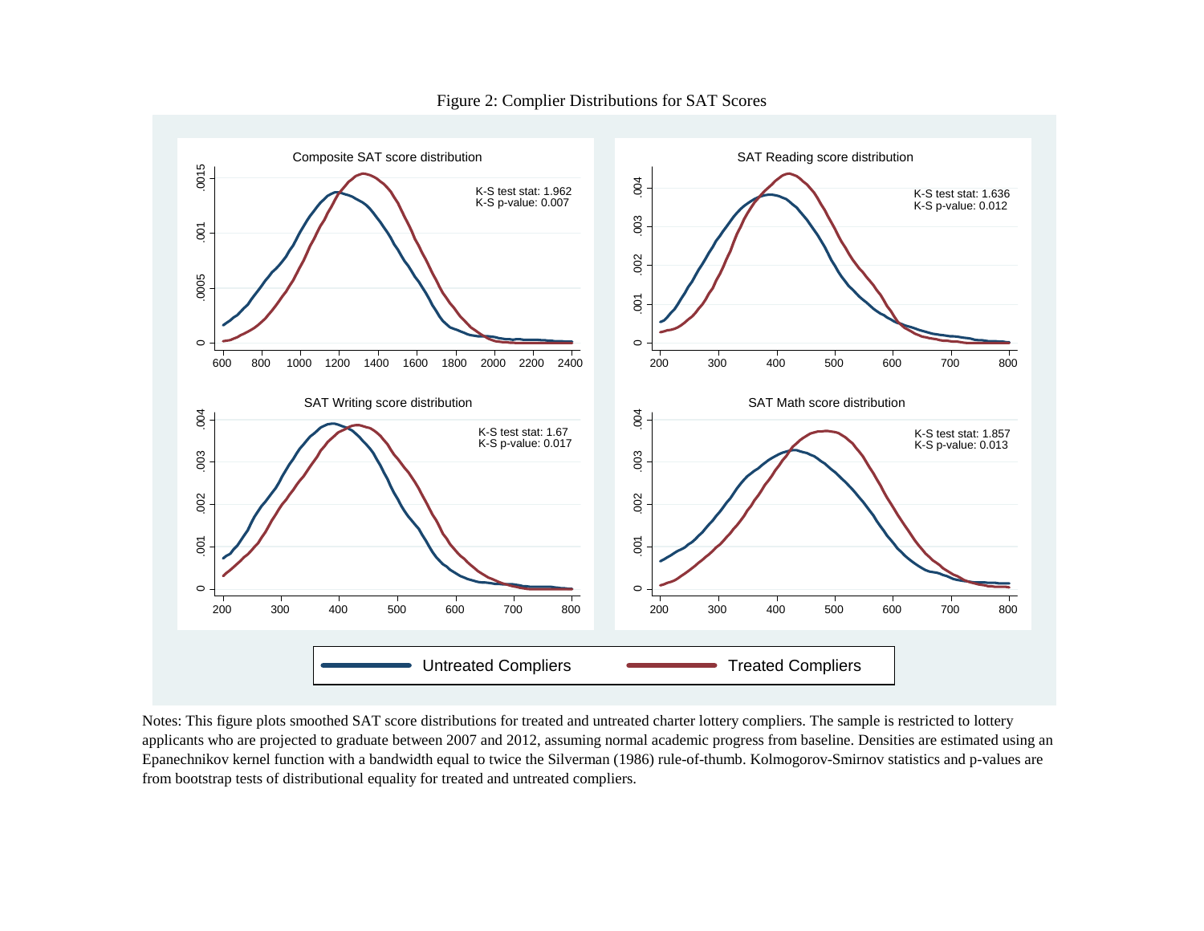Figure 2: Complier Distributions for SAT Scores

Notes: This figure plots smoothed SAT score distributions for treated and untreated charter lottery compliers. The sample is restricted to lottery applicants who are projected to graduate between 2007 and 2012, assuming normal academic progress from baseline. Densities are estimated using an Epanechnikov kernel function with a bandwidth equal to twice the Silverman (1986) rule-of-thumb. Kolmogorov-Smirnov statistics and p-values are from bootstrap tests of distributional equality for treated and untreated compliers.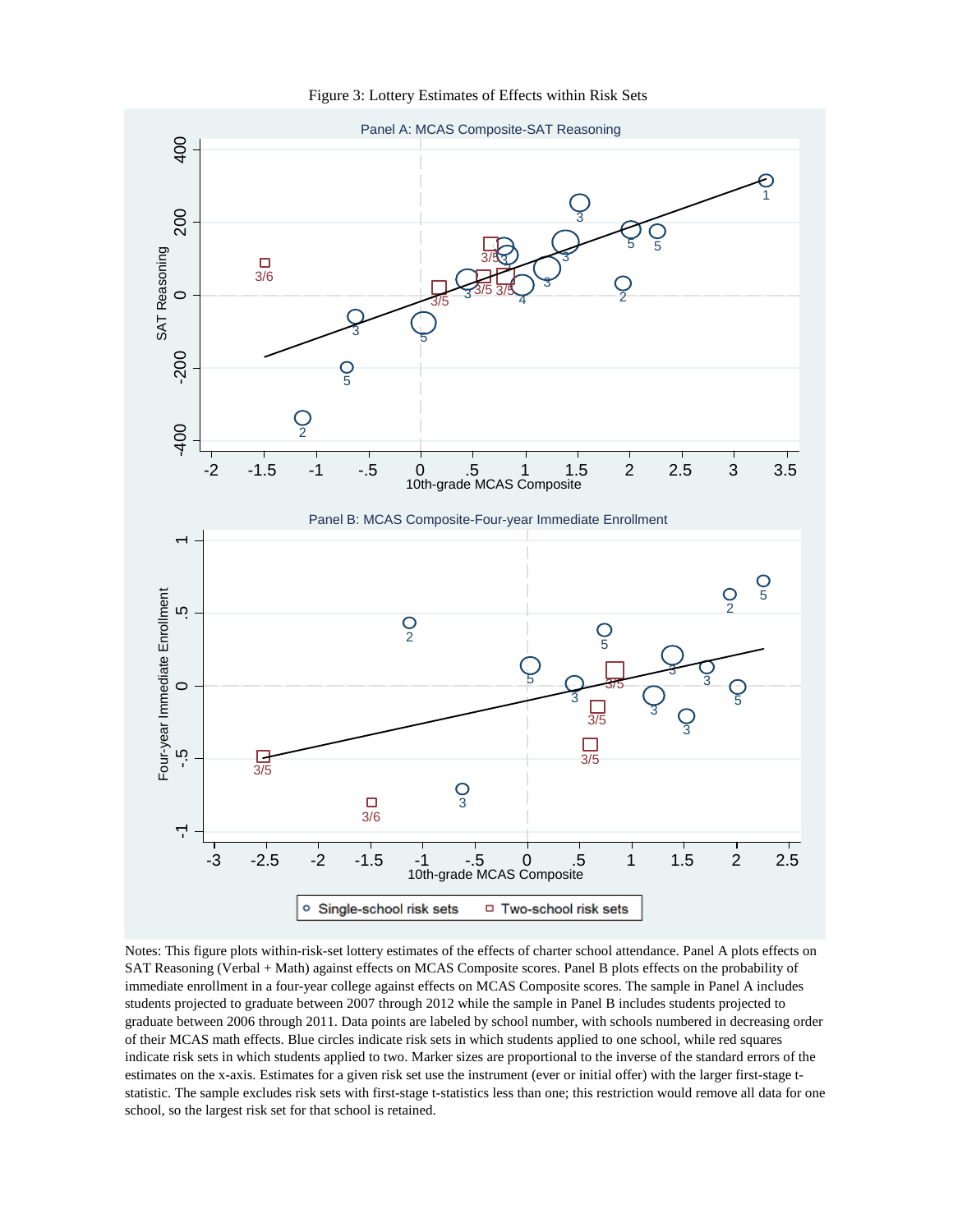Figure 3: Lottery Estimates of Effects within Risk Sets

Notes: This figure plots within-risk-set lottery estimates of the effects of charter school attendance. Panel A plots effects on SAT Reasoning (Verbal + Math) against effects on MCAS Composite scores. Panel B plots effects on the probability of immediate enrollment in a four-year college against effects on MCAS Composite scores. The sample in Panel A includes students projected to graduate between 2007 through 2012 while the sample in Panel B includes students projected to graduate between 2006 through 2011. Data points are labeled by school number, with schools numbered in decreasing order of their MCAS math effects. Blue circles indicate risk sets in which students applied to one school, while red squares indicate risk sets in which students applied to two. Marker sizes are proportional to the inverse of the standard errors of the estimates on the x-axis. Estimates for a given risk set use the instrument (ever or initial offer) with the larger first-stage t-statistic. The sample excludes risk sets with first-stage t-statistics less than one; this restriction would remove all data for one school, so the largest risk set for that school is retained.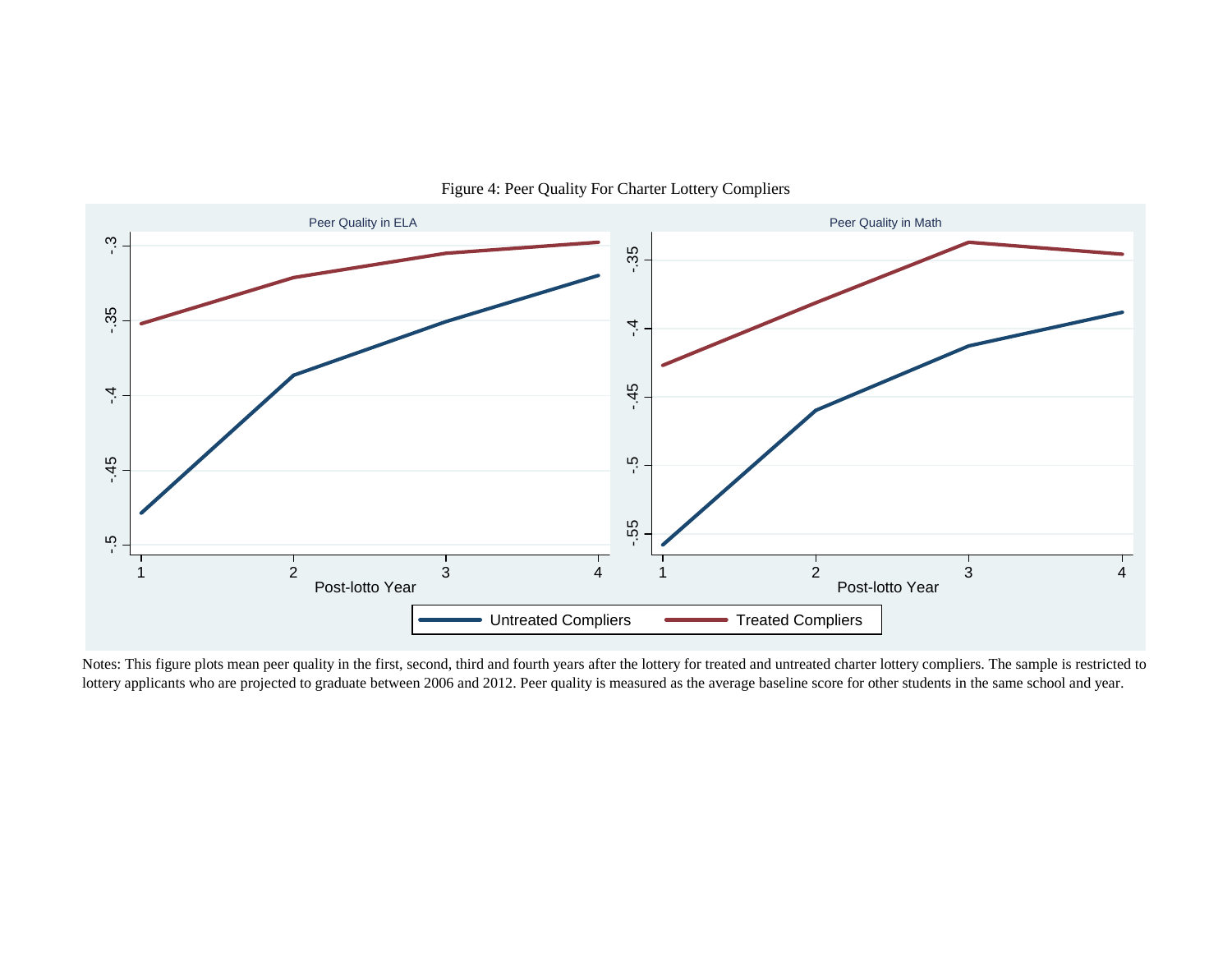Figure 4: Peer Quality For Charter Lottery Compliers

Notes: This figure plots mean peer quality in the first, second, third and fourth years after the lottery for treated and untreated charter lottery compliers. The sample is restricted to lottery applicants who are projected to graduate between 2006 and 2012. Peer quality is measured as the average baseline score for other students in the same school and year.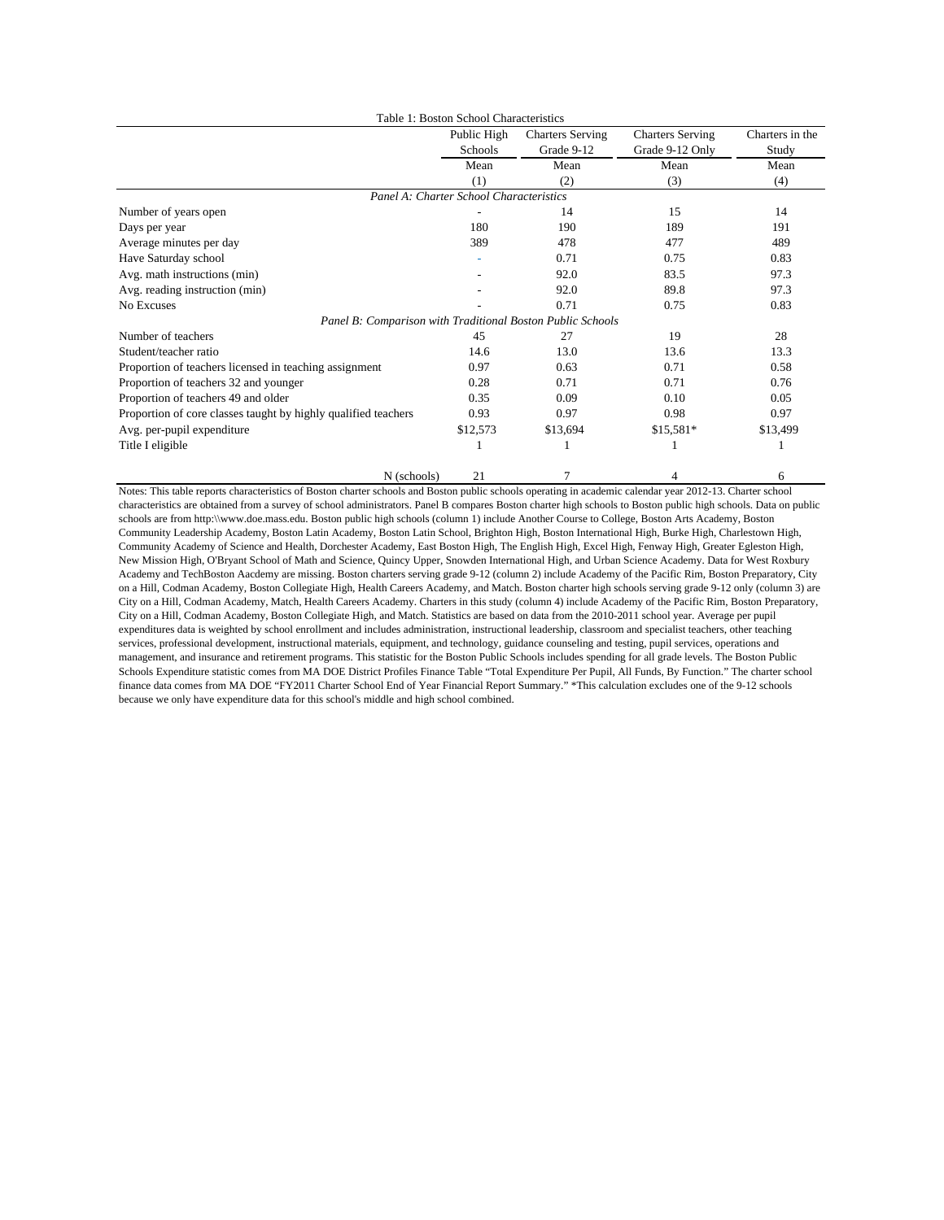Table 1: Boston School Characteristics

| | Public High Schools | Charters Serving Grade 9-12 | Charters Serving Grade 9-12 Only | Charters in the Study |
|---|---|---|---|---|
| | Mean | Mean | Mean | Mean |
| | (1) | (2) | (3) | (4) |
| *Panel A: Charter School Characteristics* | | | | |
| Number of years open | - | 14 | 15 | 14 |
| Days per year | 180 | 190 | 189 | 191 |
| Average minutes per day | 389 | 478 | 477 | 489 |
| Have Saturday school | - | 0.71 | 0.75 | 0.83 |
| Avg. math instructions (min) | - | 92.0 | 83.5 | 97.3 |
| Avg. reading instruction (min) | - | 92.0 | 89.8 | 97.3 |
| No Excuses | - | 0.71 | 0.75 | 0.83 |
| *Panel B: Comparison with Traditional Boston Public Schools* | | | | |
| Number of teachers | 45 | 27 | 19 | 28 |
| Student/teacher ratio | 14.6 | 13.0 | 13.6 | 13.3 |
| Proportion of teachers licensed in teaching assignment | 0.97 | 0.63 | 0.71 | 0.58 |
| Proportion of teachers 32 and younger | 0.28 | 0.71 | 0.71 | 0.76 |
| Proportion of teachers 49 and older | 0.35 | 0.09 | 0.10 | 0.05 |
| Proportion of core classes taught by highly qualified teachers | 0.93 | 0.97 | 0.98 | 0.97 |
| Avg. per-pupil expenditure | $12,573 | $13,694 | $15,581* | $13,499 |
| Title I eligible | 1 | 1 | 1 | 1 |
| N (schools) | 21 | 7 | 4 | 6 |

Notes: This table reports characteristics of Boston charter schools and Boston public schools operating in academic calendar year 2012-13. Charter school characteristics are obtained from a survey of school administrators. Panel B compares Boston charter high schools to Boston public high schools. Data on public schools are from http:\\www.doe.mass.edu. Boston public high schools (column 1) include Another Course to College, Boston Arts Academy, Boston Community Leadership Academy, Boston Latin Academy, Boston Latin School, Brighton High, Boston International High, Burke High, Charlestown High, Community Academy of Science and Health, Dorchester Academy, East Boston High, The English High, Excel High, Fenway High, Greater Egleston High, New Mission High, O'Bryant School of Math and Science, Quincy Upper, Snowden International High, and Urban Science Academy. Data for West Roxbury Academy and TechBoston Aacdemy are missing. Boston charters serving grade 9-12 (column 2) include Academy of the Pacific Rim, Boston Preparatory, City on a Hill, Codman Academy, Boston Collegiate High, Health Careers Academy, and Match. Boston charter high schools serving grade 9-12 only (column 3) are City on a Hill, Codman Academy, Match, Health Careers Academy. Charters in this study (column 4) include Academy of the Pacific Rim, Boston Preparatory, City on a Hill, Codman Academy, Boston Collegiate High, and Match. Statistics are based on data from the 2010-2011 school year. Average per pupil expenditures data is weighted by school enrollment and includes administration, instructional leadership, classroom and specialist teachers, other teaching services, professional development, instructional materials, equipment, and technology, guidance counseling and testing, pupil services, operations and management, and insurance and retirement programs. This statistic for the Boston Public Schools includes spending for all grade levels. The Boston Public Schools Expenditure statistic comes from MA DOE District Profiles Finance Table "Total Expenditure Per Pupil, All Funds, By Function." The charter school finance data comes from MA DOE "FY2011 Charter School End of Year Financial Report Summary." *This calculation excludes one of the 9-12 schools because we only have expenditure data for this school's middle and high school combined.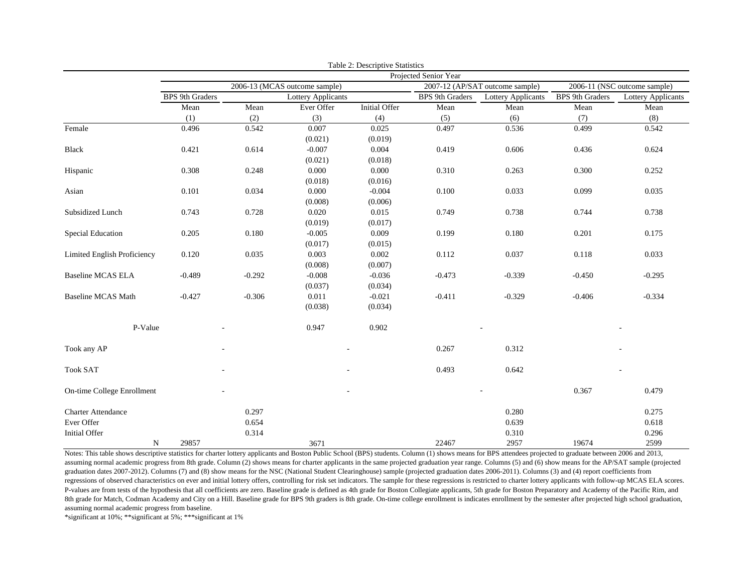Table 2: Descriptive Statistics

| | Projected Senior Year | | | | | | | |
|---|---|---|---|---|---|---|---|---|
| | 2006-13 (MCAS outcome sample) | | | | 2007-12 (AP/SAT outcome sample) | | 2006-11 (NSC outcome sample) | |
| | BPS 9th Graders | Lottery Applicants | | | BPS 9th Graders | Lottery Applicants | BPS 9th Graders | Lottery Applicants |
| | Mean | Mean | Ever Offer | Initial Offer | Mean | Mean | Mean | Mean |
| | (1) | (2) | (3) | (4) | (5) | (6) | (7) | (8) |
| Female | 0.496 | 0.542 | 0.007 | 0.025 | 0.497 | 0.536 | 0.499 | 0.542 |
| | | | (0.021) | (0.019) | | | | |
| Black | 0.421 | 0.614 | -0.007 | 0.004 | 0.419 | 0.606 | 0.436 | 0.624 |
| | | | (0.021) | (0.018) | | | | |
| Hispanic | 0.308 | 0.248 | 0.000 | 0.000 | 0.310 | 0.263 | 0.300 | 0.252 |
| | | | (0.018) | (0.016) | | | | |
| Asian | 0.101 | 0.034 | 0.000 | -0.004 | 0.100 | 0.033 | 0.099 | 0.035 |
| | | | (0.008) | (0.006) | | | | |
| Subsidized Lunch | 0.743 | 0.728 | 0.020 | 0.015 | 0.749 | 0.738 | 0.744 | 0.738 |
| | | | (0.019) | (0.017) | | | | |
| Special Education | 0.205 | 0.180 | -0.005 | 0.009 | 0.199 | 0.180 | 0.201 | 0.175 |
| | | | (0.017) | (0.015) | | | | |
| Limited English Proficiency | 0.120 | 0.035 | 0.003 | 0.002 | 0.112 | 0.037 | 0.118 | 0.033 |
| | | | (0.008) | (0.007) | | | | |
| Baseline MCAS ELA | -0.489 | -0.292 | -0.008 | -0.036 | -0.473 | -0.339 | -0.450 | -0.295 |
| | | | (0.037) | (0.034) | | | | |
| Baseline MCAS Math | -0.427 | -0.306 | 0.011 | -0.021 | -0.411 | -0.329 | -0.406 | -0.334 |
| | | | (0.038) | (0.034) | | | | |
| P-Value | - | | 0.947 | 0.902 | - | | - | |
| Took any AP | - | | - | | 0.267 | 0.312 | - | |
| Took SAT | - | | - | | 0.493 | 0.642 | - | |
| On-time College Enrollment | - | | - | | - | | 0.367 | 0.479 |
| Charter Attendance | | 0.297 | | | | 0.280 | | 0.275 |
| Ever Offer | | 0.654 | | | | 0.639 | | 0.618 |
| Initial Offer | | 0.314 | | | | 0.310 | | 0.296 |
| N | 29857 | | 3671 | | 22467 | 2957 | 19674 | 2599 |

Notes: This table shows descriptive statistics for charter lottery applicants and Boston Public School (BPS) students. Column (1) shows means for BPS attendees projected to graduate between 2006 and 2013, assuming normal academic progress from 8th grade. Column (2) shows means for charter applicants in the same projected graduation year range. Columns (5) and (6) show means for the AP/SAT sample (projected graduation dates 2007-2012). Columns (7) and (8) show means for the NSC (National Student Clearinghouse) sample (projected graduation dates 2006-2011). Columns (3) and (4) report coefficients from regressions of observed characteristics on ever and initial lottery offers, controlling for risk set indicators. The sample for these regressions is restricted to charter lottery applicants with follow-up MCAS ELA scores. P-values are from tests of the hypothesis that all coefficients are zero. Baseline grade is defined as 4th grade for Boston Collegiate applicants, 5th grade for Boston Preparatory and Academy of the Pacific Rim, and 8th grade for Match, Codman Academy and City on a Hill. Baseline grade for BPS 9th graders is 8th grade. On-time college enrollment is indicates enrollment by the semester after projected high school graduation, assuming normal academic progress from baseline.

*significant at 10%; **significant at 5%; ***significant at 1%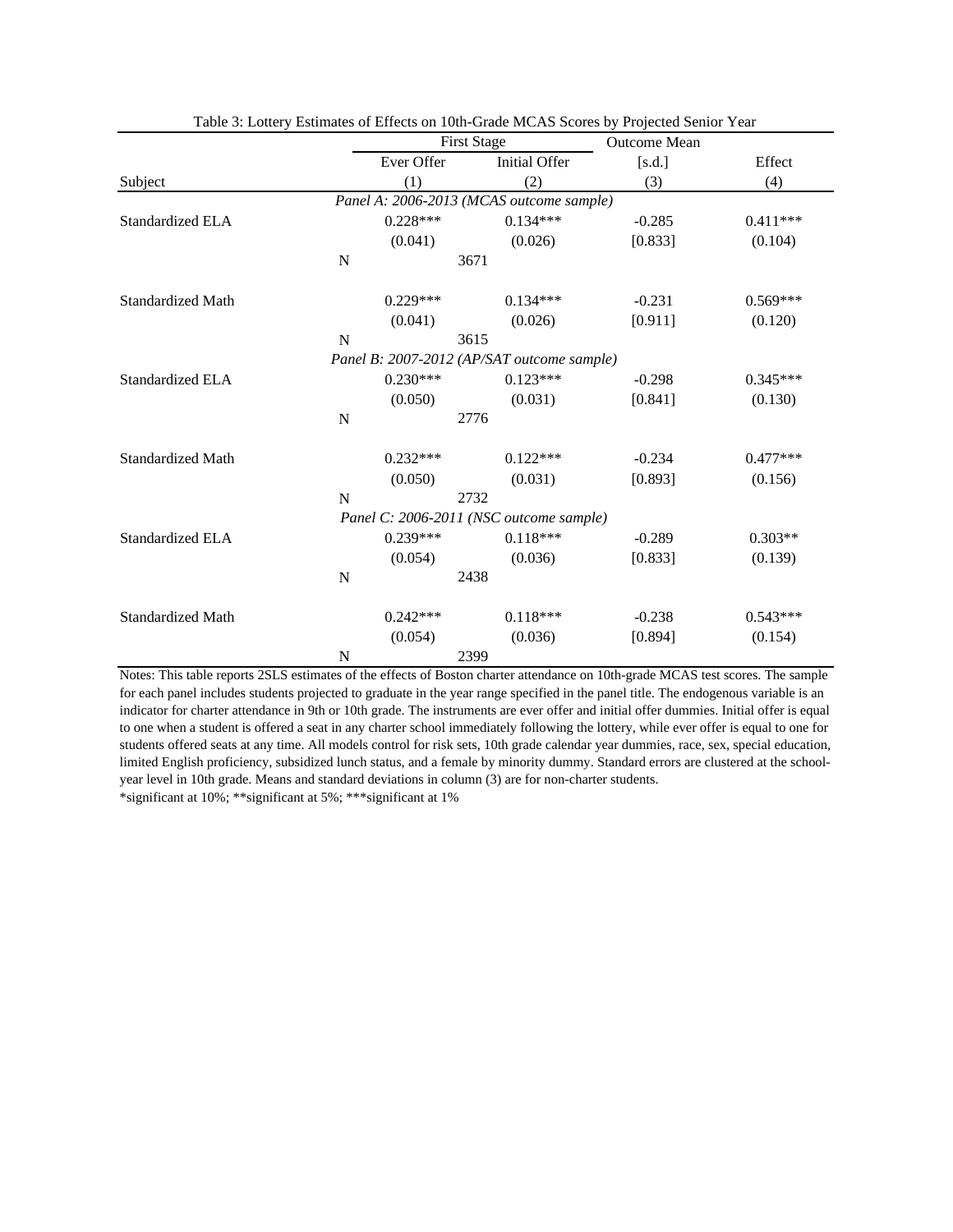Table 3: Lottery Estimates of Effects on 10th-Grade MCAS Scores by Projected Senior Year

| | First Stage | | Outcome Mean | |
|---|---|---|---|---|
| | Ever Offer | Initial Offer | [s.d.] | Effect |
| Subject | (1) | (2) | (3) | (4) |
| *Panel A: 2006-2013 (MCAS outcome sample)* | | | | |
| Standardized ELA | 0.228*** | 0.134*** | -0.285 | 0.411*** |
| | (0.041) | (0.026) | [0.833] | (0.104) |
| N | 3671 | | | |
| Standardized Math | 0.229*** | 0.134*** | -0.231 | 0.569*** |
| | (0.041) | (0.026) | [0.911] | (0.120) |
| N | 3615 | | | |
| *Panel B: 2007-2012 (AP/SAT outcome sample)* | | | | |
| Standardized ELA | 0.230*** | 0.123*** | -0.298 | 0.345*** |
| | (0.050) | (0.031) | [0.841] | (0.130) |
| N | 2776 | | | |
| Standardized Math | 0.232*** | 0.122*** | -0.234 | 0.477*** |
| | (0.050) | (0.031) | [0.893] | (0.156) |
| N | 2732 | | | |
| *Panel C: 2006-2011 (NSC outcome sample)* | | | | |
| Standardized ELA | 0.239*** | 0.118*** | -0.289 | 0.303** |
| | (0.054) | (0.036) | [0.833] | (0.139) |
| N | 2438 | | | |
| Standardized Math | 0.242*** | 0.118*** | -0.238 | 0.543*** |
| | (0.054) | (0.036) | [0.894] | (0.154) |
| N | 2399 | | | |

Notes: This table reports 2SLS estimates of the effects of Boston charter attendance on 10th-grade MCAS test scores. The sample for each panel includes students projected to graduate in the year range specified in the panel title. The endogenous variable is an indicator for charter attendance in 9th or 10th grade. The instruments are ever offer and initial offer dummies. Initial offer is equal to one when a student is offered a seat in any charter school immediately following the lottery, while ever offer is equal to one for students offered seats at any time. All models control for risk sets, 10th grade calendar year dummies, race, sex, special education, limited English proficiency, subsidized lunch status, and a female by minority dummy. Standard errors are clustered at the school-year level in 10th grade. Means and standard deviations in column (3) are for non-charter students.

*significant at 10%; **significant at 5%; ***significant at 1%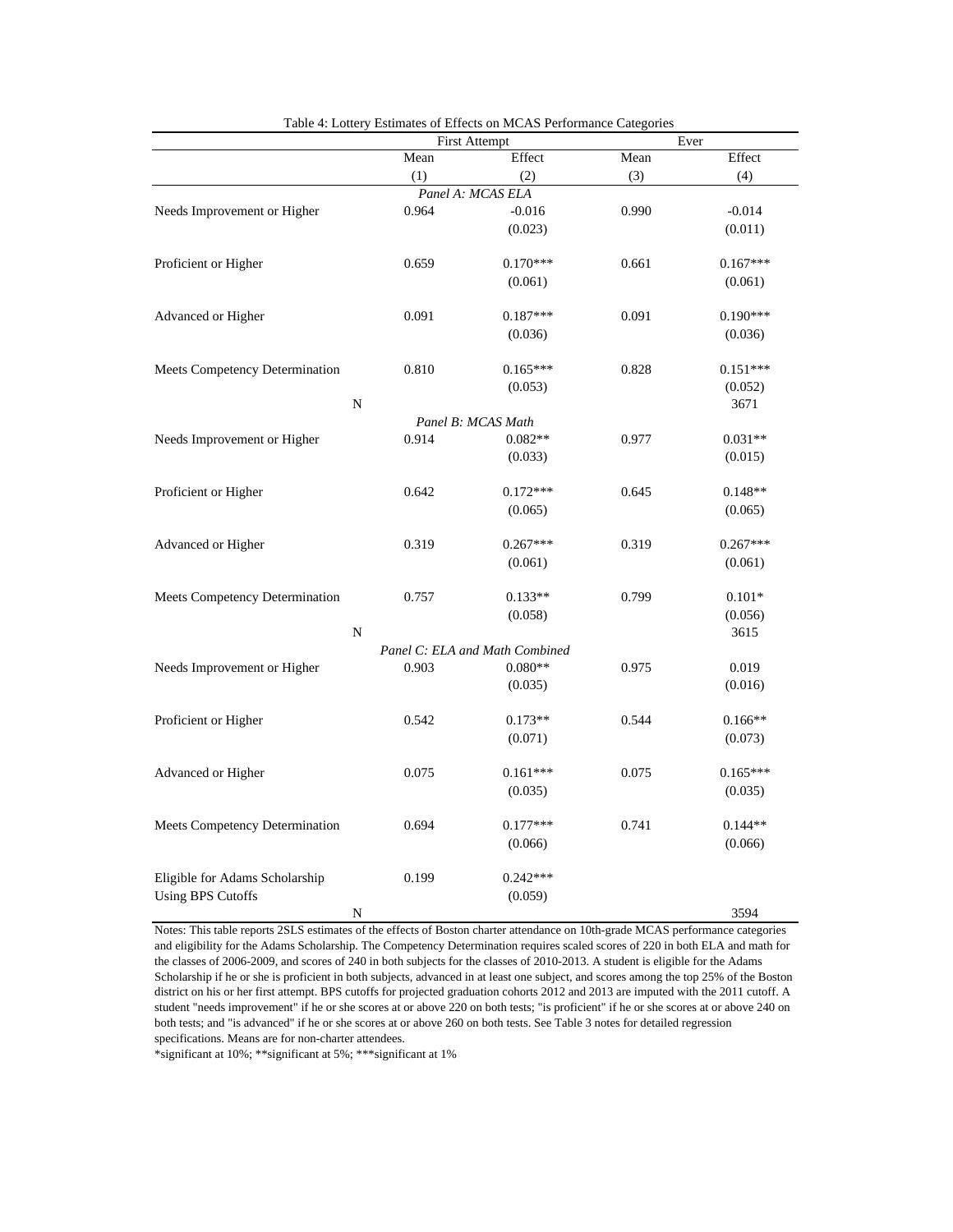Table 4: Lottery Estimates of Effects on MCAS Performance Categories

| | First Attempt | | Ever | |
|---|---|---|---|---|
| | Mean | Effect | Mean | Effect |
| | (1) | (2) | (3) | (4) |
| *Panel A: MCAS ELA* | | | | |
| Needs Improvement or Higher | 0.964 | -0.016 | 0.990 | -0.014 |
| | | (0.023) | | (0.011) |
| Proficient or Higher | 0.659 | 0.170*** | 0.661 | 0.167*** |
| | | (0.061) | | (0.061) |
| Advanced or Higher | 0.091 | 0.187*** | 0.091 | 0.190*** |
| | | (0.036) | | (0.036) |
| Meets Competency Determination | 0.810 | 0.165*** | 0.828 | 0.151*** |
| | | (0.053) | | (0.052) |
| N | | | | 3671 |
| *Panel B: MCAS Math* | | | | |
| Needs Improvement or Higher | 0.914 | 0.082** | 0.977 | 0.031** |
| | | (0.033) | | (0.015) |
| Proficient or Higher | 0.642 | 0.172*** | 0.645 | 0.148** |
| | | (0.065) | | (0.065) |
| Advanced or Higher | 0.319 | 0.267*** | 0.319 | 0.267*** |
| | | (0.061) | | (0.061) |
| Meets Competency Determination | 0.757 | 0.133** | 0.799 | 0.101* |
| | | (0.058) | | (0.056) |
| N | | | | 3615 |
| *Panel C: ELA and Math Combined* | | | | |
| Needs Improvement or Higher | 0.903 | 0.080** | 0.975 | 0.019 |
| | | (0.035) | | (0.016) |
| Proficient or Higher | 0.542 | 0.173** | 0.544 | 0.166** |
| | | (0.071) | | (0.073) |
| Advanced or Higher | 0.075 | 0.161*** | 0.075 | 0.165*** |
| | | (0.035) | | (0.035) |
| Meets Competency Determination | 0.694 | 0.177*** | 0.741 | 0.144** |
| | | (0.066) | | (0.066) |
| Eligible for Adams Scholarship Using BPS Cutoffs | 0.199 | 0.242*** | | |
| | | (0.059) | | |
| N | | | | 3594 |

Notes: This table reports 2SLS estimates of the effects of Boston charter attendance on 10th-grade MCAS performance categories and eligibility for the Adams Scholarship. The Competency Determination requires scaled scores of 220 in both ELA and math for the classes of 2006-2009, and scores of 240 in both subjects for the classes of 2010-2013. A student is eligible for the Adams Scholarship if he or she is proficient in both subjects, advanced in at least one subject, and scores among the top 25% of the Boston district on his or her first attempt. BPS cutoffs for projected graduation cohorts 2012 and 2013 are imputed with the 2011 cutoff. A student "needs improvement" if he or she scores at or above 220 on both tests; "is proficient" if he or she scores at or above 240 on both tests; and "is advanced" if he or she scores at or above 260 on both tests. See Table 3 notes for detailed regression specifications. Means are for non-charter attendees.

*significant at 10%; **significant at 5%; ***significant at 1%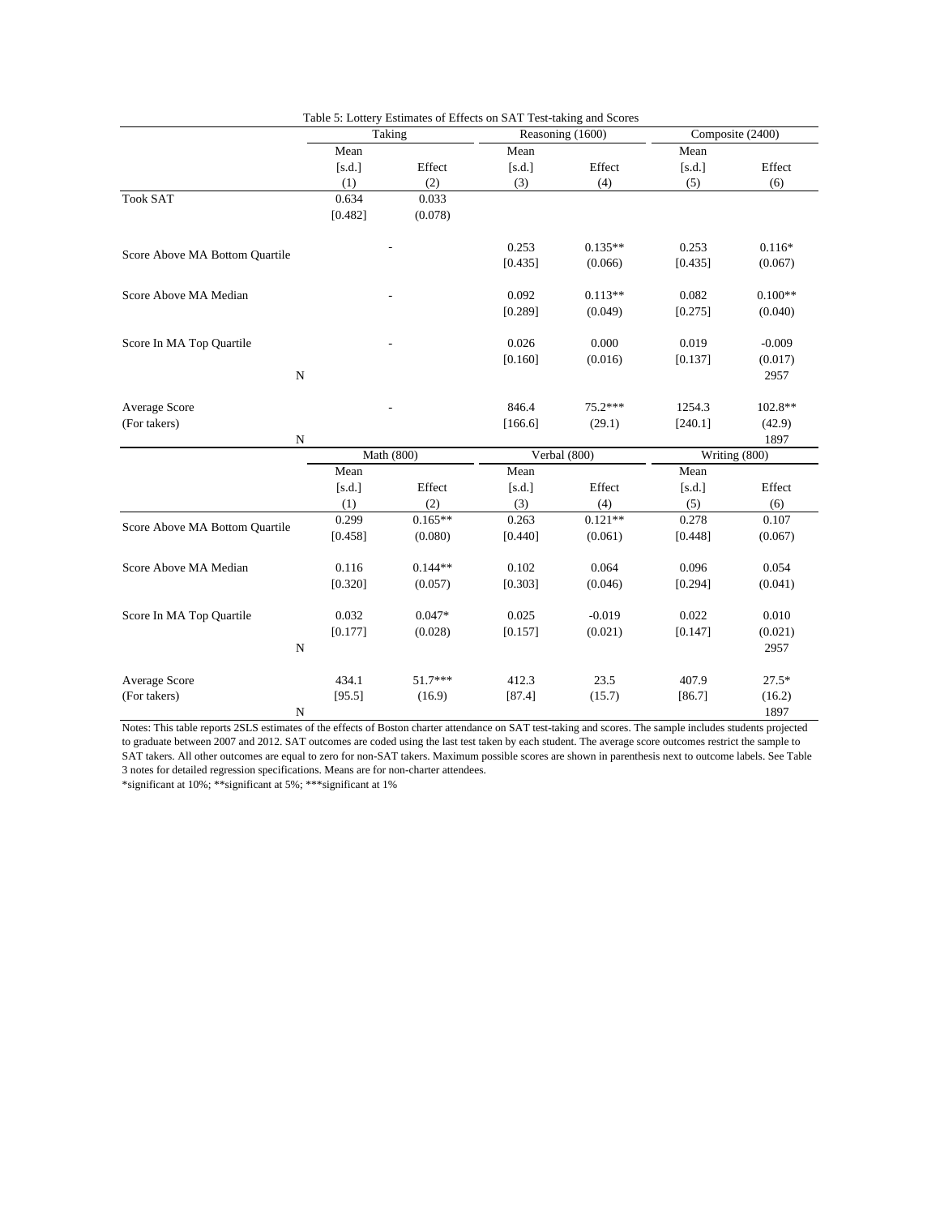Table 5: Lottery Estimates of Effects on SAT Test-taking and Scores

| | Taking | | Reasoning (1600) | | Composite (2400) | |
|---|---|---|---|---|---|---|
| | Mean [s.d.] | Effect | Mean [s.d.] | Effect | Mean [s.d.] | Effect |
| | (1) | (2) | (3) | (4) | (5) | (6) |
| Took SAT | 0.634 | 0.033 | | | | |
| | [0.482] | (0.078) | | | | |
| Score Above MA Bottom Quartile | - | | 0.253 | 0.135** | 0.253 | 0.116* |
| | | | [0.435] | (0.066) | [0.435] | (0.067) |
| Score Above MA Median | - | | 0.092 | 0.113** | 0.082 | 0.100** |
| | | | [0.289] | (0.049) | [0.275] | (0.040) |
| Score In MA Top Quartile | - | | 0.026 | 0.000 | 0.019 | -0.009 |
| | | | [0.160] | (0.016) | [0.137] | (0.017) |
| N | | | | | | 2957 |
| Average Score | - | | 846.4 | 75.2*** | 1254.3 | 102.8** |
| (For takers) | | | [166.6] | (29.1) | [240.1] | (42.9) |
| N | | | | | | 1897 |

| | Math (800) | | Verbal (800) | | Writing (800) | |
|---|---|---|---|---|---|---|
| | Mean [s.d.] | Effect | Mean [s.d.] | Effect | Mean [s.d.] | Effect |
| | (1) | (2) | (3) | (4) | (5) | (6) |
| Score Above MA Bottom Quartile | 0.299 | 0.165** | 0.263 | 0.121** | 0.278 | 0.107 |
| | [0.458] | (0.080) | [0.440] | (0.061) | [0.448] | (0.067) |
| Score Above MA Median | 0.116 | 0.144** | 0.102 | 0.064 | 0.096 | 0.054 |
| | [0.320] | (0.057) | [0.303] | (0.046) | [0.294] | (0.041) |
| Score In MA Top Quartile | 0.032 | 0.047* | 0.025 | -0.019 | 0.022 | 0.010 |
| | [0.177] | (0.028) | [0.157] | (0.021) | [0.147] | (0.021) |
| N | | | | | | 2957 |
| Average Score | 434.1 | 51.7*** | 412.3 | 23.5 | 407.9 | 27.5* |
| (For takers) | [95.5] | (16.9) | [87.4] | (15.7) | [86.7] | (16.2) |
| N | | | | | | 1897 |

Notes: This table reports 2SLS estimates of the effects of Boston charter attendance on SAT test-taking and scores. The sample includes students projected to graduate between 2007 and 2012. SAT outcomes are coded using the last test taken by each student. The average score outcomes restrict the sample to SAT takers. All other outcomes are equal to zero for non-SAT takers. Maximum possible scores are shown in parenthesis next to outcome labels. See Table 3 notes for detailed regression specifications. Means are for non-charter attendees.

*significant at 10%; **significant at 5%; ***significant at 1%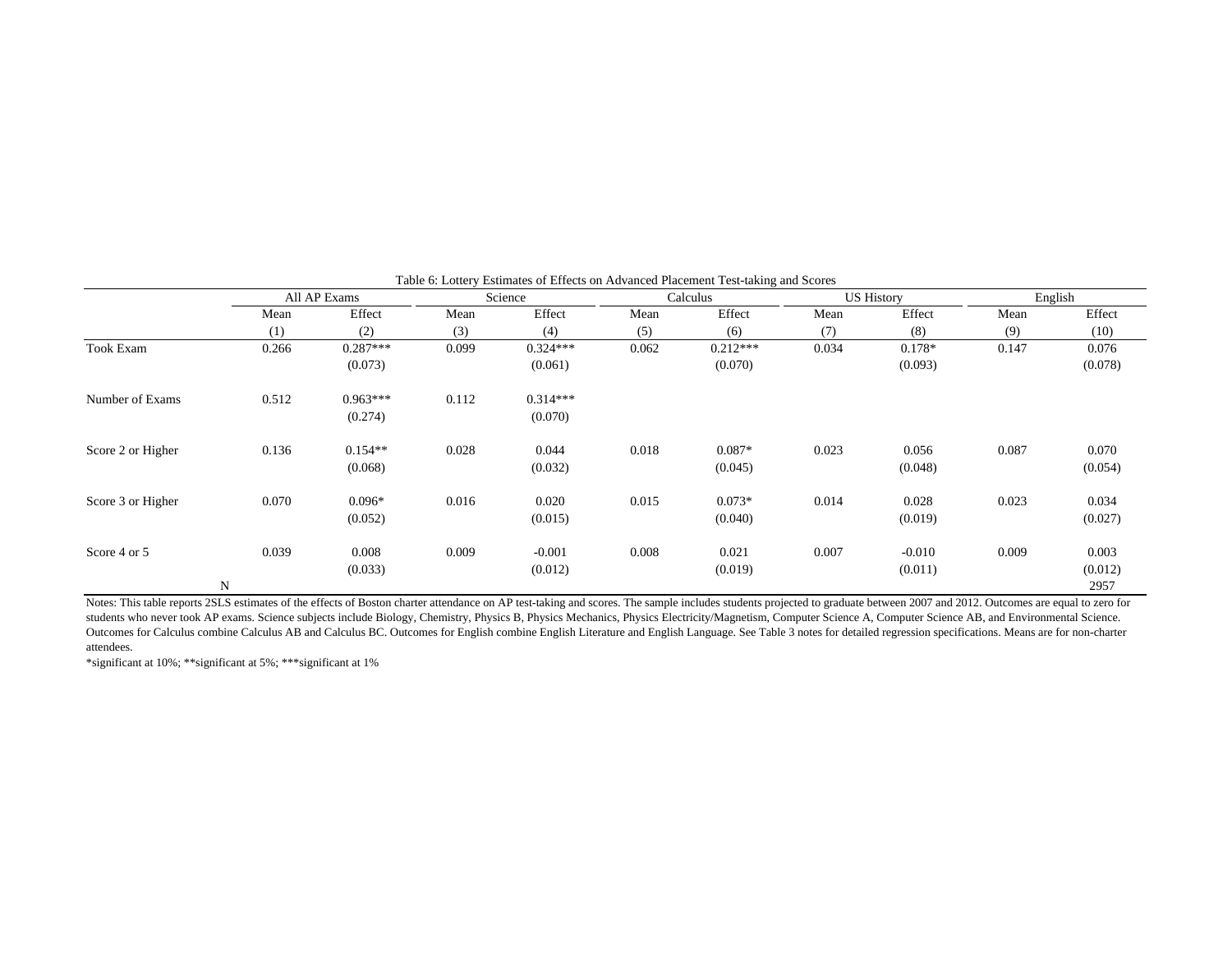Table 6: Lottery Estimates of Effects on Advanced Placement Test-taking and Scores

| | All AP Exams | | Science | | Calculus | | US History | | English | |
|---|---|---|---|---|---|---|---|---|---|---|
| | Mean | Effect | Mean | Effect | Mean | Effect | Mean | Effect | Mean | Effect |
| | (1) | (2) | (3) | (4) | (5) | (6) | (7) | (8) | (9) | (10) |
| Took Exam | 0.266 | 0.287*** | 0.099 | 0.324*** | 0.062 | 0.212*** | 0.034 | 0.178* | 0.147 | 0.076 |
| | | (0.073) | | (0.061) | | (0.070) | | (0.093) | | (0.078) |
| Number of Exams | 0.512 | 0.963*** | 0.112 | 0.314*** | | | | | | |
| | | (0.274) | | (0.070) | | | | | | |
| Score 2 or Higher | 0.136 | 0.154** | 0.028 | 0.044 | 0.018 | 0.087* | 0.023 | 0.056 | 0.087 | 0.070 |
| | | (0.068) | | (0.032) | | (0.045) | | (0.048) | | (0.054) |
| Score 3 or Higher | 0.070 | 0.096* | 0.016 | 0.020 | 0.015 | 0.073* | 0.014 | 0.028 | 0.023 | 0.034 |
| | | (0.052) | | (0.015) | | (0.040) | | (0.019) | | (0.027) |
| Score 4 or 5 | 0.039 | 0.008 | 0.009 | -0.001 | 0.008 | 0.021 | 0.007 | -0.010 | 0.009 | 0.003 |
| | | (0.033) | | (0.012) | | (0.019) | | (0.011) | | (0.012) |
| N | | | | | | | | | | 2957 |

Notes: This table reports 2SLS estimates of the effects of Boston charter attendance on AP test-taking and scores. The sample includes students projected to graduate between 2007 and 2012. Outcomes are equal to zero for students who never took AP exams. Science subjects include Biology, Chemistry, Physics B, Physics Mechanics, Physics Electricity/Magnetism, Computer Science A, Computer Science AB, and Environmental Science. Outcomes for Calculus combine Calculus AB and Calculus BC. Outcomes for English combine English Literature and English Language. See Table 3 notes for detailed regression specifications. Means are for non-charter attendees.

*significant at 10%; **significant at 5%; ***significant at 1%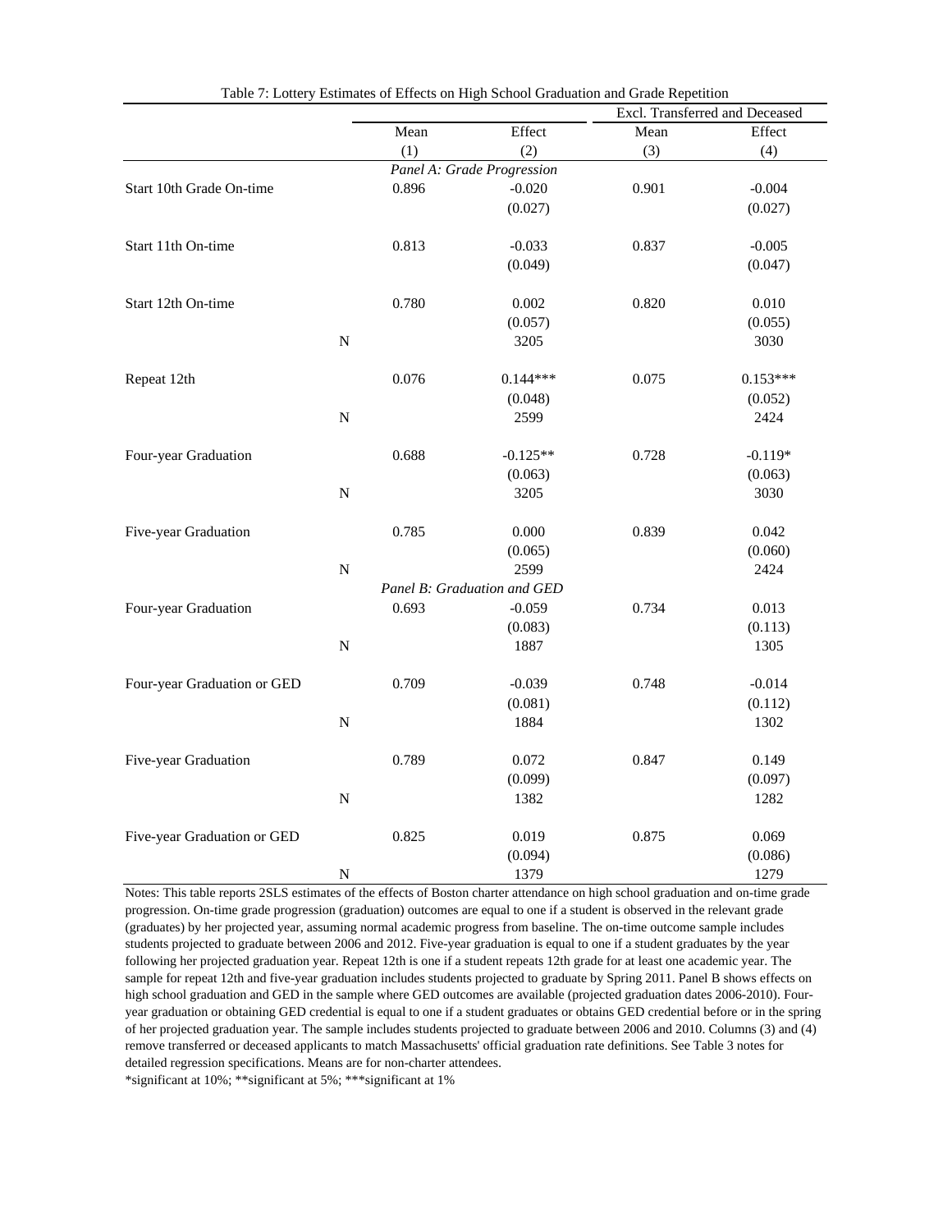Table 7: Lottery Estimates of Effects on High School Graduation and Grade Repetition

| | Mean | Effect | Excl. Transferred and Deceased Mean | Excl. Transferred and Deceased Effect |
|---|---|---|---|---|
| | (1) | (2) | (3) | (4) |
| *Panel A: Grade Progression* | | | | |
| Start 10th Grade On-time | 0.896 | -0.020 | 0.901 | -0.004 |
| | | (0.027) | | (0.027) |
| Start 11th On-time | 0.813 | -0.033 | 0.837 | -0.005 |
| | | (0.049) | | (0.047) |
| Start 12th On-time | 0.780 | 0.002 | 0.820 | 0.010 |
| | | (0.057) | | (0.055) |
| N | | 3205 | | 3030 |
| Repeat 12th | 0.076 | 0.144*** | 0.075 | 0.153*** |
| | | (0.048) | | (0.052) |
| N | | 2599 | | 2424 |
| Four-year Graduation | 0.688 | -0.125** | 0.728 | -0.119* |
| | | (0.063) | | (0.063) |
| N | | 3205 | | 3030 |
| Five-year Graduation | 0.785 | 0.000 | 0.839 | 0.042 |
| | | (0.065) | | (0.060) |
| N | | 2599 | | 2424 |
| *Panel B: Graduation and GED* | | | | |
| Four-year Graduation | 0.693 | -0.059 | 0.734 | 0.013 |
| | | (0.083) | | (0.113) |
| N | | 1887 | | 1305 |
| Four-year Graduation or GED | 0.709 | -0.039 | 0.748 | -0.014 |
| | | (0.081) | | (0.112) |
| N | | 1884 | | 1302 |
| Five-year Graduation | 0.789 | 0.072 | 0.847 | 0.149 |
| | | (0.099) | | (0.097) |
| N | | 1382 | | 1282 |
| Five-year Graduation or GED | 0.825 | 0.019 | 0.875 | 0.069 |
| | | (0.094) | | (0.086) |
| N | | 1379 | | 1279 |

Notes: This table reports 2SLS estimates of the effects of Boston charter attendance on high school graduation and on-time grade progression. On-time grade progression (graduation) outcomes are equal to one if a student is observed in the relevant grade (graduates) by her projected year, assuming normal academic progress from baseline. The on-time outcome sample includes students projected to graduate between 2006 and 2012. Five-year graduation is equal to one if a student graduates by the year following her projected graduation year. Repeat 12th is one if a student repeats 12th grade for at least one academic year. The sample for repeat 12th and five-year graduation includes students projected to graduate by Spring 2011. Panel B shows effects on high school graduation and GED in the sample where GED outcomes are available (projected graduation dates 2006-2010). Four-year graduation or obtaining GED credential is equal to one if a student graduates or obtains GED credential before or in the spring of her projected graduation year. The sample includes students projected to graduate between 2006 and 2010. Columns (3) and (4) remove transferred or deceased applicants to match Massachusetts' official graduation rate definitions. See Table 3 notes for detailed regression specifications. Means are for non-charter attendees.

*significant at 10%; **significant at 5%; ***significant at 1%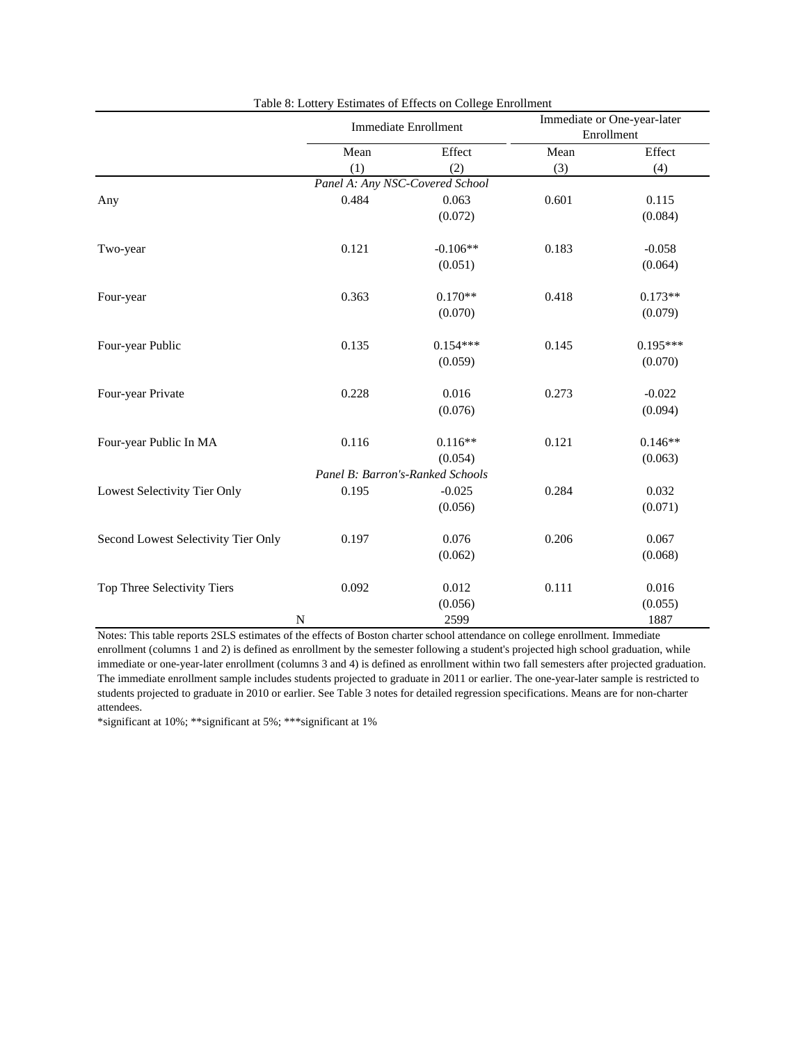Table 8: Lottery Estimates of Effects on College Enrollment

| | Immediate Enrollment | | Immediate or One-year-later Enrollment | |
|---|---|---|---|---|
| | Mean | Effect | Mean | Effect |
| | (1) | (2) | (3) | (4) |
| *Panel A: Any NSC-Covered School* | | | | |
| Any | 0.484 | 0.063 | 0.601 | 0.115 |
| | | (0.072) | | (0.084) |
| Two-year | 0.121 | -0.106** | 0.183 | -0.058 |
| | | (0.051) | | (0.064) |
| Four-year | 0.363 | 0.170** | 0.418 | 0.173** |
| | | (0.070) | | (0.079) |
| Four-year Public | 0.135 | 0.154*** | 0.145 | 0.195*** |
| | | (0.059) | | (0.070) |
| Four-year Private | 0.228 | 0.016 | 0.273 | -0.022 |
| | | (0.076) | | (0.094) |
| Four-year Public In MA | 0.116 | 0.116** | 0.121 | 0.146** |
| | | (0.054) | | (0.063) |
| *Panel B: Barron's-Ranked Schools* | | | | |
| Lowest Selectivity Tier Only | 0.195 | -0.025 | 0.284 | 0.032 |
| | | (0.056) | | (0.071) |
| Second Lowest Selectivity Tier Only | 0.197 | 0.076 | 0.206 | 0.067 |
| | | (0.062) | | (0.068) |
| Top Three Selectivity Tiers | 0.092 | 0.012 | 0.111 | 0.016 |
| | | (0.056) | | (0.055) |
| N | | 2599 | | 1887 |

Notes: This table reports 2SLS estimates of the effects of Boston charter school attendance on college enrollment. Immediate enrollment (columns 1 and 2) is defined as enrollment by the semester following a student's projected high school graduation, while immediate or one-year-later enrollment (columns 3 and 4) is defined as enrollment within two fall semesters after projected graduation. The immediate enrollment sample includes students projected to graduate in 2011 or earlier. The one-year-later sample is restricted to students projected to graduate in 2010 or earlier. See Table 3 notes for detailed regression specifications. Means are for non-charter attendees.

*significant at 10%; **significant at 5%; ***significant at 1%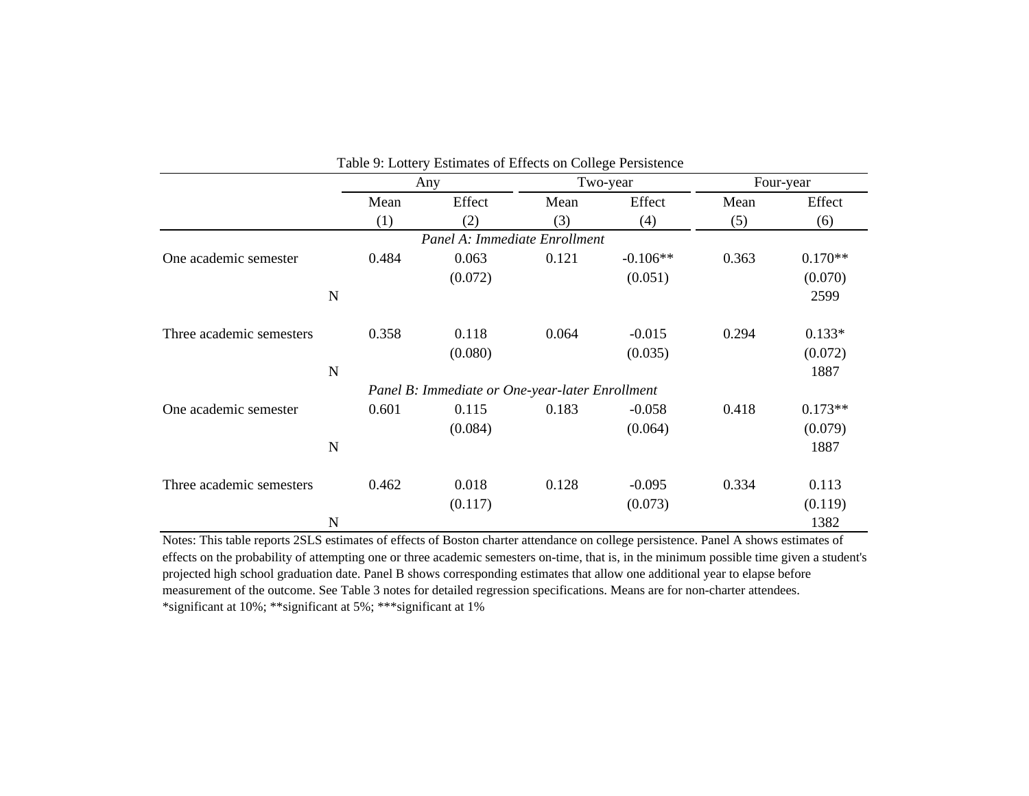Table 9: Lottery Estimates of Effects on College Persistence

| | Any | | Two-year | | Four-year | |
|---|---|---|---|---|---|---|
| | Mean | Effect | Mean | Effect | Mean | Effect |
| | (1) | (2) | (3) | (4) | (5) | (6) |
| *Panel A: Immediate Enrollment* | | | | | | |
| One academic semester | 0.484 | 0.063 | 0.121 | -0.106** | 0.363 | 0.170** |
| | | (0.072) | | (0.051) | | (0.070) |
| N | | | | | | 2599 |
| Three academic semesters | 0.358 | 0.118 | 0.064 | -0.015 | 0.294 | 0.133* |
| | | (0.080) | | (0.035) | | (0.072) |
| N | | | | | | 1887 |
| *Panel B: Immediate or One-year-later Enrollment* | | | | | | |
| One academic semester | 0.601 | 0.115 | 0.183 | -0.058 | 0.418 | 0.173** |
| | | (0.084) | | (0.064) | | (0.079) |
| N | | | | | | 1887 |
| Three academic semesters | 0.462 | 0.018 | 0.128 | -0.095 | 0.334 | 0.113 |
| | | (0.117) | | (0.073) | | (0.119) |
| N | | | | | | 1382 |

Notes: This table reports 2SLS estimates of effects of Boston charter attendance on college persistence. Panel A shows estimates of effects on the probability of attempting one or three academic semesters on-time, that is, in the minimum possible time given a student's projected high school graduation date. Panel B shows corresponding estimates that allow one additional year to elapse before measurement of the outcome. See Table 3 notes for detailed regression specifications. Means are for non-charter attendees.
*significant at 10%; **significant at 5%; ***significant at 1%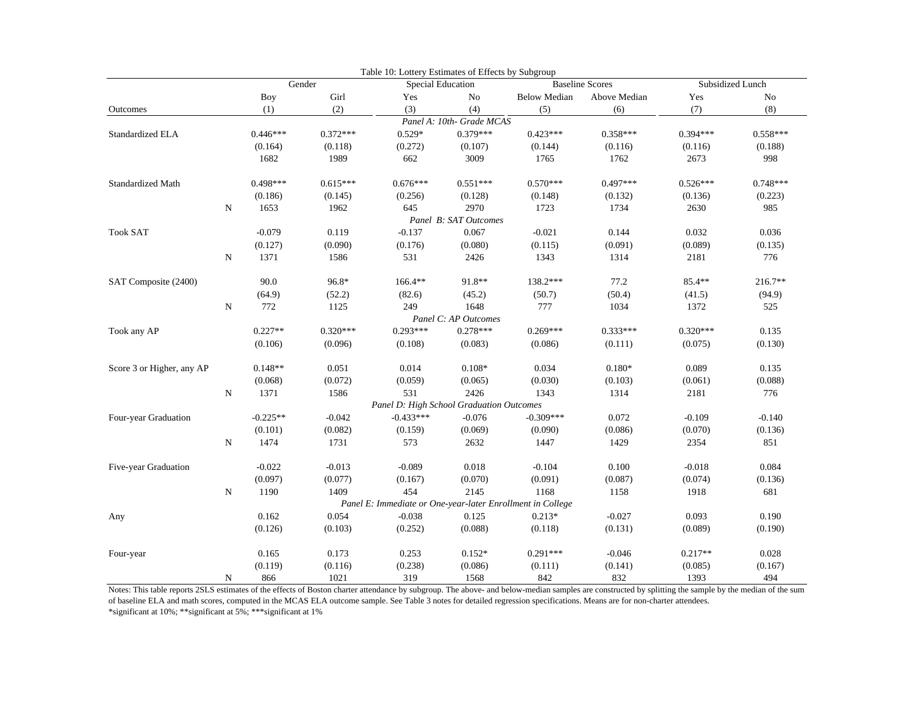Table 10: Lottery Estimates of Effects by Subgroup

| | | Gender | | Special Education | | Baseline Scores | | Subsidized Lunch | |
|---|---|---|---|---|---|---|---|---|---|
| | | Boy | Girl | Yes | No | Below Median | Above Median | Yes | No |
| Outcomes | | (1) | (2) | (3) | (4) | (5) | (6) | (7) | (8) |
| *Panel A: 10th- Grade MCAS* | | | | | | | | | |
| Standardized ELA | | 0.446*** | 0.372*** | 0.529* | 0.379*** | 0.423*** | 0.358*** | 0.394*** | 0.558*** |
| | | (0.164) | (0.118) | (0.272) | (0.107) | (0.144) | (0.116) | (0.116) | (0.188) |
| | | 1682 | 1989 | 662 | 3009 | 1765 | 1762 | 2673 | 998 |
| Standardized Math | | 0.498*** | 0.615*** | 0.676*** | 0.551*** | 0.570*** | 0.497*** | 0.526*** | 0.748*** |
| | | (0.186) | (0.145) | (0.256) | (0.128) | (0.148) | (0.132) | (0.136) | (0.223) |
| | N | 1653 | 1962 | 645 | 2970 | 1723 | 1734 | 2630 | 985 |
| *Panel B: SAT Outcomes* | | | | | | | | | |
| Took SAT | | -0.079 | 0.119 | -0.137 | 0.067 | -0.021 | 0.144 | 0.032 | 0.036 |
| | | (0.127) | (0.090) | (0.176) | (0.080) | (0.115) | (0.091) | (0.089) | (0.135) |
| | N | 1371 | 1586 | 531 | 2426 | 1343 | 1314 | 2181 | 776 |
| SAT Composite (2400) | | 90.0 | 96.8* | 166.4** | 91.8** | 138.2*** | 77.2 | 85.4** | 216.7** |
| | | (64.9) | (52.2) | (82.6) | (45.2) | (50.7) | (50.4) | (41.5) | (94.9) |
| | N | 772 | 1125 | 249 | 1648 | 777 | 1034 | 1372 | 525 |
| *Panel C: AP Outcomes* | | | | | | | | | |
| Took any AP | | 0.227** | 0.320*** | 0.293*** | 0.278*** | 0.269*** | 0.333*** | 0.320*** | 0.135 |
| | | (0.106) | (0.096) | (0.108) | (0.083) | (0.086) | (0.111) | (0.075) | (0.130) |
| Score 3 or Higher, any AP | | 0.148** | 0.051 | 0.014 | 0.108* | 0.034 | 0.180* | 0.089 | 0.135 |
| | | (0.068) | (0.072) | (0.059) | (0.065) | (0.030) | (0.103) | (0.061) | (0.088) |
| | N | 1371 | 1586 | 531 | 2426 | 1343 | 1314 | 2181 | 776 |
| *Panel D: High School Graduation Outcomes* | | | | | | | | | |
| Four-year Graduation | | -0.225** | -0.042 | -0.433*** | -0.076 | -0.309*** | 0.072 | -0.109 | -0.140 |
| | | (0.101) | (0.082) | (0.159) | (0.069) | (0.090) | (0.086) | (0.070) | (0.136) |
| | N | 1474 | 1731 | 573 | 2632 | 1447 | 1429 | 2354 | 851 |
| Five-year Graduation | | -0.022 | -0.013 | -0.089 | 0.018 | -0.104 | 0.100 | -0.018 | 0.084 |
| | | (0.097) | (0.077) | (0.167) | (0.070) | (0.091) | (0.087) | (0.074) | (0.136) |
| | N | 1190 | 1409 | 454 | 2145 | 1168 | 1158 | 1918 | 681 |
| *Panel E: Immediate or One-year-later Enrollment in College* | | | | | | | | | |
| Any | | 0.162 | 0.054 | -0.038 | 0.125 | 0.213* | -0.027 | 0.093 | 0.190 |
| | | (0.126) | (0.103) | (0.252) | (0.088) | (0.118) | (0.131) | (0.089) | (0.190) |
| Four-year | | 0.165 | 0.173 | 0.253 | 0.152* | 0.291*** | -0.046 | 0.217** | 0.028 |
| | | (0.119) | (0.116) | (0.238) | (0.086) | (0.111) | (0.141) | (0.085) | (0.167) |
| | N | 866 | 1021 | 319 | 1568 | 842 | 832 | 1393 | 494 |

Notes: This table reports 2SLS estimates of the effects of Boston charter attendance by subgroup. The above- and below-median samples are constructed by splitting the sample by the median of the sum of baseline ELA and math scores, computed in the MCAS ELA outcome sample. See Table 3 notes for detailed regression specifications. Means are for non-charter attendees.
*significant at 10%; **significant at 5%; ***significant at 1%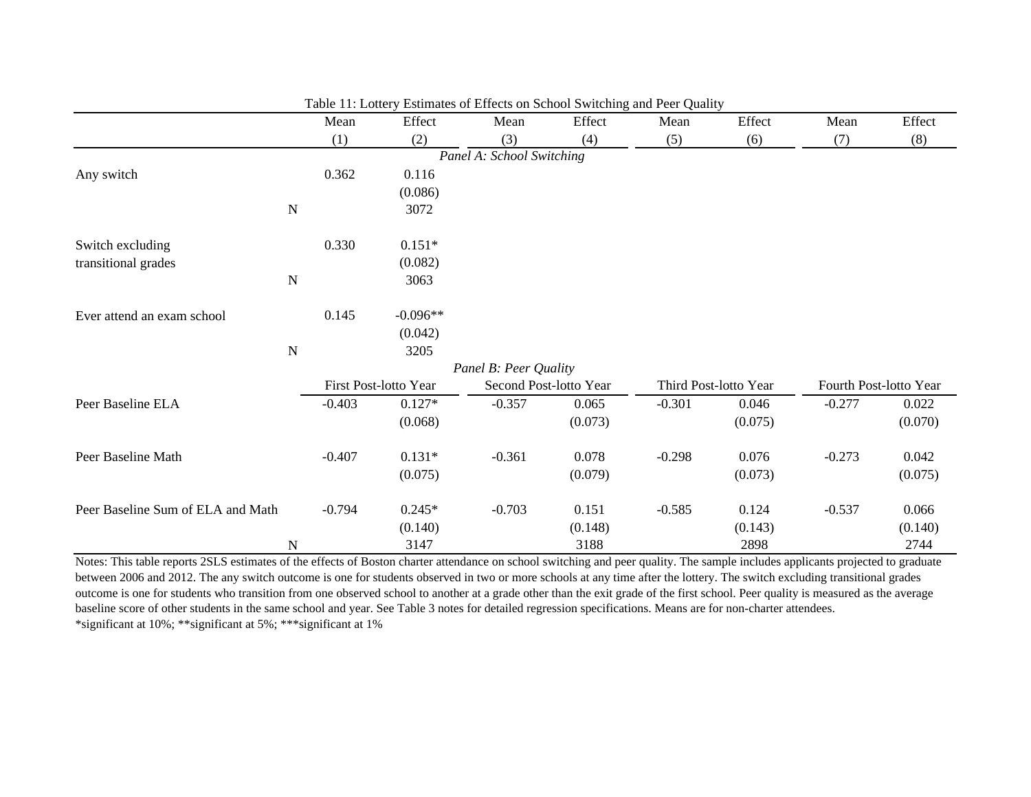Table 11: Lottery Estimates of Effects on School Switching and Peer Quality

| | Mean | Effect | Mean | Effect | Mean | Effect | Mean | Effect |
|---|---|---|---|---|---|---|---|---|
| | (1) | (2) | (3) | (4) | (5) | (6) | (7) | (8) |
| *Panel A: School Switching* | | | | | | | | |
| Any switch | 0.362 | 0.116 | | | | | | |
| | | (0.086) | | | | | | |
| N | | 3072 | | | | | | |
| Switch excluding transitional grades | 0.330 | 0.151* | | | | | | |
| | | (0.082) | | | | | | |
| N | | 3063 | | | | | | |
| Ever attend an exam school | 0.145 | -0.096** | | | | | | |
| | | (0.042) | | | | | | |
| N | | 3205 | | | | | | |
| *Panel B: Peer Quality* | | | | | | | | |
| | First Post-lotto Year | | Second Post-lotto Year | | Third Post-lotto Year | | Fourth Post-lotto Year | |
| Peer Baseline ELA | -0.403 | 0.127* | -0.357 | 0.065 | -0.301 | 0.046 | -0.277 | 0.022 |
| | | (0.068) | | (0.073) | | (0.075) | | (0.070) |
| Peer Baseline Math | -0.407 | 0.131* | -0.361 | 0.078 | -0.298 | 0.076 | -0.273 | 0.042 |
| | | (0.075) | | (0.079) | | (0.073) | | (0.075) |
| Peer Baseline Sum of ELA and Math | -0.794 | 0.245* | -0.703 | 0.151 | -0.585 | 0.124 | -0.537 | 0.066 |
| | | (0.140) | | (0.148) | | (0.143) | | (0.140) |
| N | | 3147 | | 3188 | | 2898 | | 2744 |

Notes: This table reports 2SLS estimates of the effects of Boston charter attendance on school switching and peer quality. The sample includes applicants projected to graduate between 2006 and 2012. The any switch outcome is one for students observed in two or more schools at any time after the lottery. The switch excluding transitional grades outcome is one for students who transition from one observed school to another at a grade other than the exit grade of the first school. Peer quality is measured as the average baseline score of other students in the same school and year. See Table 3 notes for detailed regression specifications. Means are for non-charter attendees.
*significant at 10%; **significant at 5%; ***significant at 1%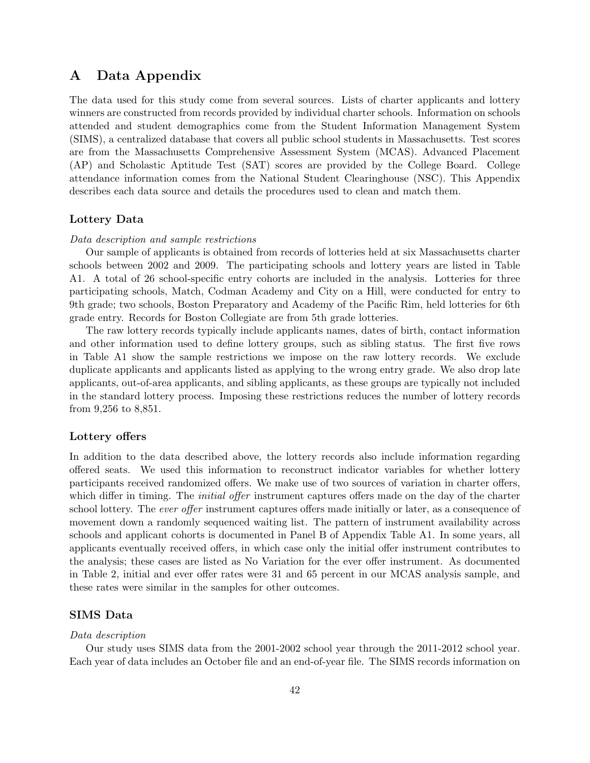# A Data Appendix

The data used for this study come from several sources. Lists of charter applicants and lottery winners are constructed from records provided by individual charter schools. Information on schools attended and student demographics come from the Student Information Management System (SIMS), a centralized database that covers all public school students in Massachusetts. Test scores are from the Massachusetts Comprehensive Assessment System (MCAS). Advanced Placement (AP) and Scholastic Aptitude Test (SAT) scores are provided by the College Board. College attendance information comes from the National Student Clearinghouse (NSC). This Appendix describes each data source and details the procedures used to clean and match them.

### Lottery Data

*Data description and sample restrictions*

Our sample of applicants is obtained from records of lotteries held at six Massachusetts charter schools between 2002 and 2009. The participating schools and lottery years are listed in Table A1. A total of 26 school-specific entry cohorts are included in the analysis. Lotteries for three participating schools, Match, Codman Academy and City on a Hill, were conducted for entry to 9th grade; two schools, Boston Preparatory and Academy of the Pacific Rim, held lotteries for 6th grade entry. Records for Boston Collegiate are from 5th grade lotteries.

The raw lottery records typically include applicants names, dates of birth, contact information and other information used to define lottery groups, such as sibling status. The first five rows in Table A1 show the sample restrictions we impose on the raw lottery records. We exclude duplicate applicants and applicants listed as applying to the wrong entry grade. We also drop late applicants, out-of-area applicants, and sibling applicants, as these groups are typically not included in the standard lottery process. Imposing these restrictions reduces the number of lottery records from 9,256 to 8,851.

### Lottery offers

In addition to the data described above, the lottery records also include information regarding offered seats. We used this information to reconstruct indicator variables for whether lottery participants received randomized offers. We make use of two sources of variation in charter offers, which differ in timing. The *initial offer* instrument captures offers made on the day of the charter school lottery. The *ever offer* instrument captures offers made initially or later, as a consequence of movement down a randomly sequenced waiting list. The pattern of instrument availability across schools and applicant cohorts is documented in Panel B of Appendix Table A1. In some years, all applicants eventually received offers, in which case only the initial offer instrument contributes to the analysis; these cases are listed as No Variation for the ever offer instrument. As documented in Table 2, initial and ever offer rates were 31 and 65 percent in our MCAS analysis sample, and these rates were similar in the samples for other outcomes.

### SIMS Data

*Data description*

Our study uses SIMS data from the 2001-2002 school year through the 2011-2012 school year. Each year of data includes an October file and an end-of-year file. The SIMS records information on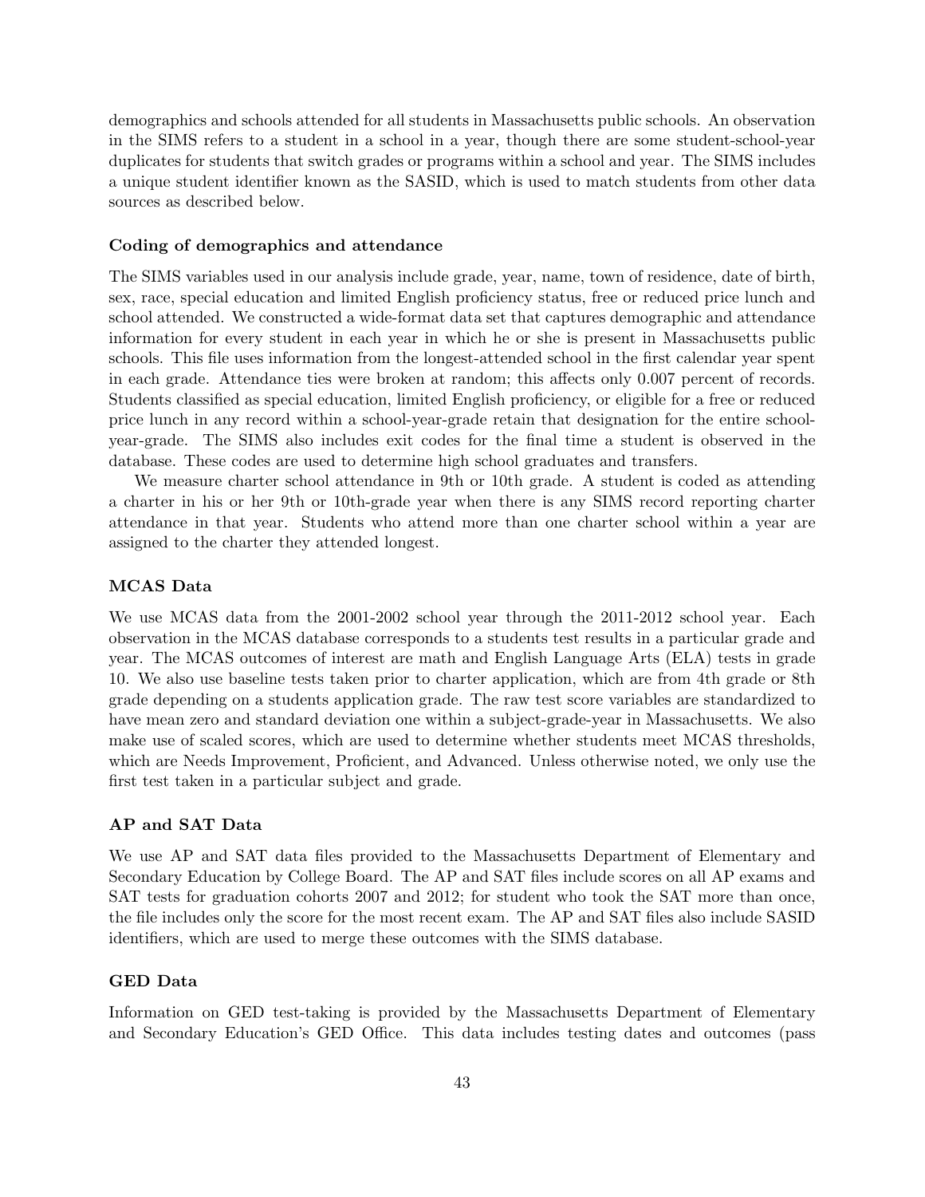demographics and schools attended for all students in Massachusetts public schools. An observation in the SIMS refers to a student in a school in a year, though there are some student-school-year duplicates for students that switch grades or programs within a school and year. The SIMS includes a unique student identifier known as the SASID, which is used to match students from other data sources as described below.

### Coding of demographics and attendance

The SIMS variables used in our analysis include grade, year, name, town of residence, date of birth, sex, race, special education and limited English proficiency status, free or reduced price lunch and school attended. We constructed a wide-format data set that captures demographic and attendance information for every student in each year in which he or she is present in Massachusetts public schools. This file uses information from the longest-attended school in the first calendar year spent in each grade. Attendance ties were broken at random; this affects only 0.007 percent of records. Students classified as special education, limited English proficiency, or eligible for a free or reduced price lunch in any record within a school-year-grade retain that designation for the entire school-year-grade. The SIMS also includes exit codes for the final time a student is observed in the database. These codes are used to determine high school graduates and transfers.

We measure charter school attendance in 9th or 10th grade. A student is coded as attending a charter in his or her 9th or 10th-grade year when there is any SIMS record reporting charter attendance in that year. Students who attend more than one charter school within a year are assigned to the charter they attended longest.

### MCAS Data

We use MCAS data from the 2001-2002 school year through the 2011-2012 school year. Each observation in the MCAS database corresponds to a students test results in a particular grade and year. The MCAS outcomes of interest are math and English Language Arts (ELA) tests in grade 10. We also use baseline tests taken prior to charter application, which are from 4th grade or 8th grade depending on a students application grade. The raw test score variables are standardized to have mean zero and standard deviation one within a subject-grade-year in Massachusetts. We also make use of scaled scores, which are used to determine whether students meet MCAS thresholds, which are Needs Improvement, Proficient, and Advanced. Unless otherwise noted, we only use the first test taken in a particular subject and grade.

### AP and SAT Data

We use AP and SAT data files provided to the Massachusetts Department of Elementary and Secondary Education by College Board. The AP and SAT files include scores on all AP exams and SAT tests for graduation cohorts 2007 and 2012; for student who took the SAT more than once, the file includes only the score for the most recent exam. The AP and SAT files also include SASID identifiers, which are used to merge these outcomes with the SIMS database.

### GED Data

Information on GED test-taking is provided by the Massachusetts Department of Elementary and Secondary Education's GED Office. This data includes testing dates and outcomes (pass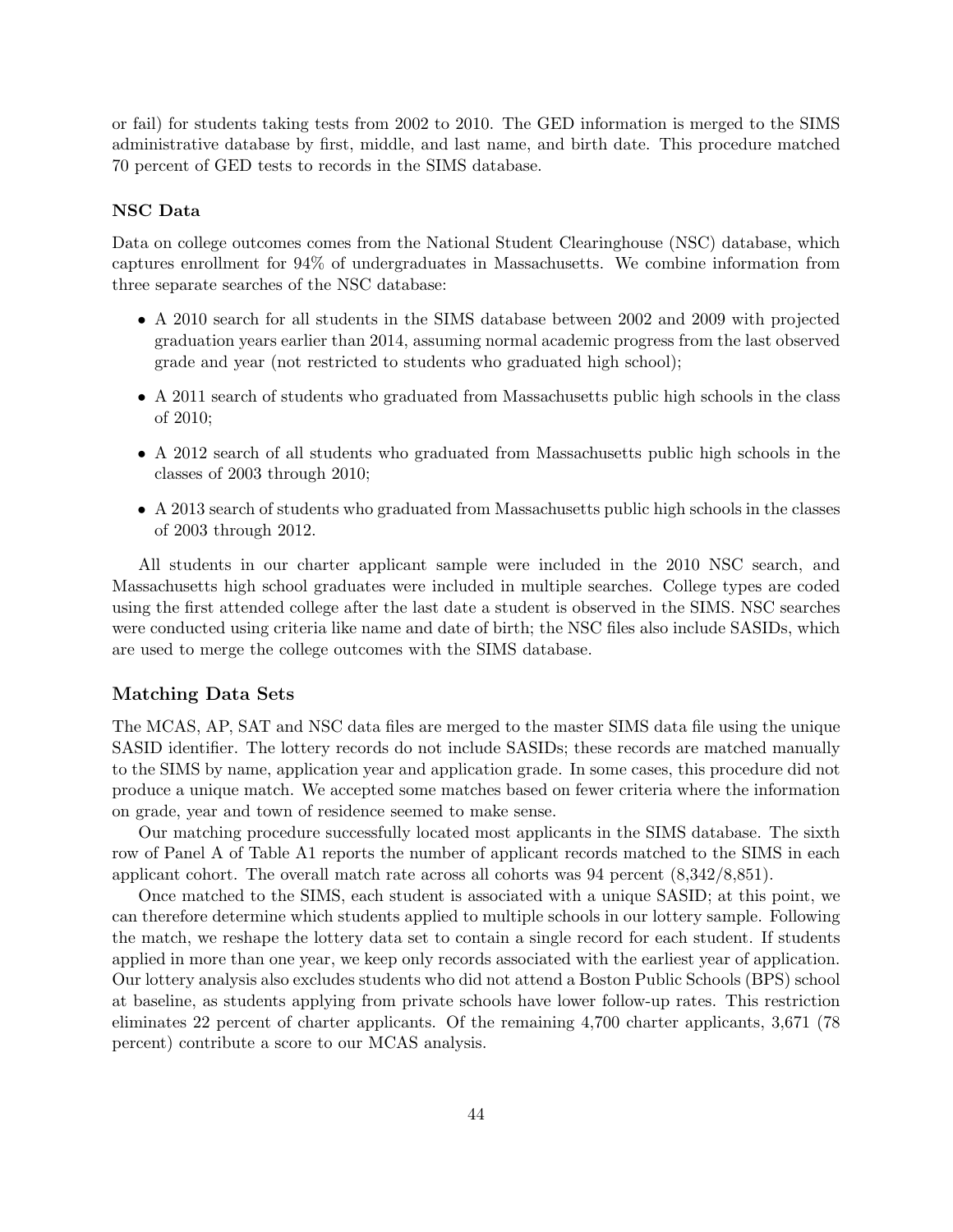or fail) for students taking tests from 2002 to 2010. The GED information is merged to the SIMS administrative database by first, middle, and last name, and birth date. This procedure matched 70 percent of GED tests to records in the SIMS database.

### NSC Data

Data on college outcomes comes from the National Student Clearinghouse (NSC) database, which captures enrollment for 94% of undergraduates in Massachusetts. We combine information from three separate searches of the NSC database:

- A 2010 search for all students in the SIMS database between 2002 and 2009 with projected graduation years earlier than 2014, assuming normal academic progress from the last observed grade and year (not restricted to students who graduated high school);
- A 2011 search of students who graduated from Massachusetts public high schools in the class of 2010;
- A 2012 search of all students who graduated from Massachusetts public high schools in the classes of 2003 through 2010;
- A 2013 search of students who graduated from Massachusetts public high schools in the classes of 2003 through 2012.

All students in our charter applicant sample were included in the 2010 NSC search, and Massachusetts high school graduates were included in multiple searches. College types are coded using the first attended college after the last date a student is observed in the SIMS. NSC searches were conducted using criteria like name and date of birth; the NSC files also include SASIDs, which are used to merge the college outcomes with the SIMS database.

### Matching Data Sets

The MCAS, AP, SAT and NSC data files are merged to the master SIMS data file using the unique SASID identifier. The lottery records do not include SASIDs; these records are matched manually to the SIMS by name, application year and application grade. In some cases, this procedure did not produce a unique match. We accepted some matches based on fewer criteria where the information on grade, year and town of residence seemed to make sense.

Our matching procedure successfully located most applicants in the SIMS database. The sixth row of Panel A of Table A1 reports the number of applicant records matched to the SIMS in each applicant cohort. The overall match rate across all cohorts was 94 percent (8,342/8,851).

Once matched to the SIMS, each student is associated with a unique SASID; at this point, we can therefore determine which students applied to multiple schools in our lottery sample. Following the match, we reshape the lottery data set to contain a single record for each student. If students applied in more than one year, we keep only records associated with the earliest year of application. Our lottery analysis also excludes students who did not attend a Boston Public Schools (BPS) school at baseline, as students applying from private schools have lower follow-up rates. This restriction eliminates 22 percent of charter applicants. Of the remaining 4,700 charter applicants, 3,671 (78 percent) contribute a score to our MCAS analysis.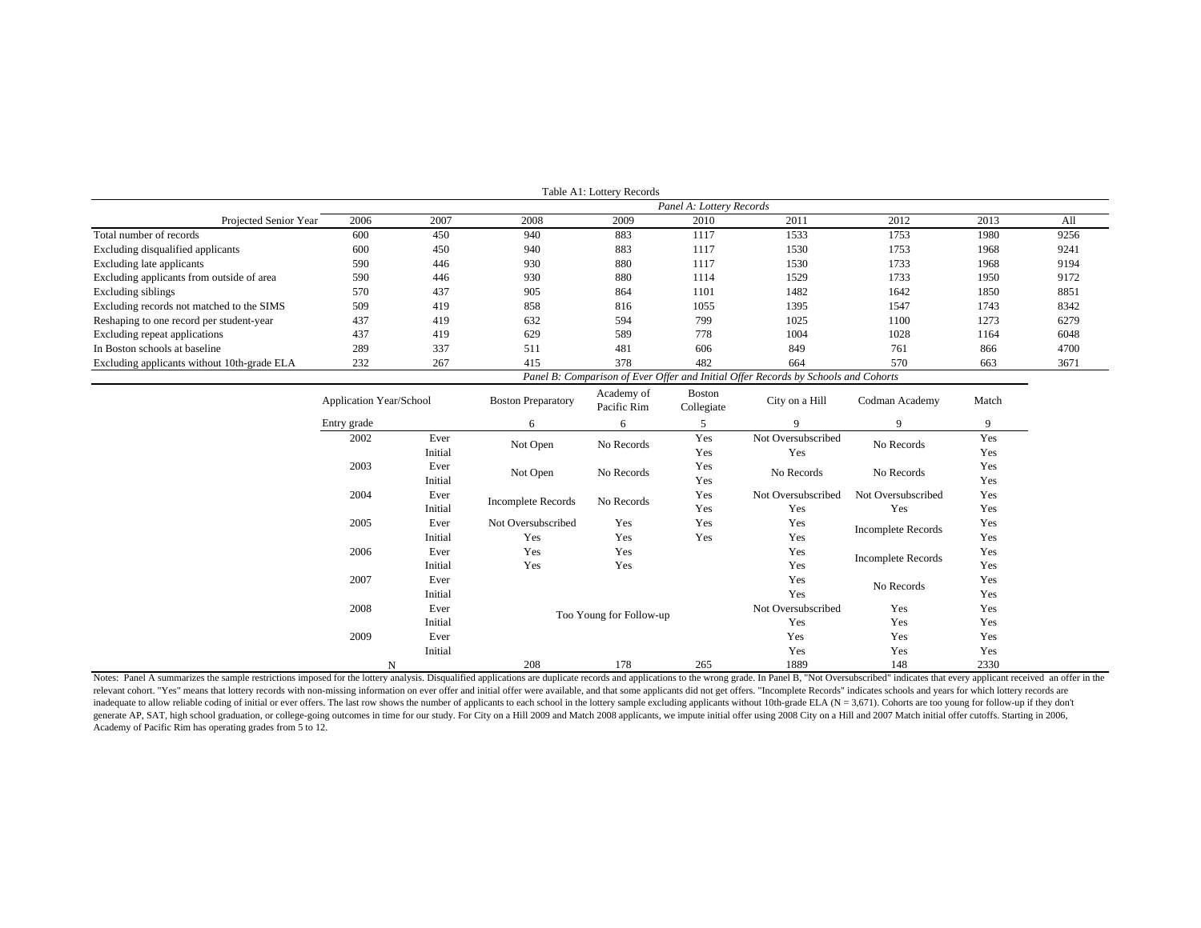Table A1: Lottery Records

*Panel A: Lottery Records*

| Projected Senior Year | 2006 | 2007 | 2008 | 2009 | 2010 | 2011 | 2012 | 2013 | All |
|---|---|---|---|---|---|---|---|---|---|
| Total number of records | 600 | 450 | 940 | 883 | 1117 | 1533 | 1753 | 1980 | 9256 |
| Excluding disqualified applicants | 600 | 450 | 940 | 883 | 1117 | 1530 | 1753 | 1968 | 9241 |
| Excluding late applicants | 590 | 446 | 930 | 880 | 1117 | 1530 | 1733 | 1968 | 9194 |
| Excluding applicants from outside of area | 590 | 446 | 930 | 880 | 1114 | 1529 | 1733 | 1950 | 9172 |
| Excluding siblings | 570 | 437 | 905 | 864 | 1101 | 1482 | 1642 | 1850 | 8851 |
| Excluding records not matched to the SIMS | 509 | 419 | 858 | 816 | 1055 | 1395 | 1547 | 1743 | 8342 |
| Reshaping to one record per student-year | 437 | 419 | 632 | 594 | 799 | 1025 | 1100 | 1273 | 6279 |
| Excluding repeat applications | 437 | 419 | 629 | 589 | 778 | 1004 | 1028 | 1164 | 6048 |
| In Boston schools at baseline | 289 | 337 | 511 | 481 | 606 | 849 | 761 | 866 | 4700 |
| Excluding applicants without 10th-grade ELA | 232 | 267 | 415 | 378 | 482 | 664 | 570 | 663 | 3671 |

*Panel B: Comparison of Ever Offer and Initial Offer Records by Schools and Cohorts*

| Application Year/School | | Boston Preparatory | Academy of Pacific Rim | Boston Collegiate | City on a Hill | Codman Academy | Match |
|---|---|---|---|---|---|---|---|
| Entry grade | | 6 | 6 | 5 | 9 | 9 | 9 |
| 2002 | Ever | Not Open | No Records | Yes | Not Oversubscribed | No Records | Yes |
| | Initial | | | Yes | Yes | | Yes |
| 2003 | Ever | Not Open | No Records | Yes | No Records | No Records | Yes |
| | Initial | | | Yes | | | Yes |
| 2004 | Ever | Incomplete Records | No Records | Yes | Not Oversubscribed | Not Oversubscribed | Yes |
| | Initial | | | Yes | Yes | Yes | Yes |
| 2005 | Ever | Not Oversubscribed | Yes | Yes | Yes | Incomplete Records | Yes |
| | Initial | Yes | Yes | Yes | Yes | | Yes |
| 2006 | Ever | Yes | Yes | | Yes | Incomplete Records | Yes |
| | Initial | Yes | Yes | | Yes | | Yes |
| 2007 | Ever | | | | Yes | No Records | Yes |
| | Initial | | | | Yes | | Yes |
| 2008 | Ever | Too Young for Follow-up | | | Not Oversubscribed | Yes | Yes |
| | Initial | | | | Yes | Yes | Yes |
| 2009 | Ever | | | | Yes | Yes | Yes |
| | Initial | | | | Yes | Yes | Yes |
| N | | 208 | 178 | 265 | 1889 | 148 | 2330 |

Notes: Panel A summarizes the sample restrictions imposed for the lottery analysis. Disqualified applications are duplicate records and applications to the wrong grade. In Panel B, "Not Oversubscribed" indicates that every applicant received an offer in the relevant cohort. "Yes" means that lottery records with non-missing information on ever offer and initial offer were available, and that some applicants did not get offers. "Incomplete Records" indicates schools and years for which lottery records are inadequate to allow reliable coding of initial or ever offers. The last row shows the number of applicants to each school in the lottery sample excluding applicants without 10th-grade ELA (N = 3,671). Cohorts are too young for follow-up if they don't generate AP, SAT, high school graduation, or college-going outcomes in time for our study. For City on a Hill 2009 and Match 2008 applicants, we impute initial offer using 2008 City on a Hill and 2007 Match initial offer cutoffs. Starting in 2006, Academy of Pacific Rim has operating grades from 5 to 12.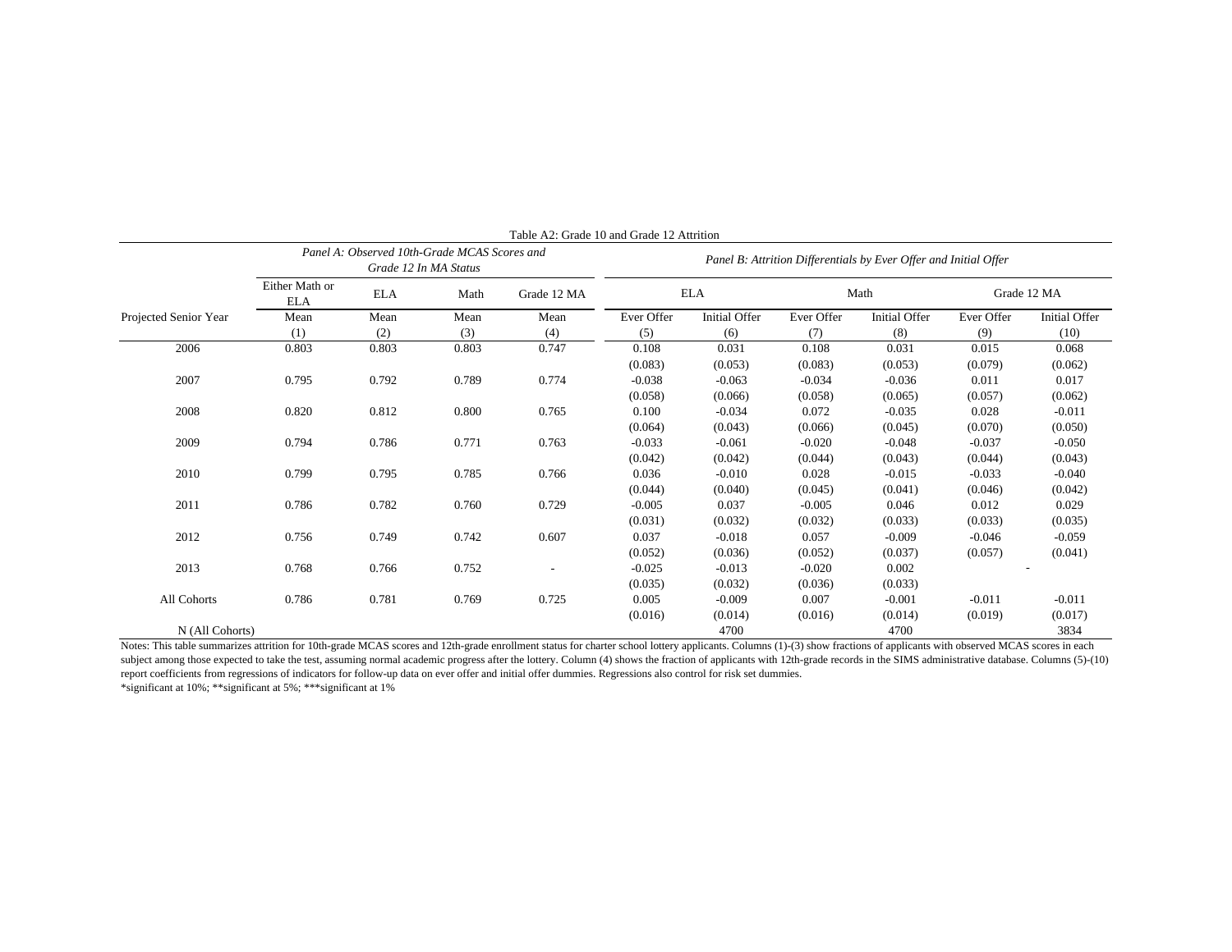Table A2: Grade 10 and Grade 12 Attrition

| | *Panel A: Observed 10th-Grade MCAS Scores and Grade 12 In MA Status* | | | | *Panel B: Attrition Differentials by Ever Offer and Initial Offer* | | | | | |
|---|---|---|---|---|---|---|---|---|---|---|
| | Either Math or ELA | ELA | Math | Grade 12 MA | ELA | | Math | | Grade 12 MA | |
| Projected Senior Year | Mean | Mean | Mean | Mean | Ever Offer | Initial Offer | Ever Offer | Initial Offer | Ever Offer | Initial Offer |
| | (1) | (2) | (3) | (4) | (5) | (6) | (7) | (8) | (9) | (10) |
| 2006 | 0.803 | 0.803 | 0.803 | 0.747 | 0.108 | 0.031 | 0.108 | 0.031 | 0.015 | 0.068 |
| | | | | | (0.083) | (0.053) | (0.083) | (0.053) | (0.079) | (0.062) |
| 2007 | 0.795 | 0.792 | 0.789 | 0.774 | -0.038 | -0.063 | -0.034 | -0.036 | 0.011 | 0.017 |
| | | | | | (0.058) | (0.066) | (0.058) | (0.065) | (0.057) | (0.062) |
| 2008 | 0.820 | 0.812 | 0.800 | 0.765 | 0.100 | -0.034 | 0.072 | -0.035 | 0.028 | -0.011 |
| | | | | | (0.064) | (0.043) | (0.066) | (0.045) | (0.070) | (0.050) |
| 2009 | 0.794 | 0.786 | 0.771 | 0.763 | -0.033 | -0.061 | -0.020 | -0.048 | -0.037 | -0.050 |
| | | | | | (0.042) | (0.042) | (0.044) | (0.043) | (0.044) | (0.043) |
| 2010 | 0.799 | 0.795 | 0.785 | 0.766 | 0.036 | -0.010 | 0.028 | -0.015 | -0.033 | -0.040 |
| | | | | | (0.044) | (0.040) | (0.045) | (0.041) | (0.046) | (0.042) |
| 2011 | 0.786 | 0.782 | 0.760 | 0.729 | -0.005 | 0.037 | -0.005 | 0.046 | 0.012 | 0.029 |
| | | | | | (0.031) | (0.032) | (0.032) | (0.033) | (0.033) | (0.035) |
| 2012 | 0.756 | 0.749 | 0.742 | 0.607 | 0.037 | -0.018 | 0.057 | -0.009 | -0.046 | -0.059 |
| | | | | | (0.052) | (0.036) | (0.052) | (0.037) | (0.057) | (0.041) |
| 2013 | 0.768 | 0.766 | 0.752 | - | -0.025 | -0.013 | -0.020 | 0.002 | - | |
| | | | | | (0.035) | (0.032) | (0.036) | (0.033) | | |
| All Cohorts | 0.786 | 0.781 | 0.769 | 0.725 | 0.005 | -0.009 | 0.007 | -0.001 | -0.011 | -0.011 |
| | | | | | (0.016) | (0.014) | (0.016) | (0.014) | (0.019) | (0.017) |
| N (All Cohorts) | | | | | | 4700 | | 4700 | | 3834 |

Notes: This table summarizes attrition for 10th-grade MCAS scores and 12th-grade enrollment status for charter school lottery applicants. Columns (1)-(3) show fractions of applicants with observed MCAS scores in each subject among those expected to take the test, assuming normal academic progress after the lottery. Column (4) shows the fraction of applicants with 12th-grade records in the SIMS administrative database. Columns (5)-(10) report coefficients from regressions of indicators for follow-up data on ever offer and initial offer dummies. Regressions also control for risk set dummies.
*significant at 10%; **significant at 5%; ***significant at 1%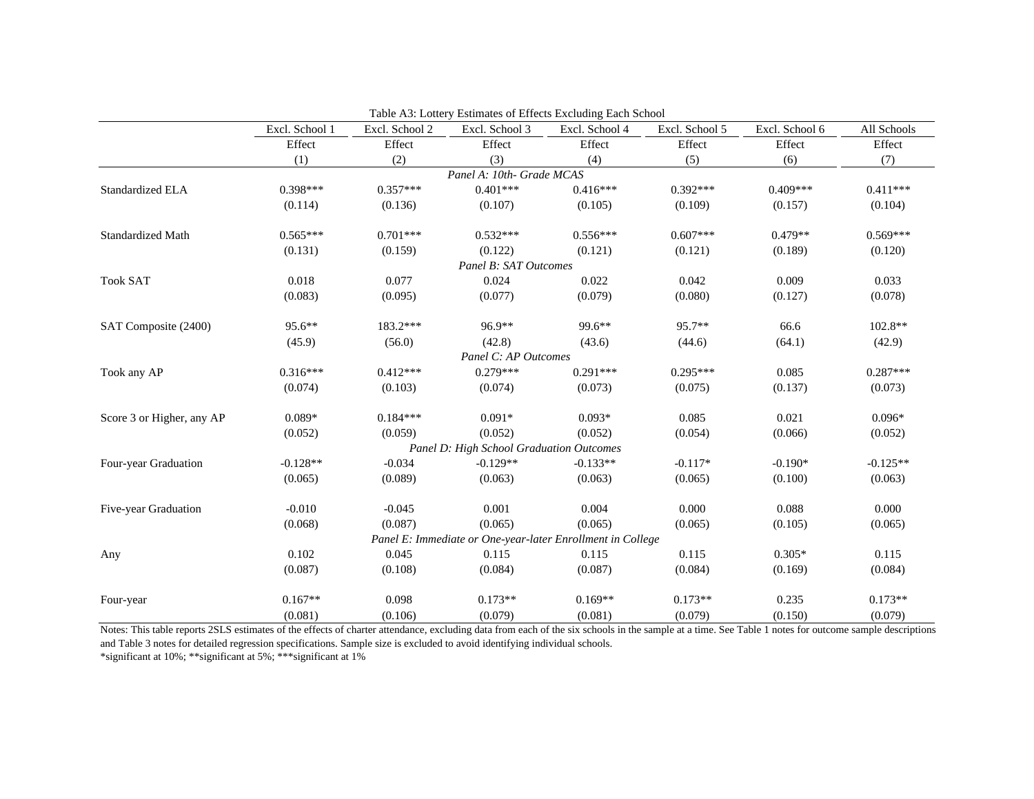Table A3: Lottery Estimates of Effects Excluding Each School

| | Excl. School 1 | Excl. School 2 | Excl. School 3 | Excl. School 4 | Excl. School 5 | Excl. School 6 | All Schools |
|---|---|---|---|---|---|---|---|
| | Effect | Effect | Effect | Effect | Effect | Effect | Effect |
| | (1) | (2) | (3) | (4) | (5) | (6) | (7) |
| *Panel A: 10th- Grade MCAS* | | | | | | | |
| Standardized ELA | 0.398*** | 0.357*** | 0.401*** | 0.416*** | 0.392*** | 0.409*** | 0.411*** |
| | (0.114) | (0.136) | (0.107) | (0.105) | (0.109) | (0.157) | (0.104) |
| Standardized Math | 0.565*** | 0.701*** | 0.532*** | 0.556*** | 0.607*** | 0.479** | 0.569*** |
| | (0.131) | (0.159) | (0.122) | (0.121) | (0.121) | (0.189) | (0.120) |
| *Panel B: SAT Outcomes* | | | | | | | |
| Took SAT | 0.018 | 0.077 | 0.024 | 0.022 | 0.042 | 0.009 | 0.033 |
| | (0.083) | (0.095) | (0.077) | (0.079) | (0.080) | (0.127) | (0.078) |
| SAT Composite (2400) | 95.6** | 183.2*** | 96.9** | 99.6** | 95.7** | 66.6 | 102.8** |
| | (45.9) | (56.0) | (42.8) | (43.6) | (44.6) | (64.1) | (42.9) |
| *Panel C: AP Outcomes* | | | | | | | |
| Took any AP | 0.316*** | 0.412*** | 0.279*** | 0.291*** | 0.295*** | 0.085 | 0.287*** |
| | (0.074) | (0.103) | (0.074) | (0.073) | (0.075) | (0.137) | (0.073) |
| Score 3 or Higher, any AP | 0.089* | 0.184*** | 0.091* | 0.093* | 0.085 | 0.021 | 0.096* |
| | (0.052) | (0.059) | (0.052) | (0.052) | (0.054) | (0.066) | (0.052) |
| *Panel D: High School Graduation Outcomes* | | | | | | | |
| Four-year Graduation | -0.128** | -0.034 | -0.129** | -0.133** | -0.117* | -0.190* | -0.125** |
| | (0.065) | (0.089) | (0.063) | (0.063) | (0.065) | (0.100) | (0.063) |
| Five-year Graduation | -0.010 | -0.045 | 0.001 | 0.004 | 0.000 | 0.088 | 0.000 |
| | (0.068) | (0.087) | (0.065) | (0.065) | (0.065) | (0.105) | (0.065) |
| *Panel E: Immediate or One-year-later Enrollment in College* | | | | | | | |
| Any | 0.102 | 0.045 | 0.115 | 0.115 | 0.115 | 0.305* | 0.115 |
| | (0.087) | (0.108) | (0.084) | (0.087) | (0.084) | (0.169) | (0.084) |
| Four-year | 0.167** | 0.098 | 0.173** | 0.169** | 0.173** | 0.235 | 0.173** |
| | (0.081) | (0.106) | (0.079) | (0.081) | (0.079) | (0.150) | (0.079) |

Notes: This table reports 2SLS estimates of the effects of charter attendance, excluding data from each of the six schools in the sample at a time. See Table 1 notes for outcome sample descriptions and Table 3 notes for detailed regression specifications. Sample size is excluded to avoid identifying individual schools.
*significant at 10%; **significant at 5%; ***significant at 1%